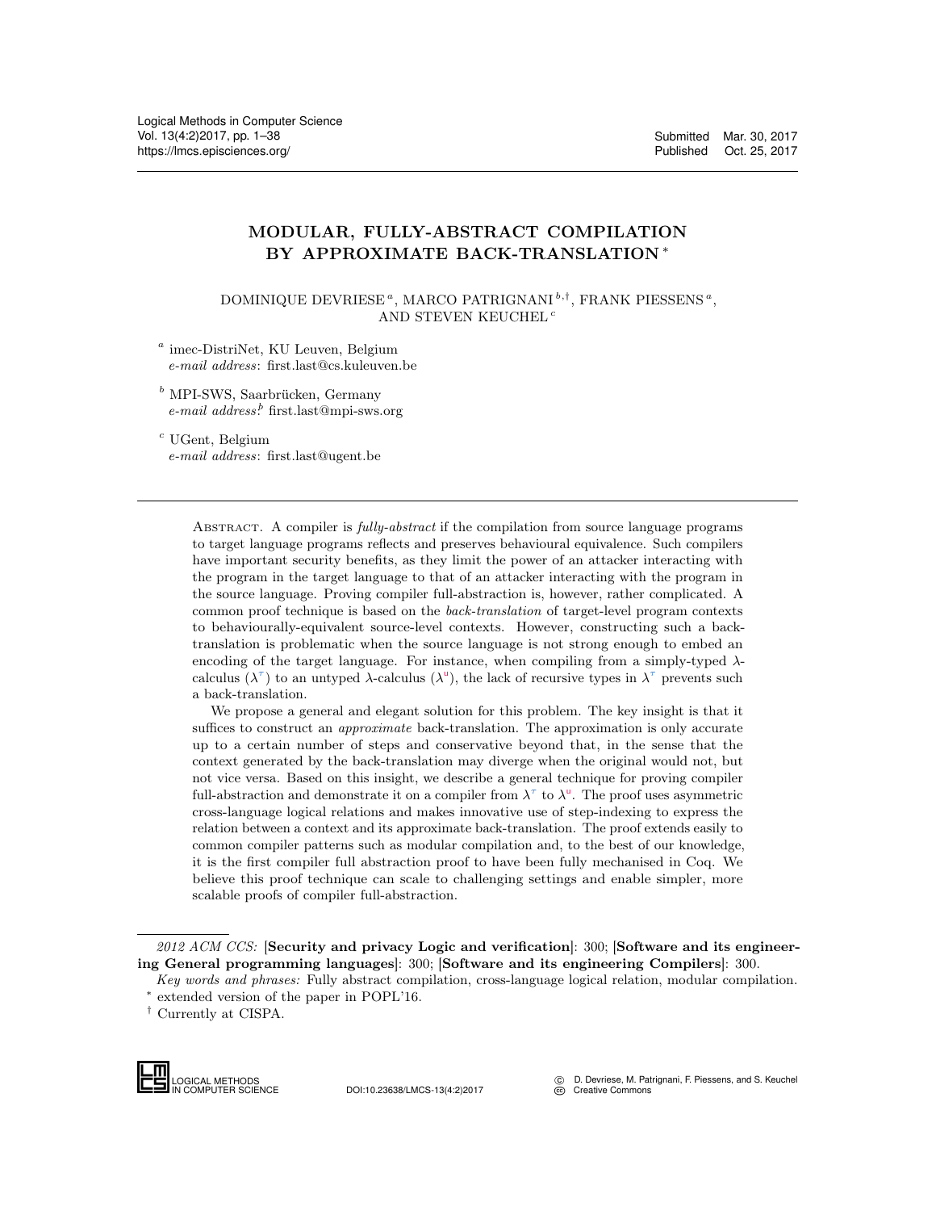# MODULAR, FULLY-ABSTRACT COMPILATION BY APPROXIMATE BACK-TRANSLATION [*]

DOMINIQUE DEVRIESE [a], MARCO PATRIGNANI [b,†], FRANK PIESSENS [a], AND STEVEN KEUCHEL [c]

[a] imec-DistriNet, KU Leuven, Belgium
*e-mail address*: first.last@cs.kuleuven.be

[b] MPI-SWS, Saarbrücken, Germany
*e-mail address*: first.last@mpi-sws.org

[c] UGent, Belgium
*e-mail address*: first.last@ugent.be

---

Abstract. A compiler is *fully-abstract* if the compilation from source language programs to target language programs reflects and preserves behavioural equivalence. Such compilers have important security benefits, as they limit the power of an attacker interacting with the program in the target language to that of an attacker interacting with the program in the source language. Proving compiler full-abstraction is, however, rather complicated. A common proof technique is based on the *back-translation* of target-level program contexts to behaviourally-equivalent source-level contexts. However, constructing such a back-translation is problematic when the source language is not strong enough to embed an encoding of the target language. For instance, when compiling from a simply-typed $\lambda$-calculus ($\lambda^{\tau}$) to an untyped $\lambda$-calculus ($\lambda^{u}$), the lack of recursive types in $\lambda^{\tau}$ prevents such a back-translation.

We propose a general and elegant solution for this problem. The key insight is that it suffices to construct an *approximate* back-translation. The approximation is only accurate up to a certain number of steps and conservative beyond that, in the sense that the context generated by the back-translation may diverge when the original would not, but not vice versa. Based on this insight, we describe a general technique for proving compiler full-abstraction and demonstrate it on a compiler from $\lambda^{\tau}$ to $\lambda^{u}$. The proof uses asymmetric cross-language logical relations and makes innovative use of step-indexing to express the relation between a context and its approximate back-translation. The proof extends easily to common compiler patterns such as modular compilation and, to the best of our knowledge, it is the first compiler full abstraction proof to have been fully mechanised in Coq. We believe this proof technique can scale to challenging settings and enable simpler, more scalable proofs of compiler full-abstraction.

---

*2012 ACM CCS:* **[Security and privacy Logic and verification]**: 300; **[Software and its engineering General programming languages]**: 300; **[Software and its engineering Compilers]**: 300.

*Key words and phrases:* Fully abstract compilation, cross-language logical relation, modular compilation.

[*] extended version of the paper in POPL'16.

[†] Currently at CISPA.

DOI:10.23638/LMCS-13(4:2)2017

© D. Devriese, M. Patrignani, F. Piessens, and S. Keuchel — Creative Commons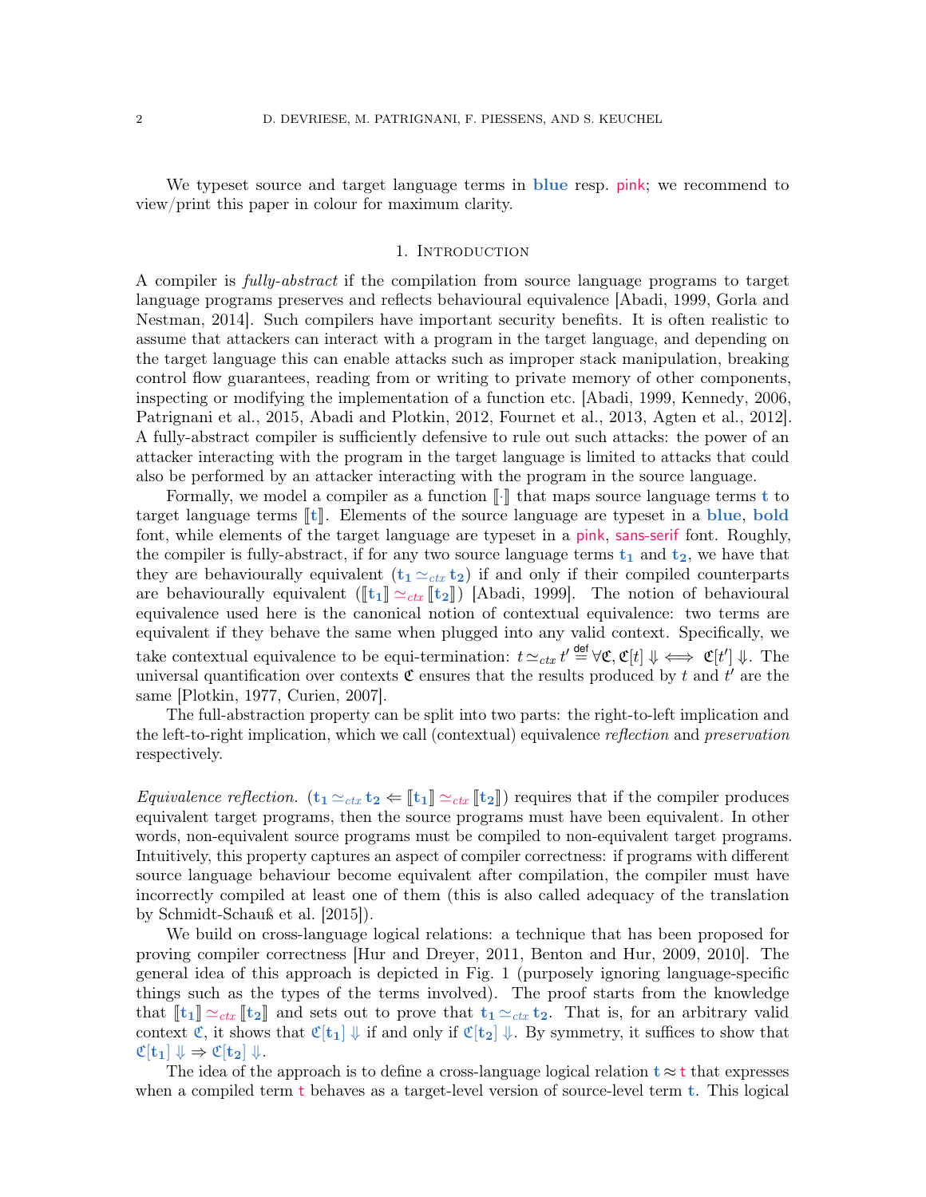We typeset source and target language terms in **blue** resp. pink; we recommend to view/print this paper in colour for maximum clarity.

## 1. Introduction

A compiler is *fully-abstract* if the compilation from source language programs to target language programs preserves and reflects behavioural equivalence [Abadi, 1999, Gorla and Nestman, 2014]. Such compilers have important security benefits. It is often realistic to assume that attackers can interact with a program in the target language, and depending on the target language this can enable attacks such as improper stack manipulation, breaking control flow guarantees, reading from or writing to private memory of other components, inspecting or modifying the implementation of a function etc. [Abadi, 1999, Kennedy, 2006, Patrignani et al., 2015, Abadi and Plotkin, 2012, Fournet et al., 2013, Agten et al., 2012]. A fully-abstract compiler is sufficiently defensive to rule out such attacks: the power of an attacker interacting with the program in the target language is limited to attacks that could also be performed by an attacker interacting with the program in the source language.

Formally, we model a compiler as a function $[\![\cdot]\!]$ that maps source language terms $\mathbf{t}$ to target language terms $[\![\mathbf{t}]\!]$. Elements of the source language are typeset in a **blue**, **bold** font, while elements of the target language are typeset in a pink, sans-serif font. Roughly, the compiler is fully-abstract, if for any two source language terms $\mathbf{t_1}$ and $\mathbf{t_2}$, we have that they are behaviourally equivalent ($\mathbf{t_1} \simeq_{ctx} \mathbf{t_2}$) if and only if their compiled counterparts are behaviourally equivalent ($[\![\mathbf{t_1}]\!] \simeq_{ctx} [\![\mathbf{t_2}]\!]$) [Abadi, 1999]. The notion of behavioural equivalence used here is the canonical notion of contextual equivalence: two terms are equivalent if they behave the same when plugged into any valid context. Specifically, we take contextual equivalence to be equi-termination: $t \simeq_{ctx} t' \stackrel{\mathsf{def}}{=} \forall \mathfrak{C}, \mathfrak{C}[t] \Downarrow \iff \mathfrak{C}[t'] \Downarrow$. The universal quantification over contexts $\mathfrak{C}$ ensures that the results produced by $t$ and $t'$ are the same [Plotkin, 1977, Curien, 2007].

The full-abstraction property can be split into two parts: the right-to-left implication and the left-to-right implication, which we call (contextual) equivalence *reflection* and *preservation* respectively.

*Equivalence reflection.* ($\mathbf{t_1} \simeq_{ctx} \mathbf{t_2} \Leftarrow [\![\mathbf{t_1}]\!] \simeq_{ctx} [\![\mathbf{t_2}]\!]$) requires that if the compiler produces equivalent target programs, then the source programs must have been equivalent. In other words, non-equivalent source programs must be compiled to non-equivalent target programs. Intuitively, this property captures an aspect of compiler correctness: if programs with different source language behaviour become equivalent after compilation, the compiler must have incorrectly compiled at least one of them (this is also called adequacy of the translation by Schmidt-Schauß et al. [2015]).

We build on cross-language logical relations: a technique that has been proposed for proving compiler correctness [Hur and Dreyer, 2011, Benton and Hur, 2009, 2010]. The general idea of this approach is depicted in Fig. 1 (purposely ignoring language-specific things such as the types of the terms involved). The proof starts from the knowledge that $[\![\mathbf{t_1}]\!] \simeq_{ctx} [\![\mathbf{t_2}]\!]$ and sets out to prove that $\mathbf{t_1} \simeq_{ctx} \mathbf{t_2}$. That is, for an arbitrary valid context $\mathfrak{C}$, it shows that $\mathfrak{C}[\mathbf{t_1}] \Downarrow$ if and only if $\mathfrak{C}[\mathbf{t_2}] \Downarrow$. By symmetry, it suffices to show that $\mathfrak{C}[\mathbf{t_1}] \Downarrow \Rightarrow \mathfrak{C}[\mathbf{t_2}] \Downarrow$.

The idea of the approach is to define a cross-language logical relation $\mathbf{t} \approx \mathsf{t}$ that expresses when a compiled term $\mathsf{t}$ behaves as a target-level version of source-level term $\mathbf{t}$. This logical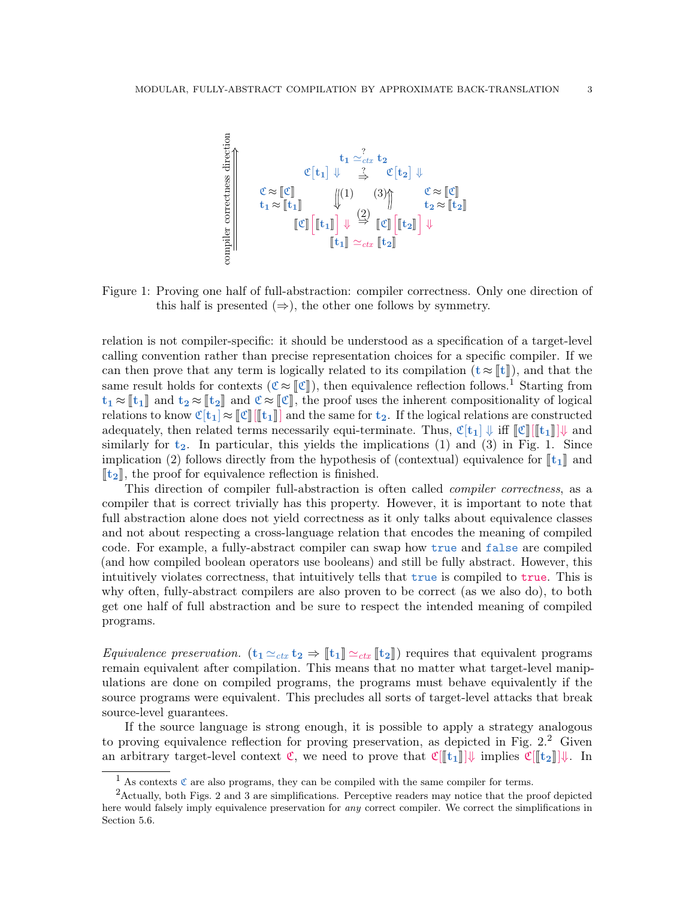$$\begin{array}{ccc} & \mathbf{t_1} \simeq^{?}_{ctx} \mathbf{t_2} & \\ & \mathfrak{C}[\mathbf{t_1}] \Downarrow \overset{?}{\Rightarrow} \mathfrak{C}[\mathbf{t_2}] \Downarrow & \\ \begin{array}{c}\mathfrak{C} \approx [\![\mathfrak{C}]\!] \\ \mathbf{t_1} \approx [\![\mathbf{t_1}]\!]\end{array} & \Downarrow(1) \qquad (3)\Uparrow & \begin{array}{c}\mathfrak{C} \approx [\![\mathfrak{C}]\!] \\ \mathbf{t_2} \approx [\![\mathbf{t_2}]\!]\end{array} \\ & [\![\mathfrak{C}]\!]\left[[\![\mathbf{t_1}]\!]\right] \Downarrow \overset{(2)}{\Rightarrow} [\![\mathfrak{C}]\!]\left[[\![\mathbf{t_2}]\!]\right] \Downarrow & \\ & [\![\mathbf{t_1}]\!] \simeq_{ctx} [\![\mathbf{t_2}]\!] & \end{array}$$

(compiler correctness direction)

Figure 1: Proving one half of full-abstraction: compiler correctness. Only one direction of this half is presented ($\Rightarrow$), the other one follows by symmetry.

relation is not compiler-specific: it should be understood as a specification of a target-level calling convention rather than precise representation choices for a specific compiler. If we can then prove that any term is logically related to its compilation ($\mathbf{t} \approx [\![\mathbf{t}]\!]$), and that the same result holds for contexts ($\mathfrak{C} \approx [\![\mathfrak{C}]\!]$), then equivalence reflection follows.[1] Starting from $\mathbf{t_1} \approx [\![\mathbf{t_1}]\!]$ and $\mathbf{t_2} \approx [\![\mathbf{t_2}]\!]$ and $\mathfrak{C} \approx [\![\mathfrak{C}]\!]$, the proof uses the inherent compositionality of logical relations to know $\mathfrak{C}[\mathbf{t_1}] \approx [\![\mathfrak{C}]\!][[\![\mathbf{t_1}]\!]]$ and the same for $\mathbf{t_2}$. If the logical relations are constructed adequately, then related terms necessarily equi-terminate. Thus, $\mathfrak{C}[\mathbf{t_1}] \Downarrow$ iff $[\![\mathfrak{C}]\!][[\![\mathbf{t_1}]\!]]\Downarrow$ and similarly for $\mathbf{t_2}$. In particular, this yields the implications (1) and (3) in Fig. 1. Since implication (2) follows directly from the hypothesis of (contextual) equivalence for $[\![\mathbf{t_1}]\!]$ and $[\![\mathbf{t_2}]\!]$, the proof for equivalence reflection is finished.

This direction of compiler full-abstraction is often called *compiler correctness*, as a compiler that is correct trivially has this property. However, it is important to note that full abstraction alone does not yield correctness as it only talks about equivalence classes and not about respecting a cross-language relation that encodes the meaning of compiled code. For example, a fully-abstract compiler can swap how `true` and `false` are compiled (and how compiled boolean operators use booleans) and still be fully abstract. However, this intuitively violates correctness, that intuitively tells that `true` is compiled to `true`. This is why often, fully-abstract compilers are also proven to be correct (as we also do), to both get one half of full abstraction and be sure to respect the intended meaning of compiled programs.

*Equivalence preservation.* ($\mathbf{t_1} \simeq_{ctx} \mathbf{t_2} \Rightarrow [\![\mathbf{t_1}]\!] \simeq_{ctx} [\![\mathbf{t_2}]\!]$) requires that equivalent programs remain equivalent after compilation. This means that no matter what target-level manipulations are done on compiled programs, the programs must behave equivalently if the source programs were equivalent. This precludes all sorts of target-level attacks that break source-level guarantees.

If the source language is strong enough, it is possible to apply a strategy analogous to proving equivalence reflection for proving preservation, as depicted in Fig. 2.[2] Given an arbitrary target-level context $\mathfrak{C}$, we need to prove that $\mathfrak{C}[[\![\mathbf{t_1}]\!]]\Downarrow$ implies $\mathfrak{C}[[\![\mathbf{t_2}]\!]]\Downarrow$. In

---

[1] As contexts $\mathfrak{C}$ are also programs, they can be compiled with the same compiler for terms.

[2] Actually, both Figs. 2 and 3 are simplifications. Perceptive readers may notice that the proof depicted here would falsely imply equivalence preservation for *any* correct compiler. We correct the simplifications in Section 5.6.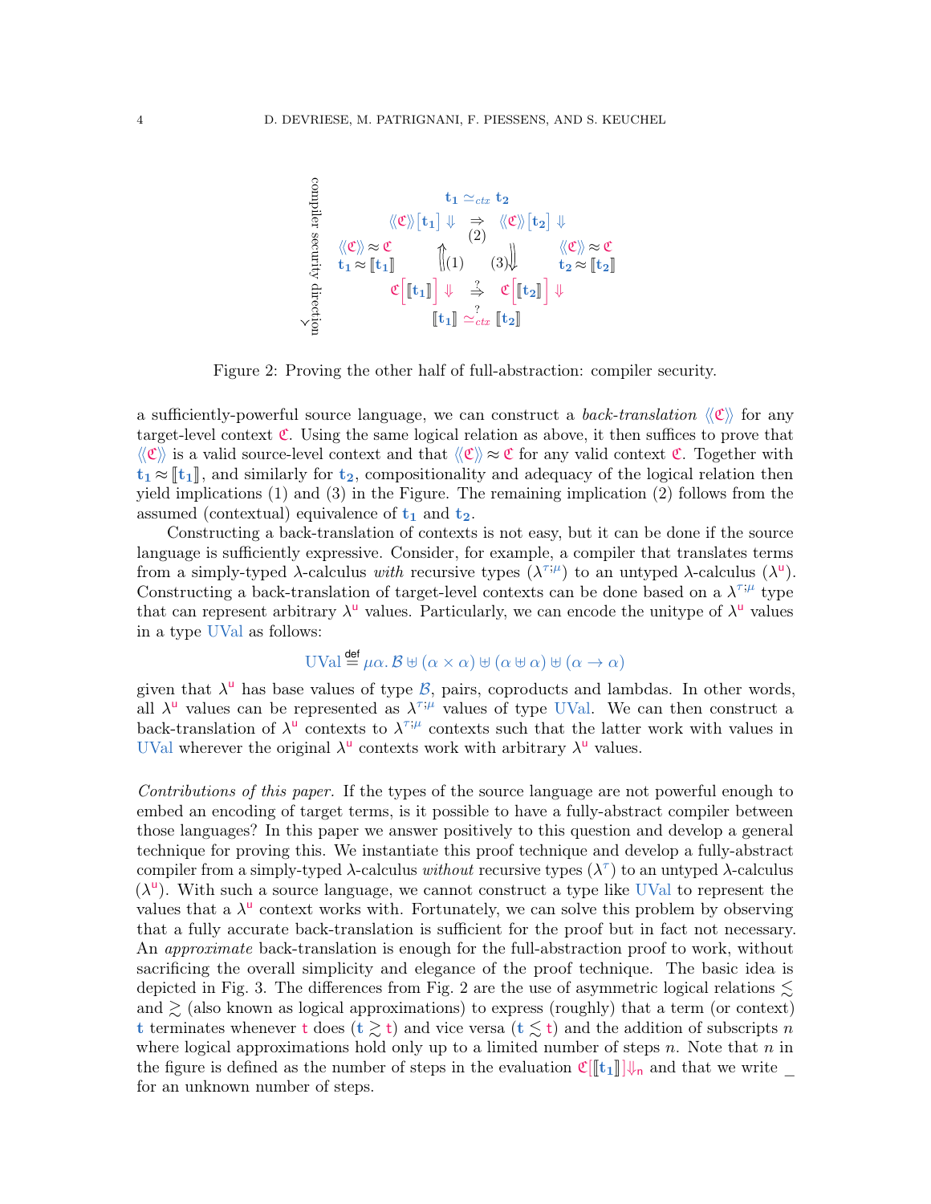$$
\begin{array}{ccccc}
 & & \mathbf{t_1} \simeq_{ctx} \mathbf{t_2} & & \\
 & \langle\langle \mathfrak{C} \rangle\rangle [\mathbf{t_1}] \Downarrow & \overset{\Rightarrow}{(2)} & \langle\langle \mathfrak{C} \rangle\rangle [\mathbf{t_2}] \Downarrow & \\
\langle\langle \mathfrak{C} \rangle\rangle \approx \mathfrak{C} & \Uparrow (1) & & (3) \Downarrow & \langle\langle \mathfrak{C} \rangle\rangle \approx \mathfrak{C} \\
\mathbf{t_1} \approx [\![\mathbf{t_1}]\!] & & & & \mathbf{t_2} \approx [\![\mathbf{t_2}]\!] \\
 & \mathfrak{C}\left[[\![\mathbf{t_1}]\!]\right] \Downarrow & \overset{?}{\Rightarrow} & \mathfrak{C}\left[[\![\mathbf{t_2}]\!]\right] \Downarrow & \\
 & & [\![\mathbf{t_1}]\!] \overset{?}{\simeq}_{ctx} [\![\mathbf{t_2}]\!] & &
\end{array}
$$

(compiler security direction ↓)

Figure 2: Proving the other half of full-abstraction: compiler security.

a sufficiently-powerful source language, we can construct a *back-translation* $\langle\langle \mathfrak{C} \rangle\rangle$ for any target-level context $\mathfrak{C}$. Using the same logical relation as above, it then suffices to prove that $\langle\langle \mathfrak{C} \rangle\rangle$ is a valid source-level context and that $\langle\langle \mathfrak{C} \rangle\rangle \approx \mathfrak{C}$ for any valid context $\mathfrak{C}$. Together with $\mathbf{t_1} \approx [\![\mathbf{t_1}]\!]$, and similarly for $\mathbf{t_2}$, compositionality and adequacy of the logical relation then yield implications (1) and (3) in the Figure. The remaining implication (2) follows from the assumed (contextual) equivalence of $\mathbf{t_1}$ and $\mathbf{t_2}$.

Constructing a back-translation of contexts is not easy, but it can be done if the source language is sufficiently expressive. Consider, for example, a compiler that translates terms from a simply-typed $\lambda$-calculus *with* recursive types ($\lambda^{\tau;\mu}$) to an untyped $\lambda$-calculus ($\lambda^{\mathsf{u}}$). Constructing a back-translation of target-level contexts can be done based on a $\lambda^{\tau;\mu}$ type that can represent arbitrary $\lambda^{\mathsf{u}}$ values. Particularly, we can encode the unitype of $\lambda^{\mathsf{u}}$ values in a type UVal as follows:

$$
\mathrm{UVal} \overset{\mathsf{def}}{=} \mu\alpha.\, \mathcal{B} \uplus (\alpha \times \alpha) \uplus (\alpha \uplus \alpha) \uplus (\alpha \to \alpha)
$$

given that $\lambda^{\mathsf{u}}$ has base values of type $\mathcal{B}$, pairs, coproducts and lambdas. In other words, all $\lambda^{\mathsf{u}}$ values can be represented as $\lambda^{\tau;\mu}$ values of type UVal. We can then construct a back-translation of $\lambda^{\mathsf{u}}$ contexts to $\lambda^{\tau;\mu}$ contexts such that the latter work with values in UVal wherever the original $\lambda^{\mathsf{u}}$ contexts work with arbitrary $\lambda^{\mathsf{u}}$ values.

*Contributions of this paper.* If the types of the source language are not powerful enough to embed an encoding of target terms, is it possible to have a fully-abstract compiler between those languages? In this paper we answer positively to this question and develop a general technique for proving this. We instantiate this proof technique and develop a fully-abstract compiler from a simply-typed $\lambda$-calculus *without* recursive types ($\lambda^{\tau}$) to an untyped $\lambda$-calculus ($\lambda^{\mathsf{u}}$). With such a source language, we cannot construct a type like UVal to represent the values that a $\lambda^{\mathsf{u}}$ context works with. Fortunately, we can solve this problem by observing that a fully accurate back-translation is sufficient for the proof but in fact not necessary. An *approximate* back-translation is enough for the full-abstraction proof to work, without sacrificing the overall simplicity and elegance of the proof technique. The basic idea is depicted in Fig. 3. The differences from Fig. 2 are the use of asymmetric logical relations $\lesssim$ and $\gtrsim$ (also known as logical approximations) to express (roughly) that a term (or context) $\mathbf{t}$ terminates whenever $\mathsf{t}$ does ($\mathbf{t} \gtrsim \mathsf{t}$) and vice versa ($\mathbf{t} \lesssim \mathsf{t}$) and the addition of subscripts $n$ where logical approximations hold only up to a limited number of steps $n$. Note that $n$ in the figure is defined as the number of steps in the evaluation $\mathfrak{C}[[\![\mathbf{t_1}]\!]]\Downarrow_{\mathsf{n}}$ and that we write _ for an unknown number of steps.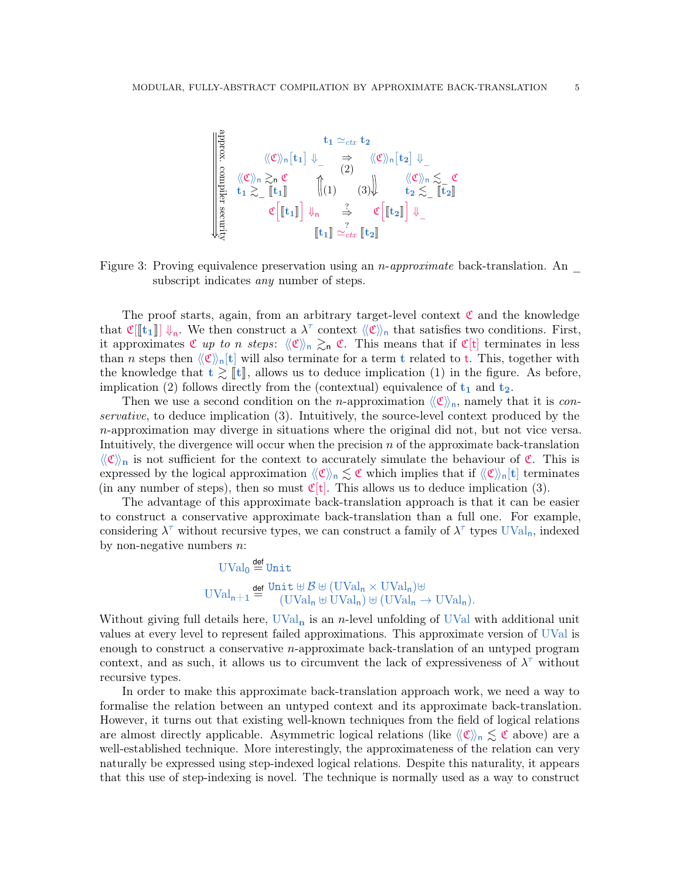$$
\begin{array}{ccccc}
 & & \mathbf{t_1} \simeq_{ctx} \mathbf{t_2} & & \\
 & \langle\!\langle \mathfrak{C} \rangle\!\rangle_{\mathsf{n}}[\mathbf{t_1}] \Downarrow_{\_} & \overset{(2)}{\Rightarrow} & \langle\!\langle \mathfrak{C} \rangle\!\rangle_{\mathsf{n}}[\mathbf{t_2}] \Downarrow_{\_} & \\
\begin{array}{l} \langle\!\langle \mathfrak{C} \rangle\!\rangle_{\mathsf{n}} \gtrsim_{\mathsf{n}} \mathfrak{C} \\ \mathbf{t_1} \gtrsim_{\_} [\![\mathbf{t_1}]\!] \end{array} & \Uparrow (1) & & (3) \Downarrow & \begin{array}{l} \langle\!\langle \mathfrak{C} \rangle\!\rangle_{\mathsf{n}} \lesssim_{\_} \mathfrak{C} \\ \mathbf{t_2} \lesssim_{\_} [\![\mathbf{t_2}]\!] \end{array} \\
 & \mathfrak{C}\big[[\![\mathbf{t_1}]\!]\big] \Downarrow_{\mathsf{n}} & \overset{?}{\Rightarrow} & \mathfrak{C}\big[[\![\mathbf{t_2}]\!]\big] \Downarrow_{\_} & \\
 & & [\![\mathbf{t_1}]\!] \overset{?}{\simeq}_{ctx} [\![\mathbf{t_2}]\!] & &
\end{array}
$$

(Left side of the figure, arrow labelled: approx. compiler security)

Figure 3: Proving equivalence preservation using an $n$-*approximate* back-translation. An _ subscript indicates *any* number of steps.

The proof starts, again, from an arbitrary target-level context $\mathfrak{C}$ and the knowledge that $\mathfrak{C}[[\![\mathbf{t_1}]\!]] \Downarrow_{\mathsf{n}}$. We then construct a $\lambda^{\tau}$ context $\langle\!\langle \mathfrak{C} \rangle\!\rangle_{\mathsf{n}}$ that satisfies two conditions. First, it approximates $\mathfrak{C}$ *up to $n$ steps*: $\langle\!\langle \mathfrak{C} \rangle\!\rangle_{\mathsf{n}} \gtrsim_{\mathsf{n}} \mathfrak{C}$. This means that if $\mathfrak{C}[\mathsf{t}]$ terminates in less than $n$ steps then $\langle\!\langle \mathfrak{C} \rangle\!\rangle_{\mathsf{n}}[\mathbf{t}]$ will also terminate for a term $\mathbf{t}$ related to $\mathsf{t}$. This, together with the knowledge that $\mathbf{t} \gtrsim [\![\mathbf{t}]\!]$, allows us to deduce implication (1) in the figure. As before, implication (2) follows directly from the (contextual) equivalence of $\mathbf{t_1}$ and $\mathbf{t_2}$.

Then we use a second condition on the $n$-approximation $\langle\!\langle \mathfrak{C} \rangle\!\rangle_{\mathsf{n}}$, namely that it is *conservative*, to deduce implication (3). Intuitively, the source-level context produced by the $n$-approximation may diverge in situations where the original did not, but not vice versa. Intuitively, the divergence will occur when the precision $n$ of the approximate back-translation $\langle\!\langle \mathfrak{C} \rangle\!\rangle_{\mathbf{n}}$ is not sufficient for the context to accurately simulate the behaviour of $\mathfrak{C}$. This is expressed by the logical approximation $\langle\!\langle \mathfrak{C} \rangle\!\rangle_{\mathsf{n}} \lesssim \mathfrak{C}$ which implies that if $\langle\!\langle \mathfrak{C} \rangle\!\rangle_{\mathsf{n}}[\mathbf{t}]$ terminates (in any number of steps), then so must $\mathfrak{C}[\mathsf{t}]$. This allows us to deduce implication (3).

The advantage of this approximate back-translation approach is that it can be easier to construct a conservative approximate back-translation than a full one. For example, considering $\lambda^{\tau}$ without recursive types, we can construct a family of $\lambda^{\tau}$ types $\mathrm{UVal}_{\mathsf{n}}$, indexed by non-negative numbers $n$:

$$
\mathrm{UVal}_0 \overset{\mathsf{def}}{=} \mathtt{Unit}
$$

$$
\mathrm{UVal}_{\mathsf{n}+1} \overset{\mathsf{def}}{=} \begin{array}{l} \mathtt{Unit} \uplus \mathcal{B} \uplus (\mathrm{UVal}_{\mathsf{n}} \times \mathrm{UVal}_{\mathsf{n}}) \uplus \\ \quad (\mathrm{UVal}_{\mathsf{n}} \uplus \mathrm{UVal}_{\mathsf{n}}) \uplus (\mathrm{UVal}_{\mathsf{n}} \to \mathrm{UVal}_{\mathsf{n}}). \end{array}
$$

Without giving full details here, $\mathrm{UVal}_{\mathbf{n}}$ is an $n$-level unfolding of UVal with additional unit values at every level to represent failed approximations. This approximate version of UVal is enough to construct a conservative $n$-approximate back-translation of an untyped program context, and as such, it allows us to circumvent the lack of expressiveness of $\lambda^{\tau}$ without recursive types.

In order to make this approximate back-translation approach work, we need a way to formalise the relation between an untyped context and its approximate back-translation. However, it turns out that existing well-known techniques from the field of logical relations are almost directly applicable. Asymmetric logical relations (like $\langle\!\langle \mathfrak{C} \rangle\!\rangle_{\mathsf{n}} \lesssim \mathfrak{C}$ above) are a well-established technique. More interestingly, the approximateness of the relation can very naturally be expressed using step-indexed logical relations. Despite this naturality, it appears that this use of step-indexing is novel. The technique is normally used as a way to construct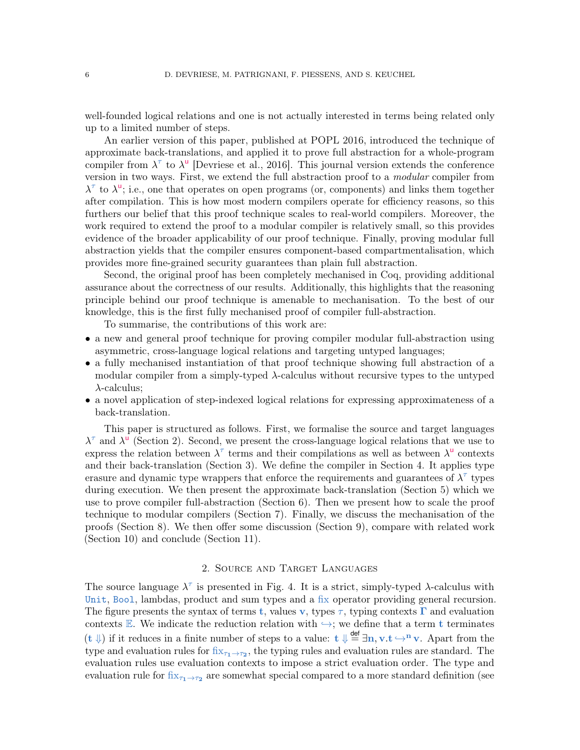well-founded logical relations and one is not actually interested in terms being related only up to a limited number of steps.

An earlier version of this paper, published at POPL 2016, introduced the technique of approximate back-translations, and applied it to prove full abstraction for a whole-program compiler from $\lambda^{\tau}$ to $\lambda^{\mathsf{u}}$ [Devriese et al., 2016]. This journal version extends the conference version in two ways. First, we extend the full abstraction proof to a *modular* compiler from $\lambda^{\tau}$ to $\lambda^{\mathsf{u}}$; i.e., one that operates on open programs (or, components) and links them together after compilation. This is how most modern compilers operate for efficiency reasons, so this furthers our belief that this proof technique scales to real-world compilers. Moreover, the work required to extend the proof to a modular compiler is relatively small, so this provides evidence of the broader applicability of our proof technique. Finally, proving modular full abstraction yields that the compiler ensures component-based compartmentalisation, which provides more fine-grained security guarantees than plain full abstraction.

Second, the original proof has been completely mechanised in Coq, providing additional assurance about the correctness of our results. Additionally, this highlights that the reasoning principle behind our proof technique is amenable to mechanisation. To the best of our knowledge, this is the first fully mechanised proof of compiler full-abstraction.

To summarise, the contributions of this work are:

- a new and general proof technique for proving compiler modular full-abstraction using asymmetric, cross-language logical relations and targeting untyped languages;
- a fully mechanised instantiation of that proof technique showing full abstraction of a modular compiler from a simply-typed $\lambda$-calculus without recursive types to the untyped $\lambda$-calculus;
- a novel application of step-indexed logical relations for expressing approximateness of a back-translation.

This paper is structured as follows. First, we formalise the source and target languages $\lambda^{\tau}$ and $\lambda^{\mathsf{u}}$ (Section 2). Second, we present the cross-language logical relations that we use to express the relation between $\lambda^{\tau}$ terms and their compilations as well as between $\lambda^{\mathsf{u}}$ contexts and their back-translation (Section 3). We define the compiler in Section 4. It applies type erasure and dynamic type wrappers that enforce the requirements and guarantees of $\lambda^{\tau}$ types during execution. We then present the approximate back-translation (Section 5) which we use to prove compiler full-abstraction (Section 6). Then we present how to scale the proof technique to modular compilers (Section 7). Finally, we discuss the mechanisation of the proofs (Section 8). We then offer some discussion (Section 9), compare with related work (Section 10) and conclude (Section 11).

## 2. Source and Target Languages

The source language $\lambda^{\tau}$ is presented in Fig. 4. It is a strict, simply-typed $\lambda$-calculus with `Unit`, `Bool`, lambdas, product and sum types and a fix operator providing general recursion. The figure presents the syntax of terms $\mathbf{t}$, values $\mathbf{v}$, types $\tau$, typing contexts $\mathbf{\Gamma}$ and evaluation contexts $\mathbb{E}$. We indicate the reduction relation with $\hookrightarrow$; we define that a term $\mathbf{t}$ terminates ($\mathbf{t}\Downarrow$) if it reduces in a finite number of steps to a value: $\mathbf{t}\Downarrow \overset{\mathsf{def}}{=} \exists \mathbf{n}, \mathbf{v}. \mathbf{t} \hookrightarrow^{\mathbf{n}} \mathbf{v}$. Apart from the type and evaluation rules for $\text{fix}_{\tau_1 \to \tau_2}$, the typing rules and evaluation rules are standard. The evaluation rules use evaluation contexts to impose a strict evaluation order. The type and evaluation rule for $\text{fix}_{\tau_1 \to \tau_2}$ are somewhat special compared to a more standard definition (see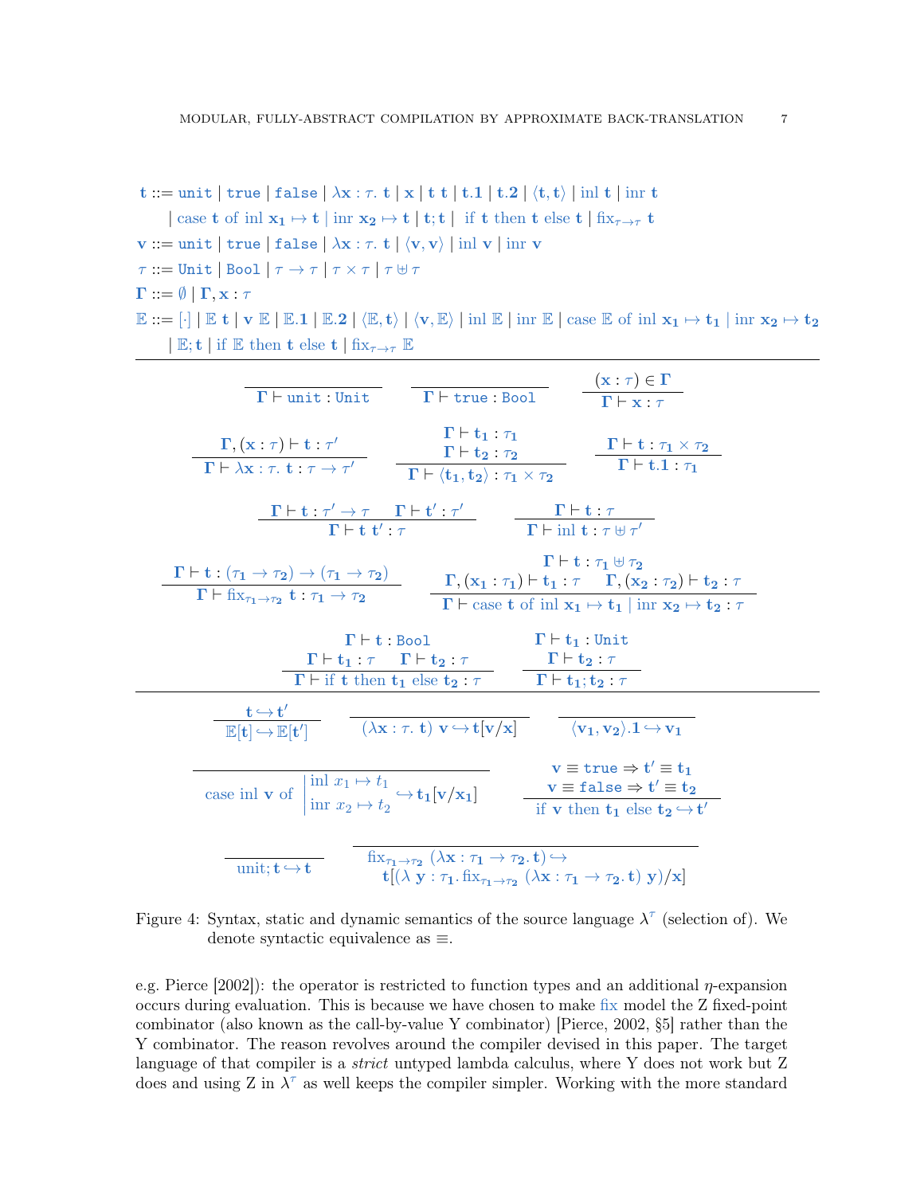$$
\begin{aligned}
\mathbf{t} ::= {} & \mathtt{unit} \mid \mathtt{true} \mid \mathtt{false} \mid \lambda \mathbf{x} : \tau.\ \mathbf{t} \mid \mathbf{x} \mid \mathbf{t}\ \mathbf{t} \mid \mathbf{t.1} \mid \mathbf{t.2} \mid \langle \mathbf{t}, \mathbf{t} \rangle \mid \text{inl}\ \mathbf{t} \mid \text{inr}\ \mathbf{t} \\
& \mid \text{case}\ \mathbf{t}\ \text{of inl}\ \mathbf{x_1} \mapsto \mathbf{t} \mid \text{inr}\ \mathbf{x_2} \mapsto \mathbf{t} \mid \mathbf{t};\mathbf{t} \mid \text{if}\ \mathbf{t}\ \text{then}\ \mathbf{t}\ \text{else}\ \mathbf{t} \mid \text{fix}_{\tau \to \tau}\ \mathbf{t} \\
\mathbf{v} ::= {} & \mathtt{unit} \mid \mathtt{true} \mid \mathtt{false} \mid \lambda \mathbf{x} : \tau.\ \mathbf{t} \mid \langle \mathbf{v}, \mathbf{v} \rangle \mid \text{inl}\ \mathbf{v} \mid \text{inr}\ \mathbf{v} \\
\tau ::= {} & \mathtt{Unit} \mid \mathtt{Bool} \mid \tau \to \tau \mid \tau \times \tau \mid \tau \uplus \tau \\
\mathbf{\Gamma} ::= {} & \emptyset \mid \mathbf{\Gamma}, \mathbf{x} : \tau \\
\mathbb{E} ::= {} & [\cdot] \mid \mathbb{E}\ \mathbf{t} \mid \mathbf{v}\ \mathbb{E} \mid \mathbb{E}\mathbf{.1} \mid \mathbb{E}\mathbf{.2} \mid \langle \mathbb{E}, \mathbf{t} \rangle \mid \langle \mathbf{v}, \mathbb{E} \rangle \mid \text{inl}\ \mathbb{E} \mid \text{inr}\ \mathbb{E} \mid \text{case}\ \mathbb{E}\ \text{of inl}\ \mathbf{x_1} \mapsto \mathbf{t_1} \mid \text{inr}\ \mathbf{x_2} \mapsto \mathbf{t_2} \\
& \mid \mathbb{E};\mathbf{t} \mid \text{if}\ \mathbb{E}\ \text{then}\ \mathbf{t}\ \text{else}\ \mathbf{t} \mid \text{fix}_{\tau \to \tau}\ \mathbb{E}
\end{aligned}
$$

$$
\frac{}{\mathbf{\Gamma} \vdash \mathtt{unit} : \mathtt{Unit}} \qquad \frac{}{\mathbf{\Gamma} \vdash \mathtt{true} : \mathtt{Bool}} \qquad \frac{(\mathbf{x} : \tau) \in \mathbf{\Gamma}}{\mathbf{\Gamma} \vdash \mathbf{x} : \tau}
$$

$$
\frac{\mathbf{\Gamma}, (\mathbf{x} : \tau) \vdash \mathbf{t} : \tau'}{\mathbf{\Gamma} \vdash \lambda \mathbf{x} : \tau.\ \mathbf{t} : \tau \to \tau'} \qquad \frac{\mathbf{\Gamma} \vdash \mathbf{t_1} : \tau_1 \quad \mathbf{\Gamma} \vdash \mathbf{t_2} : \tau_2}{\mathbf{\Gamma} \vdash \langle \mathbf{t_1}, \mathbf{t_2} \rangle : \tau_1 \times \tau_2} \qquad \frac{\mathbf{\Gamma} \vdash \mathbf{t} : \tau_1 \times \tau_2}{\mathbf{\Gamma} \vdash \mathbf{t.1} : \tau_1}
$$

$$
\frac{\mathbf{\Gamma} \vdash \mathbf{t} : \tau' \to \tau \quad \mathbf{\Gamma} \vdash \mathbf{t'} : \tau'}{\mathbf{\Gamma} \vdash \mathbf{t}\ \mathbf{t'} : \tau} \qquad \frac{\mathbf{\Gamma} \vdash \mathbf{t} : \tau}{\mathbf{\Gamma} \vdash \text{inl}\ \mathbf{t} : \tau \uplus \tau'}
$$

$$
\frac{\mathbf{\Gamma} \vdash \mathbf{t} : (\tau_1 \to \tau_2) \to (\tau_1 \to \tau_2)}{\mathbf{\Gamma} \vdash \text{fix}_{\tau_1 \to \tau_2}\ \mathbf{t} : \tau_1 \to \tau_2} \qquad \frac{\mathbf{\Gamma} \vdash \mathbf{t} : \tau_1 \uplus \tau_2 \quad \mathbf{\Gamma}, (\mathbf{x_1} : \tau_1) \vdash \mathbf{t_1} : \tau \quad \mathbf{\Gamma}, (\mathbf{x_2} : \tau_2) \vdash \mathbf{t_2} : \tau}{\mathbf{\Gamma} \vdash \text{case}\ \mathbf{t}\ \text{of inl}\ \mathbf{x_1} \mapsto \mathbf{t_1} \mid \text{inr}\ \mathbf{x_2} \mapsto \mathbf{t_2} : \tau}
$$

$$
\frac{\mathbf{\Gamma} \vdash \mathbf{t} : \mathtt{Bool} \quad \mathbf{\Gamma} \vdash \mathbf{t_1} : \tau \quad \mathbf{\Gamma} \vdash \mathbf{t_2} : \tau}{\mathbf{\Gamma} \vdash \text{if}\ \mathbf{t}\ \text{then}\ \mathbf{t_1}\ \text{else}\ \mathbf{t_2} : \tau} \qquad \frac{\mathbf{\Gamma} \vdash \mathbf{t_1} : \mathtt{Unit} \quad \mathbf{\Gamma} \vdash \mathbf{t_2} : \tau}{\mathbf{\Gamma} \vdash \mathbf{t_1};\mathbf{t_2} : \tau}
$$

$$
\frac{\mathbf{t} \hookrightarrow \mathbf{t'}}{\mathbb{E}[\mathbf{t}] \hookrightarrow \mathbb{E}[\mathbf{t'}]} \qquad \frac{}{(\lambda \mathbf{x} : \tau.\ \mathbf{t})\ \mathbf{v} \hookrightarrow \mathbf{t}[\mathbf{v}/\mathbf{x}]} \qquad \frac{}{\langle \mathbf{v_1}, \mathbf{v_2} \rangle\mathbf{.1} \hookrightarrow \mathbf{v_1}}
$$

$$
\frac{}{\text{case inl}\ \mathbf{v}\ \text{of} \left| \begin{array}{l} \text{inl}\ x_1 \mapsto t_1 \\ \text{inr}\ x_2 \mapsto t_2 \end{array} \right. \hookrightarrow \mathbf{t_1}[\mathbf{v}/\mathbf{x_1}]} \qquad \frac{\mathbf{v} \equiv \mathtt{true} \Rightarrow \mathbf{t'} \equiv \mathbf{t_1} \quad \mathbf{v} \equiv \mathtt{false} \Rightarrow \mathbf{t'} \equiv \mathbf{t_2}}{\text{if}\ \mathbf{v}\ \text{then}\ \mathbf{t_1}\ \text{else}\ \mathbf{t_2} \hookrightarrow \mathbf{t'}}
$$

$$
\frac{}{\text{unit};\mathbf{t} \hookrightarrow \mathbf{t}} \qquad \frac{}{\text{fix}_{\tau_1 \to \tau_2}\ (\lambda \mathbf{x} : \tau_1 \to \tau_2.\ \mathbf{t}) \hookrightarrow \mathbf{t}[(\lambda\ \mathbf{y} : \tau_1.\ \text{fix}_{\tau_1 \to \tau_2}\ (\lambda \mathbf{x} : \tau_1 \to \tau_2.\ \mathbf{t})\ \mathbf{y})/\mathbf{x}]}
$$

Figure 4: Syntax, static and dynamic semantics of the source language $\lambda^{\tau}$ (selection of). We denote syntactic equivalence as $\equiv$.

e.g. Pierce [2002]): the operator is restricted to function types and an additional $\eta$-expansion occurs during evaluation. This is because we have chosen to make fix model the Z fixed-point combinator (also known as the call-by-value Y combinator) [Pierce, 2002, §5] rather than the Y combinator. The reason revolves around the compiler devised in this paper. The target language of that compiler is a *strict* untyped lambda calculus, where Y does not work but Z does and using Z in $\lambda^{\tau}$ as well keeps the compiler simpler. Working with the more standard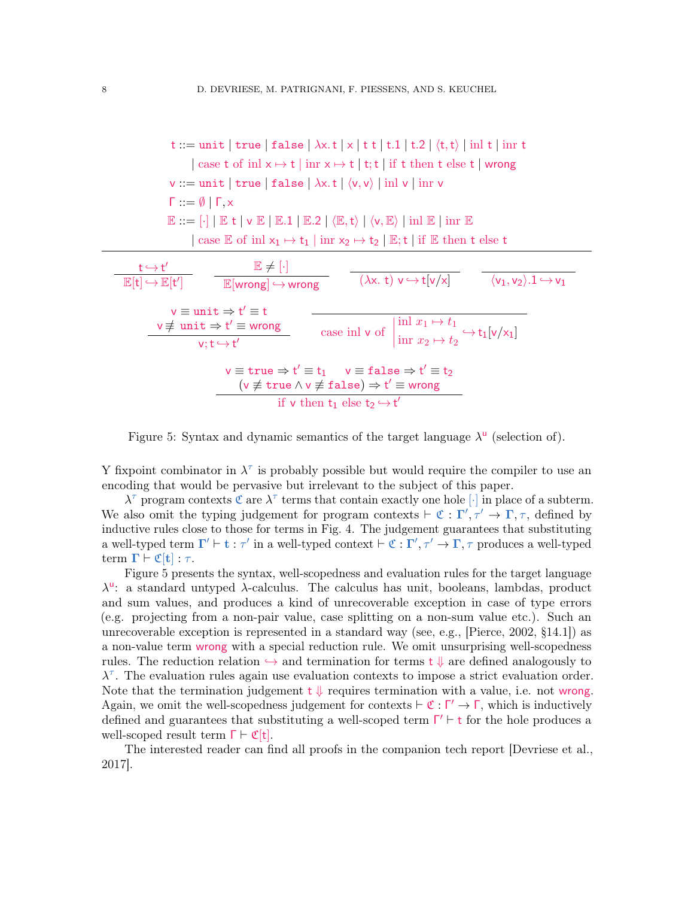$$
\begin{aligned}
\mathsf{t} ::=\ & \mathtt{unit} \mid \mathtt{true} \mid \mathtt{false} \mid \lambda \mathsf{x}.\,\mathsf{t} \mid \mathsf{x} \mid \mathsf{t}\ \mathsf{t} \mid \mathsf{t}.1 \mid \mathsf{t}.2 \mid \langle \mathsf{t}, \mathsf{t} \rangle \mid \mathrm{inl}\ \mathsf{t} \mid \mathrm{inr}\ \mathsf{t} \\
& \mid \mathrm{case}\ \mathsf{t}\ \mathrm{of}\ \mathrm{inl}\ \mathsf{x} \mapsto \mathsf{t} \mid \mathrm{inr}\ \mathsf{x} \mapsto \mathsf{t} \mid \mathsf{t}; \mathsf{t} \mid \mathrm{if}\ \mathsf{t}\ \mathrm{then}\ \mathsf{t}\ \mathrm{else}\ \mathsf{t} \mid \mathtt{wrong} \\
\mathsf{v} ::=\ & \mathtt{unit} \mid \mathtt{true} \mid \mathtt{false} \mid \lambda \mathsf{x}.\,\mathsf{t} \mid \langle \mathsf{v}, \mathsf{v} \rangle \mid \mathrm{inl}\ \mathsf{v} \mid \mathrm{inr}\ \mathsf{v} \\
\Gamma ::=\ & \emptyset \mid \Gamma, \mathsf{x} \\
\mathbb{E} ::=\ & [\cdot] \mid \mathbb{E}\ \mathsf{t} \mid \mathsf{v}\ \mathbb{E} \mid \mathbb{E}.1 \mid \mathbb{E}.2 \mid \langle \mathbb{E}, \mathsf{t} \rangle \mid \langle \mathsf{v}, \mathbb{E} \rangle \mid \mathrm{inl}\ \mathbb{E} \mid \mathrm{inr}\ \mathbb{E} \\
& \mid \mathrm{case}\ \mathbb{E}\ \mathrm{of}\ \mathrm{inl}\ \mathsf{x}_1 \mapsto \mathsf{t}_1 \mid \mathrm{inr}\ \mathsf{x}_2 \mapsto \mathsf{t}_2 \mid \mathbb{E}; \mathsf{t} \mid \mathrm{if}\ \mathbb{E}\ \mathrm{then}\ \mathsf{t}\ \mathrm{else}\ \mathsf{t}
\end{aligned}
$$

$$
\frac{\mathsf{t} \hookrightarrow \mathsf{t}'}{\mathbb{E}[\mathsf{t}] \hookrightarrow \mathbb{E}[\mathsf{t}']}
\qquad
\frac{\mathbb{E} \neq [\cdot]}{\mathbb{E}[\mathtt{wrong}] \hookrightarrow \mathtt{wrong}}
\qquad
\frac{}{(\lambda \mathsf{x}.\ \mathsf{t})\ \mathsf{v} \hookrightarrow \mathsf{t}[\mathsf{v}/\mathsf{x}]}
\qquad
\frac{}{\langle \mathsf{v}_1, \mathsf{v}_2 \rangle.1 \hookrightarrow \mathsf{v}_1}
$$

$$
\frac{\begin{array}{c} \mathsf{v} \equiv \mathtt{unit} \Rightarrow \mathsf{t}' \equiv \mathsf{t} \\ \mathsf{v} \not\equiv \mathtt{unit} \Rightarrow \mathsf{t}' \equiv \mathtt{wrong} \end{array}}{\mathsf{v}; \mathsf{t} \hookrightarrow \mathsf{t}'}
\qquad
\frac{}{\mathrm{case}\ \mathrm{inl}\ \mathsf{v}\ \mathrm{of} \left| \begin{array}{l} \mathrm{inl}\ x_1 \mapsto t_1 \\ \mathrm{inr}\ x_2 \mapsto t_2 \end{array} \right. \hookrightarrow \mathsf{t}_1[\mathsf{v}/\mathsf{x}_1]}
$$

$$
\frac{\begin{array}{c} \mathsf{v} \equiv \mathtt{true} \Rightarrow \mathsf{t}' \equiv \mathsf{t}_1 \qquad \mathsf{v} \equiv \mathtt{false} \Rightarrow \mathsf{t}' \equiv \mathsf{t}_2 \\ (\mathsf{v} \not\equiv \mathtt{true} \wedge \mathsf{v} \not\equiv \mathtt{false}) \Rightarrow \mathsf{t}' \equiv \mathtt{wrong} \end{array}}{\mathrm{if}\ \mathsf{v}\ \mathrm{then}\ \mathsf{t}_1\ \mathrm{else}\ \mathsf{t}_2 \hookrightarrow \mathsf{t}'}
$$

Figure 5: Syntax and dynamic semantics of the target language $\lambda^{\mathsf{u}}$ (selection of).

Y fixpoint combinator in $\lambda^{\tau}$ is probably possible but would require the compiler to use an encoding that would be pervasive but irrelevant to the subject of this paper.

$\lambda^{\tau}$ program contexts $\mathfrak{C}$ are $\lambda^{\tau}$ terms that contain exactly one hole $[\cdot]$ in place of a subterm. We also omit the typing judgement for program contexts $\vdash \mathfrak{C} : \mathbf{\Gamma}', \tau' \to \mathbf{\Gamma}, \tau$, defined by inductive rules close to those for terms in Fig. 4. The judgement guarantees that substituting a well-typed term $\mathbf{\Gamma}' \vdash \mathbf{t} : \tau'$ in a well-typed context $\vdash \mathfrak{C} : \mathbf{\Gamma}', \tau' \to \mathbf{\Gamma}, \tau$ produces a well-typed term $\mathbf{\Gamma} \vdash \mathfrak{C}[\mathbf{t}] : \tau$.

Figure 5 presents the syntax, well-scopedness and evaluation rules for the target language $\lambda^{\mathsf{u}}$: a standard untyped $\lambda$-calculus. The calculus has unit, booleans, lambdas, product and sum values, and produces a kind of unrecoverable exception in case of type errors (e.g. projecting from a non-pair value, case splitting on a non-sum value etc.). Such an unrecoverable exception is represented in a standard way (see, e.g., [Pierce, 2002, §14.1]) as a non-value term $\mathtt{wrong}$ with a special reduction rule. We omit unsurprising well-scopedness rules. The reduction relation $\hookrightarrow$ and termination for terms $\mathsf{t} \Downarrow$ are defined analogously to $\lambda^{\tau}$. The evaluation rules again use evaluation contexts to impose a strict evaluation order. Note that the termination judgement $\mathsf{t} \Downarrow$ requires termination with a value, i.e. not $\mathtt{wrong}$. Again, we omit the well-scopedness judgement for contexts $\vdash \mathfrak{C} : \Gamma' \to \Gamma$, which is inductively defined and guarantees that substituting a well-scoped term $\Gamma' \vdash \mathsf{t}$ for the hole produces a well-scoped result term $\Gamma \vdash \mathfrak{C}[\mathsf{t}]$.

The interested reader can find all proofs in the companion tech report [Devriese et al., 2017].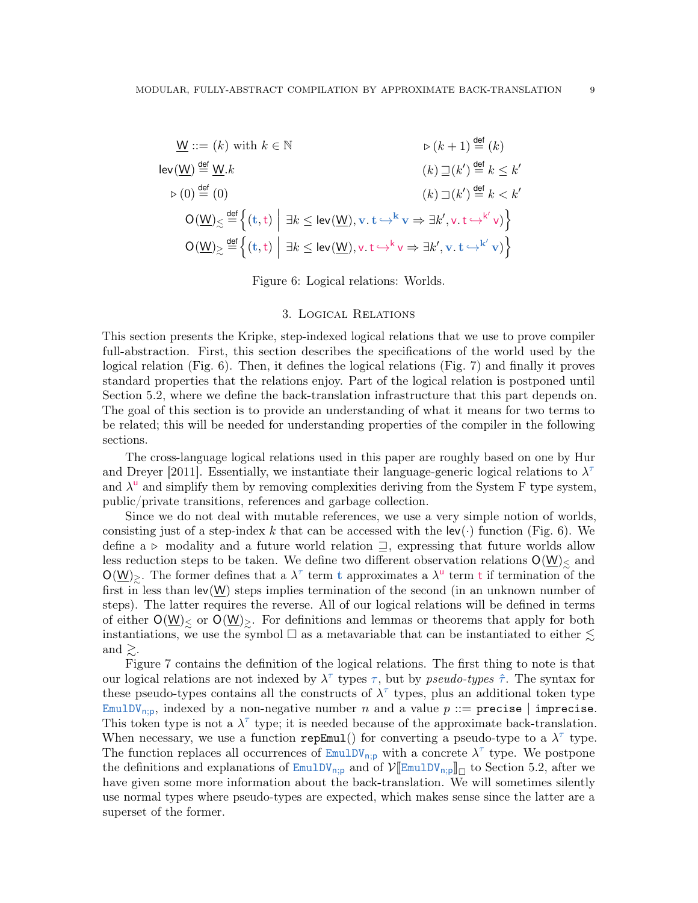$$\underline{\mathsf{W}} ::= (k) \text{ with } k \in \mathbb{N} \qquad\qquad \triangleright (k+1) \stackrel{\mathsf{def}}{=} (k)$$

$$\mathsf{lev}(\underline{\mathsf{W}}) \stackrel{\mathsf{def}}{=} \underline{\mathsf{W}}.k \qquad\qquad (k) \sqsupseteq (k') \stackrel{\mathsf{def}}{=} k \leq k'$$

$$\triangleright (0) \stackrel{\mathsf{def}}{=} (0) \qquad\qquad (k) \sqsupset (k') \stackrel{\mathsf{def}}{=} k < k'$$

$$\mathsf{O}(\underline{\mathsf{W}})_{\lesssim} \stackrel{\mathsf{def}}{=} \left\{ (\mathbf{t}, \mathsf{t}) \;\middle|\; \exists k \leq \mathsf{lev}(\underline{\mathsf{W}}), \mathbf{v}.\, \mathbf{t} \hookrightarrow^{\mathbf{k}} \mathbf{v} \Rightarrow \exists k', \mathsf{v}.\, \mathsf{t} \hookrightarrow^{\mathsf{k}'} \mathsf{v} \right\}$$

$$\mathsf{O}(\underline{\mathsf{W}})_{\gtrsim} \stackrel{\mathsf{def}}{=} \left\{ (\mathbf{t}, \mathsf{t}) \;\middle|\; \exists k \leq \mathsf{lev}(\underline{\mathsf{W}}), \mathsf{v}.\, \mathsf{t} \hookrightarrow^{\mathsf{k}} \mathsf{v} \Rightarrow \exists k', \mathbf{v}.\, \mathbf{t} \hookrightarrow^{\mathbf{k}'} \mathbf{v} \right\}$$

Figure 6: Logical relations: Worlds.

## 3. Logical Relations

This section presents the Kripke, step-indexed logical relations that we use to prove compiler full-abstraction. First, this section describes the specifications of the world used by the logical relation (Fig. 6). Then, it defines the logical relations (Fig. 7) and finally it proves standard properties that the relations enjoy. Part of the logical relation is postponed until Section 5.2, where we define the back-translation infrastructure that this part depends on. The goal of this section is to provide an understanding of what it means for two terms to be related; this will be needed for understanding properties of the compiler in the following sections.

The cross-language logical relations used in this paper are roughly based on one by Hur and Dreyer [2011]. Essentially, we instantiate their language-generic logical relations to $\lambda^{\tau}$ and $\lambda^{\mathsf{u}}$ and simplify them by removing complexities deriving from the System F type system, public/private transitions, references and garbage collection.

Since we do not deal with mutable references, we use a very simple notion of worlds, consisting just of a step-index $k$ that can be accessed with the $\mathsf{lev}(\cdot)$ function (Fig. 6). We define a $\triangleright$ modality and a future world relation $\sqsupseteq$, expressing that future worlds allow less reduction steps to be taken. We define two different observation relations $\mathsf{O}(\underline{\mathsf{W}})_{\lesssim}$ and $\mathsf{O}(\underline{\mathsf{W}})_{\gtrsim}$. The former defines that a $\lambda^{\tau}$ term $\mathbf{t}$ approximates a $\lambda^{\mathsf{u}}$ term $\mathsf{t}$ if termination of the first in less than $\mathsf{lev}(\underline{\mathsf{W}})$ steps implies termination of the second (in an unknown number of steps). The latter requires the reverse. All of our logical relations will be defined in terms of either $\mathsf{O}(\underline{\mathsf{W}})_{\lesssim}$ or $\mathsf{O}(\underline{\mathsf{W}})_{\gtrsim}$. For definitions and lemmas or theorems that apply for both instantiations, we use the symbol $\square$ as a metavariable that can be instantiated to either $\lesssim$ and $\gtrsim$.

Figure 7 contains the definition of the logical relations. The first thing to note is that our logical relations are not indexed by $\lambda^{\tau}$ types $\tau$, but by *pseudo-types* $\hat{\tau}$. The syntax for these pseudo-types contains all the constructs of $\lambda^{\tau}$ types, plus an additional token type $\mathtt{EmulDV}_{\mathsf{n;p}}$, indexed by a non-negative number $n$ and a value $p ::= \mathtt{precise} \mid \mathtt{imprecise}$. This token type is not a $\lambda^{\tau}$ type; it is needed because of the approximate back-translation. When necessary, we use a function $\mathtt{repEmul}()$ for converting a pseudo-type to a $\lambda^{\tau}$ type. The function replaces all occurrences of $\mathtt{EmulDV}_{\mathsf{n;p}}$ with a concrete $\lambda^{\tau}$ type. We postpone the definitions and explanations of $\mathtt{EmulDV}_{\mathsf{n;p}}$ and of $\mathcal{V}[\![\mathtt{EmulDV}_{\mathsf{n;p}}]\!]_{\square}$ to Section 5.2, after we have given some more information about the back-translation. We will sometimes silently use normal types where pseudo-types are expected, which makes sense since the latter are a superset of the former.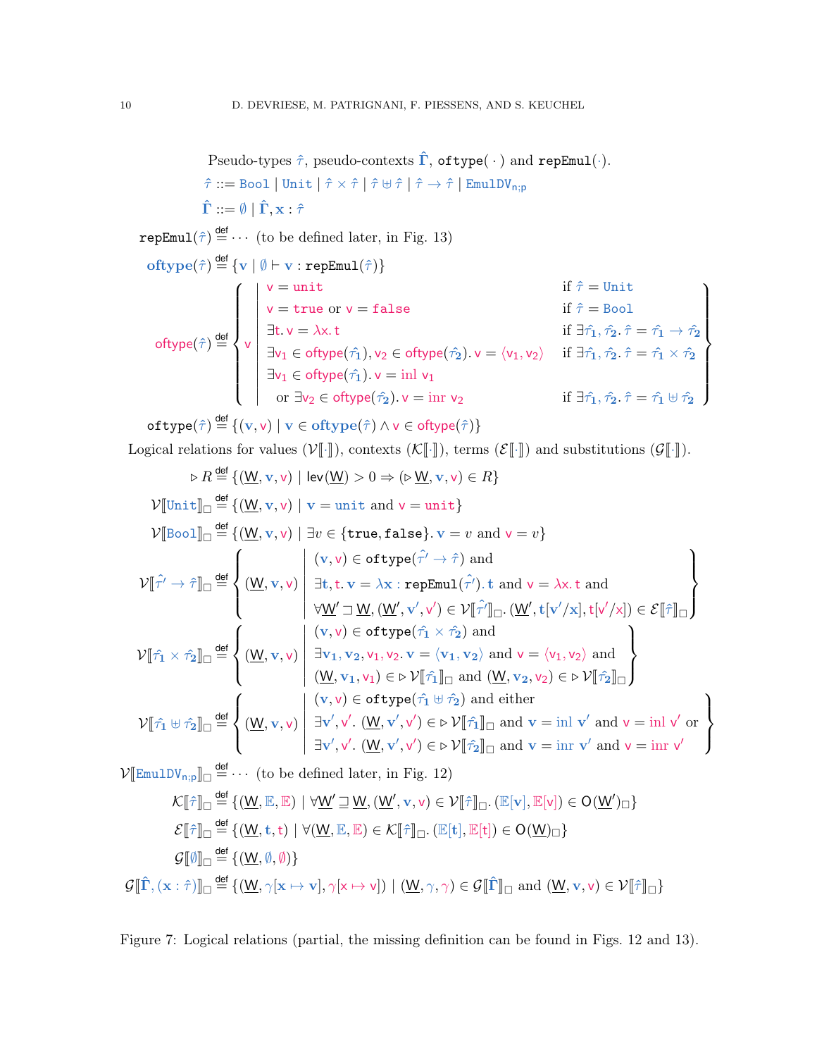Pseudo-types $\hat{\tau}$, pseudo-contexts $\hat{\Gamma}$, $\mathtt{oftype}(\cdot)$ and $\mathtt{repEmul}(\cdot)$.

$$\hat{\tau} ::= \mathtt{Bool} \mid \mathtt{Unit} \mid \hat{\tau} \times \hat{\tau} \mid \hat{\tau} \uplus \hat{\tau} \mid \hat{\tau} \to \hat{\tau} \mid \mathtt{EmulDV}_{n;p}$$

$$\hat{\Gamma} ::= \emptyset \mid \hat{\Gamma}, \mathbf{x} : \hat{\tau}$$

$$\mathtt{repEmul}(\hat{\tau}) \stackrel{\text{def}}{=} \cdots \text{ (to be defined later, in Fig. 13)}$$

$$\mathbf{oftype}(\hat{\tau}) \stackrel{\text{def}}{=} \{\mathbf{v} \mid \emptyset \vdash \mathbf{v} : \mathtt{repEmul}(\hat{\tau})\}$$

$$\mathsf{oftype}(\hat{\tau}) \stackrel{\text{def}}{=} \left\{ \mathsf{v} \;\middle|\; \begin{array}{ll} \mathsf{v} = \mathsf{unit} & \text{if } \hat{\tau} = \mathtt{Unit} \\ \mathsf{v} = \mathsf{true} \text{ or } \mathsf{v} = \mathsf{false} & \text{if } \hat{\tau} = \mathtt{Bool} \\ \exists \mathsf{t}.\, \mathsf{v} = \lambda \mathsf{x}.\, \mathsf{t} & \text{if } \exists \hat{\tau}_1, \hat{\tau}_2.\, \hat{\tau} = \hat{\tau}_1 \to \hat{\tau}_2 \\ \exists \mathsf{v}_1 \in \mathsf{oftype}(\hat{\tau}_1), \mathsf{v}_2 \in \mathsf{oftype}(\hat{\tau}_2).\, \mathsf{v} = \langle \mathsf{v}_1, \mathsf{v}_2 \rangle & \text{if } \exists \hat{\tau}_1, \hat{\tau}_2.\, \hat{\tau} = \hat{\tau}_1 \times \hat{\tau}_2 \\ \exists \mathsf{v}_1 \in \mathsf{oftype}(\hat{\tau}_1).\, \mathsf{v} = \mathsf{inl}\ \mathsf{v}_1 & \\ \quad \text{or } \exists \mathsf{v}_2 \in \mathsf{oftype}(\hat{\tau}_2).\, \mathsf{v} = \mathsf{inr}\ \mathsf{v}_2 & \text{if } \exists \hat{\tau}_1, \hat{\tau}_2.\, \hat{\tau} = \hat{\tau}_1 \uplus \hat{\tau}_2 \end{array} \right\}$$

$$\mathtt{oftype}(\hat{\tau}) \stackrel{\text{def}}{=} \{(\mathbf{v}, \mathsf{v}) \mid \mathbf{v} \in \mathbf{oftype}(\hat{\tau}) \wedge \mathsf{v} \in \mathsf{oftype}(\hat{\tau})\}$$

Logical relations for values ($\mathcal{V}[\![\cdot]\!]$), contexts ($\mathcal{K}[\![\cdot]\!]$), terms ($\mathcal{E}[\![\cdot]\!]$) and substitutions ($\mathcal{G}[\![\cdot]\!]$).

$$\triangleright R \stackrel{\text{def}}{=} \{(\underline{W}, \mathbf{v}, \mathsf{v}) \mid \mathsf{lev}(\underline{W}) > 0 \Rightarrow (\triangleright \underline{W}, \mathbf{v}, \mathsf{v}) \in R\}$$

$$\mathcal{V}[\![\mathtt{Unit}]\!]_\square \stackrel{\text{def}}{=} \{(\underline{W}, \mathbf{v}, \mathsf{v}) \mid \mathbf{v} = \mathbf{unit} \text{ and } \mathsf{v} = \mathsf{unit}\}$$

$$\mathcal{V}[\![\mathtt{Bool}]\!]_\square \stackrel{\text{def}}{=} \{(\underline{W}, \mathbf{v}, \mathsf{v}) \mid \exists v \in \{\mathtt{true}, \mathtt{false}\}.\, \mathbf{v} = v \text{ and } \mathsf{v} = v\}$$

$$\mathcal{V}[\![\hat{\tau}' \to \hat{\tau}]\!]_\square \stackrel{\text{def}}{=} \left\{ (\underline{W}, \mathbf{v}, \mathsf{v}) \;\middle|\; \begin{array}{l} (\mathbf{v}, \mathsf{v}) \in \mathtt{oftype}(\hat{\tau}' \to \hat{\tau}) \text{ and} \\ \exists \mathbf{t}, \mathsf{t}.\, \mathbf{v} = \lambda \mathbf{x} : \mathtt{repEmul}(\hat{\tau}').\, \mathbf{t} \text{ and } \mathsf{v} = \lambda \mathsf{x}.\, \mathsf{t} \text{ and} \\ \forall \underline{W}' \sqsupseteq \underline{W}, (\underline{W}', \mathbf{v}', \mathsf{v}') \in \mathcal{V}[\![\hat{\tau}']\!]_\square.\, (\underline{W}', \mathbf{t}[\mathbf{v}'/\mathbf{x}], \mathsf{t}[\mathsf{v}'/\mathsf{x}]) \in \mathcal{E}[\![\hat{\tau}]\!]_\square \end{array} \right\}$$

$$\mathcal{V}[\![\hat{\tau}_1 \times \hat{\tau}_2]\!]_\square \stackrel{\text{def}}{=} \left\{ (\underline{W}, \mathbf{v}, \mathsf{v}) \;\middle|\; \begin{array}{l} (\mathbf{v}, \mathsf{v}) \in \mathtt{oftype}(\hat{\tau}_1 \times \hat{\tau}_2) \text{ and} \\ \exists \mathbf{v_1}, \mathbf{v_2}, \mathsf{v}_1, \mathsf{v}_2.\, \mathbf{v} = \langle \mathbf{v_1}, \mathbf{v_2} \rangle \text{ and } \mathsf{v} = \langle \mathsf{v}_1, \mathsf{v}_2 \rangle \text{ and} \\ (\underline{W}, \mathbf{v_1}, \mathsf{v}_1) \in \triangleright \mathcal{V}[\![\hat{\tau}_1]\!]_\square \text{ and } (\underline{W}, \mathbf{v_2}, \mathsf{v}_2) \in \triangleright \mathcal{V}[\![\hat{\tau}_2]\!]_\square \end{array} \right\}$$

$$\mathcal{V}[\![\hat{\tau}_1 \uplus \hat{\tau}_2]\!]_\square \stackrel{\text{def}}{=} \left\{ (\underline{W}, \mathbf{v}, \mathsf{v}) \;\middle|\; \begin{array}{l} (\mathbf{v}, \mathsf{v}) \in \mathtt{oftype}(\hat{\tau}_1 \uplus \hat{\tau}_2) \text{ and either} \\ \exists \mathbf{v}', \mathsf{v}'.\, (\underline{W}, \mathbf{v}', \mathsf{v}') \in \triangleright \mathcal{V}[\![\hat{\tau}_1]\!]_\square \text{ and } \mathbf{v} = \mathbf{inl}\ \mathbf{v}' \text{ and } \mathsf{v} = \mathsf{inl}\ \mathsf{v}' \text{ or} \\ \exists \mathbf{v}', \mathsf{v}'.\, (\underline{W}, \mathbf{v}', \mathsf{v}') \in \triangleright \mathcal{V}[\![\hat{\tau}_2]\!]_\square \text{ and } \mathbf{v} = \mathbf{inr}\ \mathbf{v}' \text{ and } \mathsf{v} = \mathsf{inr}\ \mathsf{v}' \end{array} \right\}$$

$$\mathcal{V}[\![\mathtt{EmulDV}_{n;p}]\!]_\square \stackrel{\text{def}}{=} \cdots \text{ (to be defined later, in Fig. 12)}$$

$$\mathcal{K}[\![\hat{\tau}]\!]_\square \stackrel{\text{def}}{=} \{(\underline{W}, \mathbb{E}, \mathbb{E}) \mid \forall \underline{W}' \sqsupseteq \underline{W}, (\underline{W}', \mathbf{v}, \mathsf{v}) \in \mathcal{V}[\![\hat{\tau}]\!]_\square.\, (\mathbb{E}[\mathbf{v}], \mathbb{E}[\mathsf{v}]) \in \mathsf{O}(\underline{W}')_\square\}$$

$$\mathcal{E}[\![\hat{\tau}]\!]_\square \stackrel{\text{def}}{=} \{(\underline{W}, \mathbf{t}, \mathsf{t}) \mid \forall (\underline{W}, \mathbb{E}, \mathbb{E}) \in \mathcal{K}[\![\hat{\tau}]\!]_\square.\, (\mathbb{E}[\mathbf{t}], \mathbb{E}[\mathsf{t}]) \in \mathsf{O}(\underline{W})_\square\}$$

$$\mathcal{G}[\![\emptyset]\!]_\square \stackrel{\text{def}}{=} \{(\underline{W}, \emptyset, \emptyset)\}$$

$$\mathcal{G}[\![\hat{\Gamma}, (\mathbf{x} : \hat{\tau})]\!]_\square \stackrel{\text{def}}{=} \{(\underline{W}, \gamma[\mathbf{x} \mapsto \mathbf{v}], \gamma[\mathsf{x} \mapsto \mathsf{v}]) \mid (\underline{W}, \gamma, \gamma) \in \mathcal{G}[\![\hat{\Gamma}]\!]_\square \text{ and } (\underline{W}, \mathbf{v}, \mathsf{v}) \in \mathcal{V}[\![\hat{\tau}]\!]_\square\}$$

Figure 7: Logical relations (partial, the missing definition can be found in Figs. 12 and 13).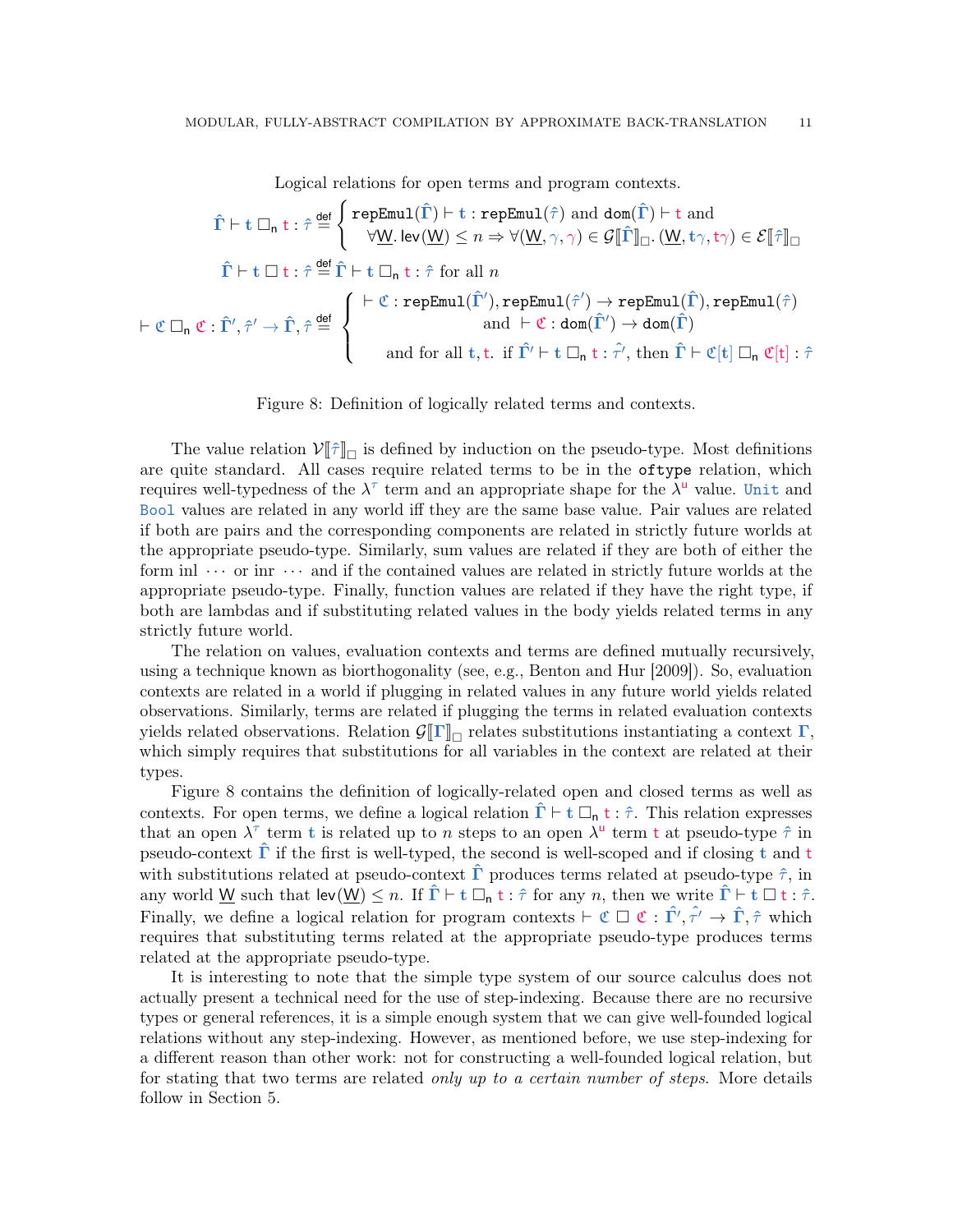Logical relations for open terms and program contexts.

$$\hat{\boldsymbol{\Gamma}} \vdash \mathbf{t} \;\Box_n\; \mathsf{t} : \hat{\tau} \stackrel{\text{def}}{=} \begin{cases} \texttt{repEmul}(\hat{\boldsymbol{\Gamma}}) \vdash \mathbf{t} : \texttt{repEmul}(\hat{\tau}) \text{ and } \texttt{dom}(\hat{\boldsymbol{\Gamma}}) \vdash \mathsf{t} \text{ and} \\ \quad \forall \underline{W}.\, \mathsf{lev}(\underline{W}) \leq n \Rightarrow \forall (\underline{W}, \gamma, \gamma) \in \mathcal{G}[\![\hat{\boldsymbol{\Gamma}}]\!]_\Box.\, (\underline{W}, \mathbf{t}\gamma, \mathsf{t}\gamma) \in \mathcal{E}[\![\hat{\tau}]\!]_\Box \end{cases}$$

$$\hat{\boldsymbol{\Gamma}} \vdash \mathbf{t} \;\Box\; \mathsf{t} : \hat{\tau} \stackrel{\text{def}}{=} \hat{\boldsymbol{\Gamma}} \vdash \mathbf{t} \;\Box_n\; \mathsf{t} : \hat{\tau} \text{ for all } n$$

$$\vdash \mathfrak{C} \;\Box_n\; \mathfrak{C} : \hat{\boldsymbol{\Gamma}}', \hat{\tau}' \to \hat{\boldsymbol{\Gamma}}, \hat{\tau} \stackrel{\text{def}}{=} \begin{cases} \vdash \mathfrak{C} : \texttt{repEmul}(\hat{\boldsymbol{\Gamma}}'), \texttt{repEmul}(\hat{\tau}') \to \texttt{repEmul}(\hat{\boldsymbol{\Gamma}}), \texttt{repEmul}(\hat{\tau}) \\ \qquad\qquad \text{and } \vdash \mathfrak{C} : \texttt{dom}(\hat{\boldsymbol{\Gamma}}') \to \texttt{dom}(\hat{\boldsymbol{\Gamma}}) \\ \quad \text{and for all } \mathbf{t}, \mathsf{t}.\ \text{if } \hat{\boldsymbol{\Gamma}}' \vdash \mathbf{t} \;\Box_n\; \mathsf{t} : \hat{\tau}', \text{ then } \hat{\boldsymbol{\Gamma}} \vdash \mathfrak{C}[\mathbf{t}] \;\Box_n\; \mathfrak{C}[\mathsf{t}] : \hat{\tau} \end{cases}$$

Figure 8: Definition of logically related terms and contexts.

The value relation $\mathcal{V}[\![\hat{\tau}]\!]_\Box$ is defined by induction on the pseudo-type. Most definitions are quite standard. All cases require related terms to be in the `oftype` relation, which requires well-typedness of the $\lambda^\tau$ term and an appropriate shape for the $\lambda^\mathsf{u}$ value. `Unit` and `Bool` values are related in any world iff they are the same base value. Pair values are related if both are pairs and the corresponding components are related in strictly future worlds at the appropriate pseudo-type. Similarly, sum values are related if they are both of either the form inl $\cdots$ or inr $\cdots$ and if the contained values are related in strictly future worlds at the appropriate pseudo-type. Finally, function values are related if they have the right type, if both are lambdas and if substituting related values in the body yields related terms in any strictly future world.

The relation on values, evaluation contexts and terms are defined mutually recursively, using a technique known as biorthogonality (see, e.g., Benton and Hur [2009]). So, evaluation contexts are related in a world if plugging in related values in any future world yields related observations. Similarly, terms are related if plugging the terms in related evaluation contexts yields related observations. Relation $\mathcal{G}[\![\boldsymbol{\Gamma}]\!]_\Box$ relates substitutions instantiating a context $\boldsymbol{\Gamma}$, which simply requires that substitutions for all variables in the context are related at their types.

Figure 8 contains the definition of logically-related open and closed terms as well as contexts. For open terms, we define a logical relation $\hat{\boldsymbol{\Gamma}} \vdash \mathbf{t} \;\Box_n\; \mathsf{t} : \hat{\tau}$. This relation expresses that an open $\lambda^\tau$ term $\mathbf{t}$ is related up to $n$ steps to an open $\lambda^\mathsf{u}$ term $\mathsf{t}$ at pseudo-type $\hat{\tau}$ in pseudo-context $\hat{\boldsymbol{\Gamma}}$ if the first is well-typed, the second is well-scoped and if closing $\mathbf{t}$ and $\mathsf{t}$ with substitutions related at pseudo-context $\hat{\boldsymbol{\Gamma}}$ produces terms related at pseudo-type $\hat{\tau}$, in any world $\underline{W}$ such that $\mathsf{lev}(\underline{W}) \leq n$. If $\hat{\boldsymbol{\Gamma}} \vdash \mathbf{t} \;\Box_n\; \mathsf{t} : \hat{\tau}$ for any $n$, then we write $\hat{\boldsymbol{\Gamma}} \vdash \mathbf{t} \;\Box\; \mathsf{t} : \hat{\tau}$. Finally, we define a logical relation for program contexts $\vdash \mathfrak{C} \;\Box\; \mathfrak{C} : \hat{\boldsymbol{\Gamma}}', \hat{\tau}' \to \hat{\boldsymbol{\Gamma}}, \hat{\tau}$ which requires that substituting terms related at the appropriate pseudo-type produces terms related at the appropriate pseudo-type.

It is interesting to note that the simple type system of our source calculus does not actually present a technical need for the use of step-indexing. Because there are no recursive types or general references, it is a simple enough system that we can give well-founded logical relations without any step-indexing. However, as mentioned before, we use step-indexing for a different reason than other work: not for constructing a well-founded logical relation, but for stating that two terms are related *only up to a certain number of steps*. More details follow in Section 5.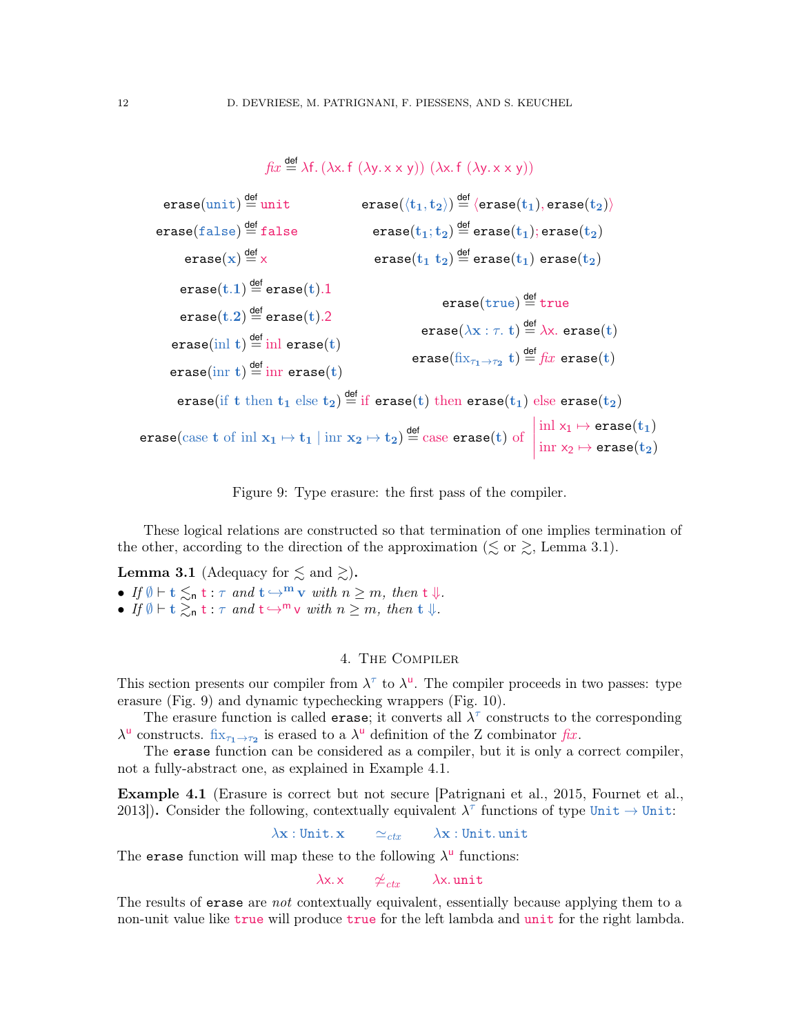$$\mathit{fix} \stackrel{\mathsf{def}}{=} \lambda \mathsf{f}.\, (\lambda \mathsf{x}.\, \mathsf{f}\ (\lambda \mathsf{y}.\, \mathsf{x}\ \mathsf{x}\ \mathsf{y}))\ (\lambda \mathsf{x}.\, \mathsf{f}\ (\lambda \mathsf{y}.\, \mathsf{x}\ \mathsf{x}\ \mathsf{y}))$$

$$\mathtt{erase}(\mathtt{unit}) \stackrel{\mathsf{def}}{=} \mathtt{unit} \qquad \mathtt{erase}(\langle \mathbf{t_1}, \mathbf{t_2} \rangle) \stackrel{\mathsf{def}}{=} \langle \mathtt{erase}(\mathbf{t_1}), \mathtt{erase}(\mathbf{t_2}) \rangle$$

$$\mathtt{erase}(\mathtt{false}) \stackrel{\mathsf{def}}{=} \mathtt{false} \qquad \mathtt{erase}(\mathbf{t_1}; \mathbf{t_2}) \stackrel{\mathsf{def}}{=} \mathtt{erase}(\mathbf{t_1}); \mathtt{erase}(\mathbf{t_2})$$

$$\mathtt{erase}(\mathbf{x}) \stackrel{\mathsf{def}}{=} \mathsf{x} \qquad \mathtt{erase}(\mathbf{t_1}\ \mathbf{t_2}) \stackrel{\mathsf{def}}{=} \mathtt{erase}(\mathbf{t_1})\ \mathtt{erase}(\mathbf{t_2})$$

$$\mathtt{erase}(\mathbf{t}.1) \stackrel{\mathsf{def}}{=} \mathtt{erase}(\mathbf{t}).1$$

$$\mathtt{erase}(\mathbf{t}.2) \stackrel{\mathsf{def}}{=} \mathtt{erase}(\mathbf{t}).2 \qquad \mathtt{erase}(\mathtt{true}) \stackrel{\mathsf{def}}{=} \mathtt{true}$$

$$\mathtt{erase}(\mathrm{inl}\ \mathbf{t}) \stackrel{\mathsf{def}}{=} \mathrm{inl}\ \mathtt{erase}(\mathbf{t}) \qquad \mathtt{erase}(\lambda \mathbf{x} : \tau.\ \mathbf{t}) \stackrel{\mathsf{def}}{=} \lambda \mathsf{x}.\ \mathtt{erase}(\mathbf{t})$$

$$\mathtt{erase}(\mathrm{inr}\ \mathbf{t}) \stackrel{\mathsf{def}}{=} \mathrm{inr}\ \mathtt{erase}(\mathbf{t}) \qquad \mathtt{erase}(\mathrm{fix}_{\tau_1 \to \tau_2}\ \mathbf{t}) \stackrel{\mathsf{def}}{=} \mathit{fix}\ \mathtt{erase}(\mathbf{t})$$

$$\mathtt{erase}(\mathrm{if}\ \mathbf{t}\ \mathrm{then}\ \mathbf{t_1}\ \mathrm{else}\ \mathbf{t_2}) \stackrel{\mathsf{def}}{=} \mathrm{if}\ \mathtt{erase}(\mathbf{t})\ \mathrm{then}\ \mathtt{erase}(\mathbf{t_1})\ \mathrm{else}\ \mathtt{erase}(\mathbf{t_2})$$

$$\mathtt{erase}(\mathrm{case}\ \mathbf{t}\ \mathrm{of}\ \mathrm{inl}\ \mathbf{x_1} \mapsto \mathbf{t_1} \mid \mathrm{inr}\ \mathbf{x_2} \mapsto \mathbf{t_2}) \stackrel{\mathsf{def}}{=} \mathrm{case}\ \mathtt{erase}(\mathbf{t})\ \mathrm{of} \left| \begin{array}{l} \mathrm{inl}\ \mathsf{x_1} \mapsto \mathtt{erase}(\mathbf{t_1}) \\ \mathrm{inr}\ \mathsf{x_2} \mapsto \mathtt{erase}(\mathbf{t_2}) \end{array} \right.$$

Figure 9: Type erasure: the first pass of the compiler.

These logical relations are constructed so that termination of one implies termination of the other, according to the direction of the approximation ($\lesssim$ or $\gtrsim$, Lemma 3.1).

**Lemma 3.1** (Adequacy for $\lesssim$ and $\gtrsim$)**.**

- *If* $\emptyset \vdash \mathbf{t} \lesssim_{\mathsf{n}} \mathsf{t} : \tau$ *and* $\mathbf{t} \hookrightarrow^{\mathbf{m}} \mathbf{v}$ *with* $n \geq m$*, then* $\mathsf{t} \Downarrow$*.*
- *If* $\emptyset \vdash \mathbf{t} \gtrsim_{\mathsf{n}} \mathsf{t} : \tau$ *and* $\mathsf{t} \hookrightarrow^{\mathsf{m}} \mathsf{v}$ *with* $n \geq m$*, then* $\mathbf{t} \Downarrow$*.*

## 4. The Compiler

This section presents our compiler from $\lambda^{\tau}$ to $\lambda^{\mathsf{u}}$. The compiler proceeds in two passes: type erasure (Fig. 9) and dynamic typechecking wrappers (Fig. 10).

The erasure function is called `erase`; it converts all $\lambda^{\tau}$ constructs to the corresponding $\lambda^{\mathsf{u}}$ constructs. $\mathrm{fix}_{\tau_1 \to \tau_2}$ is erased to a $\lambda^{\mathsf{u}}$ definition of the Z combinator $\mathit{fix}$.

The `erase` function can be considered as a compiler, but it is only a correct compiler, not a fully-abstract one, as explained in Example 4.1.

**Example 4.1** (Erasure is correct but not secure [Patrignani et al., 2015, Fournet et al., 2013])**.** Consider the following, contextually equivalent $\lambda^{\tau}$ functions of type $\mathtt{Unit} \to \mathtt{Unit}$:

$$\lambda \mathbf{x} : \mathtt{Unit}.\, \mathbf{x} \qquad \simeq_{ctx} \qquad \lambda \mathbf{x} : \mathtt{Unit}.\, \mathtt{unit}$$

The `erase` function will map these to the following $\lambda^{\mathsf{u}}$ functions:

$$\lambda \mathsf{x}.\, \mathsf{x} \qquad \not\simeq_{ctx} \qquad \lambda \mathsf{x}.\, \mathtt{unit}$$

The results of `erase` are *not* contextually equivalent, essentially because applying them to a non-unit value like `true` will produce `true` for the left lambda and `unit` for the right lambda.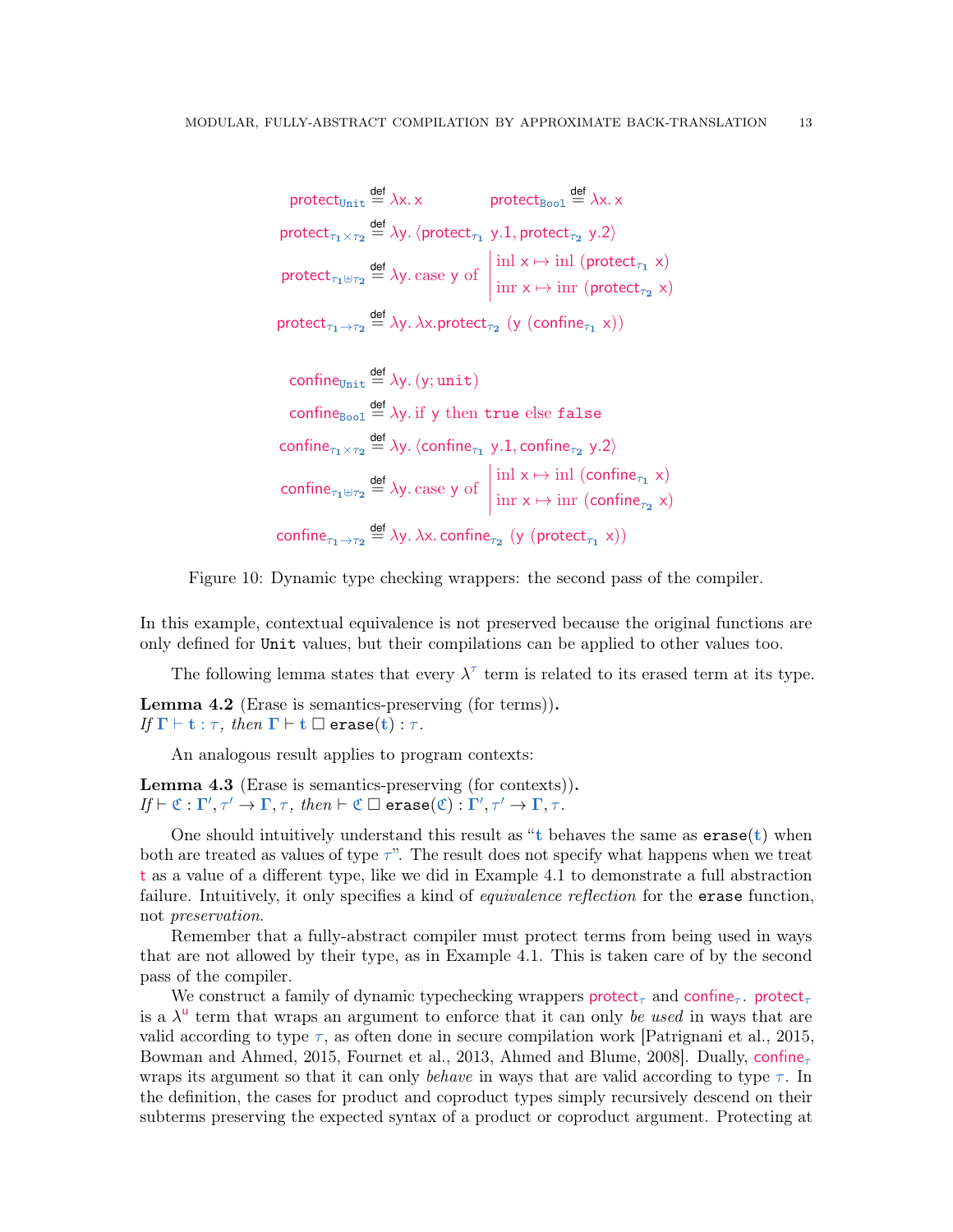$$\mathsf{protect}_{\mathtt{Unit}} \stackrel{\mathsf{def}}{=} \lambda \mathsf{x}.\, \mathsf{x} \qquad\qquad \mathsf{protect}_{\mathtt{Bool}} \stackrel{\mathsf{def}}{=} \lambda \mathsf{x}.\, \mathsf{x}$$

$$\mathsf{protect}_{\tau_1 \times \tau_2} \stackrel{\mathsf{def}}{=} \lambda \mathsf{y}.\, \langle \mathsf{protect}_{\tau_1}\ \mathsf{y}.1, \mathsf{protect}_{\tau_2}\ \mathsf{y}.2 \rangle$$

$$\mathsf{protect}_{\tau_1 \uplus \tau_2} \stackrel{\mathsf{def}}{=} \lambda \mathsf{y}.\, \text{case } \mathsf{y} \text{ of } \left| \begin{array}{l} \text{inl } \mathsf{x} \mapsto \text{inl } (\mathsf{protect}_{\tau_1}\ \mathsf{x}) \\ \text{inr } \mathsf{x} \mapsto \text{inr } (\mathsf{protect}_{\tau_2}\ \mathsf{x}) \end{array} \right.$$

$$\mathsf{protect}_{\tau_1 \to \tau_2} \stackrel{\mathsf{def}}{=} \lambda \mathsf{y}.\, \lambda \mathsf{x}. \mathsf{protect}_{\tau_2}\ (\mathsf{y}\ (\mathsf{confine}_{\tau_1}\ \mathsf{x}))$$

$$\mathsf{confine}_{\mathtt{Unit}} \stackrel{\mathsf{def}}{=} \lambda \mathsf{y}.\, (\mathsf{y}; \mathtt{unit})$$

$$\mathsf{confine}_{\mathtt{Bool}} \stackrel{\mathsf{def}}{=} \lambda \mathsf{y}.\, \text{if } \mathsf{y} \text{ then } \mathtt{true} \text{ else } \mathtt{false}$$

$$\mathsf{confine}_{\tau_1 \times \tau_2} \stackrel{\mathsf{def}}{=} \lambda \mathsf{y}.\, \langle \mathsf{confine}_{\tau_1}\ \mathsf{y}.1, \mathsf{confine}_{\tau_2}\ \mathsf{y}.2 \rangle$$

$$\mathsf{confine}_{\tau_1 \uplus \tau_2} \stackrel{\mathsf{def}}{=} \lambda \mathsf{y}.\, \text{case } \mathsf{y} \text{ of } \left| \begin{array}{l} \text{inl } \mathsf{x} \mapsto \text{inl } (\mathsf{confine}_{\tau_1}\ \mathsf{x}) \\ \text{inr } \mathsf{x} \mapsto \text{inr } (\mathsf{confine}_{\tau_2}\ \mathsf{x}) \end{array} \right.$$

$$\mathsf{confine}_{\tau_1 \to \tau_2} \stackrel{\mathsf{def}}{=} \lambda \mathsf{y}.\, \lambda \mathsf{x}.\, \mathsf{confine}_{\tau_2}\ (\mathsf{y}\ (\mathsf{protect}_{\tau_1}\ \mathsf{x}))$$

Figure 10: Dynamic type checking wrappers: the second pass of the compiler.

In this example, contextual equivalence is not preserved because the original functions are only defined for `Unit` values, but their compilations can be applied to other values too.

The following lemma states that every $\lambda^{\tau}$ term is related to its erased term at its type.

**Lemma 4.2** (Erase is semantics-preserving (for terms)).
*If* $\mathbf{\Gamma} \vdash \mathbf{t} : \tau$*, then* $\mathbf{\Gamma} \vdash \mathbf{t} \,\square\, \mathtt{erase}(\mathbf{t}) : \tau$.

An analogous result applies to program contexts:

**Lemma 4.3** (Erase is semantics-preserving (for contexts)).
*If* $\vdash \mathfrak{C} : \mathbf{\Gamma}', \tau' \to \mathbf{\Gamma}, \tau$*, then* $\vdash \mathfrak{C} \,\square\, \mathtt{erase}(\mathfrak{C}) : \mathbf{\Gamma}', \tau' \to \mathbf{\Gamma}, \tau$.

One should intuitively understand this result as "$\mathbf{t}$ behaves the same as $\mathtt{erase}(\mathbf{t})$ when both are treated as values of type $\tau$". The result does not specify what happens when we treat $\mathsf{t}$ as a value of a different type, like we did in Example 4.1 to demonstrate a full abstraction failure. Intuitively, it only specifies a kind of *equivalence reflection* for the `erase` function, not *preservation*.

Remember that a fully-abstract compiler must protect terms from being used in ways that are not allowed by their type, as in Example 4.1. This is taken care of by the second pass of the compiler.

We construct a family of dynamic typechecking wrappers $\mathsf{protect}_{\tau}$ and $\mathsf{confine}_{\tau}$. $\mathsf{protect}_{\tau}$ is a $\lambda^{\mathsf{u}}$ term that wraps an argument to enforce that it can only *be used* in ways that are valid according to type $\tau$, as often done in secure compilation work [Patrignani et al., 2015, Bowman and Ahmed, 2015, Fournet et al., 2013, Ahmed and Blume, 2008]. Dually, $\mathsf{confine}_{\tau}$ wraps its argument so that it can only *behave* in ways that are valid according to type $\tau$. In the definition, the cases for product and coproduct types simply recursively descend on their subterms preserving the expected syntax of a product or coproduct argument. Protecting at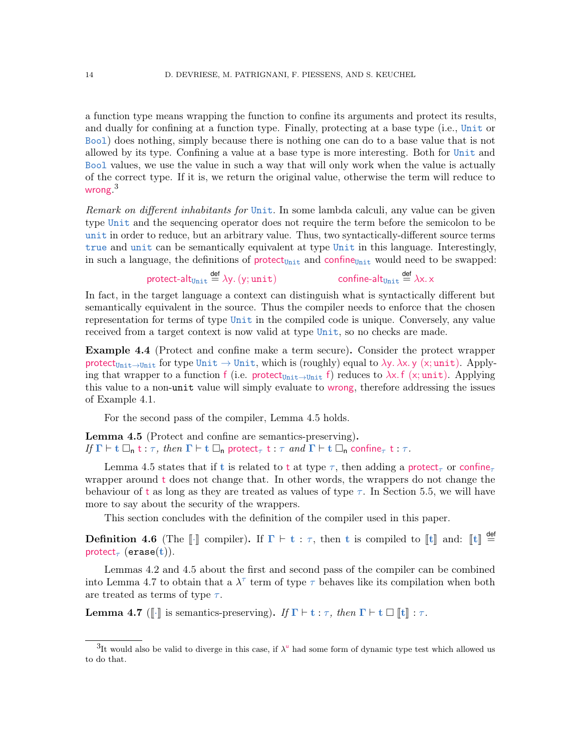a function type means wrapping the function to confine its arguments and protect its results, and dually for confining at a function type. Finally, protecting at a base type (i.e., Unit or Bool) does nothing, simply because there is nothing one can do to a base value that is not allowed by its type. Confining a value at a base type is more interesting. Both for Unit and Bool values, we use the value in such a way that will only work when the value is actually of the correct type. If it is, we return the original value, otherwise the term will reduce to wrong.[3]

*Remark on different inhabitants for* Unit. In some lambda calculi, any value can be given type Unit and the sequencing operator does not require the term before the semicolon to be unit in order to reduce, but an arbitrary value. Thus, two syntactically-different source terms true and unit can be semantically equivalent at type Unit in this language. Interestingly, in such a language, the definitions of $\mathsf{protect}_{\texttt{Unit}}$ and $\mathsf{confine}_{\texttt{Unit}}$ would need to be swapped:

$$\mathsf{protect\text{-}alt}_{\texttt{Unit}} \stackrel{\mathsf{def}}{=} \lambda \mathsf{y}.\, (\mathsf{y}; \texttt{unit}) \qquad\qquad \mathsf{confine\text{-}alt}_{\texttt{Unit}} \stackrel{\mathsf{def}}{=} \lambda \mathsf{x}.\, \mathsf{x}$$

In fact, in the target language a context can distinguish what is syntactically different but semantically equivalent in the source. Thus the compiler needs to enforce that the chosen representation for terms of type Unit in the compiled code is unique. Conversely, any value received from a target context is now valid at type Unit, so no checks are made.

**Example 4.4** (Protect and confine make a term secure)**.** Consider the protect wrapper $\mathsf{protect}_{\texttt{Unit}\to\texttt{Unit}}$ for type $\texttt{Unit} \to \texttt{Unit}$, which is (roughly) equal to $\lambda \mathsf{y}.\, \lambda \mathsf{x}.\, \mathsf{y}\ (\mathsf{x}; \texttt{unit})$. Applying that wrapper to a function $\mathsf{f}$ (i.e. $\mathsf{protect}_{\texttt{Unit}\to\texttt{Unit}}\ \mathsf{f}$) reduces to $\lambda \mathsf{x}.\, \mathsf{f}\ (\mathsf{x}; \texttt{unit})$. Applying this value to a non-unit value will simply evaluate to wrong, therefore addressing the issues of Example 4.1.

For the second pass of the compiler, Lemma 4.5 holds.

**Lemma 4.5** (Protect and confine are semantics-preserving)**.**
*If* $\mathbf{\Gamma} \vdash \mathbf{t} \,\square_{\mathsf{n}}\, \mathsf{t} : \tau$*, then* $\mathbf{\Gamma} \vdash \mathbf{t} \,\square_{\mathsf{n}}\, \mathsf{protect}_\tau\ \mathsf{t} : \tau$ *and* $\mathbf{\Gamma} \vdash \mathbf{t} \,\square_{\mathsf{n}}\, \mathsf{confine}_\tau\ \mathsf{t} : \tau$*.*

Lemma 4.5 states that if $\mathbf{t}$ is related to $\mathsf{t}$ at type $\tau$, then adding a $\mathsf{protect}_\tau$ or $\mathsf{confine}_\tau$ wrapper around $\mathsf{t}$ does not change that. In other words, the wrappers do not change the behaviour of $\mathsf{t}$ as long as they are treated as values of type $\tau$. In Section 5.5, we will have more to say about the security of the wrappers.

This section concludes with the definition of the compiler used in this paper.

**Definition 4.6** (The $[\![\cdot]\!]$ compiler)**.** If $\mathbf{\Gamma} \vdash \mathbf{t} : \tau$, then $\mathbf{t}$ is compiled to $[\![\mathbf{t}]\!]$ and: $[\![\mathbf{t}]\!] \stackrel{\mathsf{def}}{=} \mathsf{protect}_\tau\ (\mathtt{erase}(\mathbf{t}))$.

Lemmas 4.2 and 4.5 about the first and second pass of the compiler can be combined into Lemma 4.7 to obtain that a $\lambda^\tau$ term of type $\tau$ behaves like its compilation when both are treated as terms of type $\tau$.

**Lemma 4.7** ($[\![\cdot]\!]$ is semantics-preserving)**.** *If* $\mathbf{\Gamma} \vdash \mathbf{t} : \tau$*, then* $\mathbf{\Gamma} \vdash \mathbf{t} \,\square\, [\![\mathbf{t}]\!] : \tau$*.*

---

[3] It would also be valid to diverge in this case, if $\lambda^{\mathsf{u}}$ had some form of dynamic type test which allowed us to do that.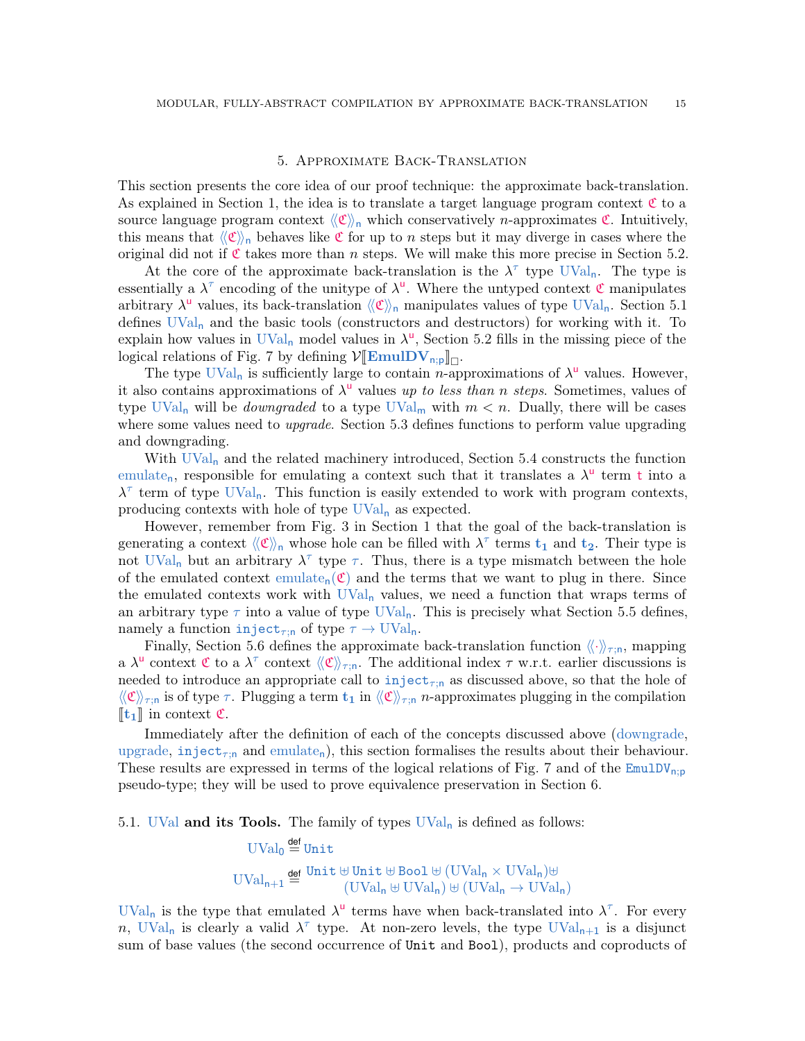## 5. Approximate Back-Translation

This section presents the core idea of our proof technique: the approximate back-translation. As explained in Section 1, the idea is to translate a target language program context $\mathfrak{C}$ to a source language program context $\langle\langle\mathfrak{C}\rangle\rangle_n$ which conservatively $n$-approximates $\mathfrak{C}$. Intuitively, this means that $\langle\langle\mathfrak{C}\rangle\rangle_n$ behaves like $\mathfrak{C}$ for up to $n$ steps but it may diverge in cases where the original did not if $\mathfrak{C}$ takes more than $n$ steps. We will make this more precise in Section 5.2.

At the core of the approximate back-translation is the $\lambda^{\tau}$ type $\mathrm{UVal}_n$. The type is essentially a $\lambda^{\tau}$ encoding of the unitype of $\lambda^{u}$. Where the untyped context $\mathfrak{C}$ manipulates arbitrary $\lambda^{u}$ values, its back-translation $\langle\langle\mathfrak{C}\rangle\rangle_n$ manipulates values of type $\mathrm{UVal}_n$. Section 5.1 defines $\mathrm{UVal}_n$ and the basic tools (constructors and destructors) for working with it. To explain how values in $\mathrm{UVal}_n$ model values in $\lambda^{u}$, Section 5.2 fills in the missing piece of the logical relations of Fig. 7 by defining $\mathcal{V}[\![\mathbf{EmulDV}_{n;p}]\!]_{\square}$.

The type $\mathrm{UVal}_n$ is sufficiently large to contain $n$-approximations of $\lambda^{u}$ values. However, it also contains approximations of $\lambda^{u}$ values *up to less than n steps*. Sometimes, values of type $\mathrm{UVal}_n$ will be *downgraded* to a type $\mathrm{UVal}_m$ with $m < n$. Dually, there will be cases where some values need to *upgrade*. Section 5.3 defines functions to perform value upgrading and downgrading.

With $\mathrm{UVal}_n$ and the related machinery introduced, Section 5.4 constructs the function $\mathrm{emulate}_n$, responsible for emulating a context such that it translates a $\lambda^{u}$ term $\mathsf{t}$ into a $\lambda^{\tau}$ term of type $\mathrm{UVal}_n$. This function is easily extended to work with program contexts, producing contexts with hole of type $\mathrm{UVal}_n$ as expected.

However, remember from Fig. 3 in Section 1 that the goal of the back-translation is generating a context $\langle\langle\mathfrak{C}\rangle\rangle_n$ whose hole can be filled with $\lambda^{\tau}$ terms $\mathbf{t_1}$ and $\mathbf{t_2}$. Their type is not $\mathrm{UVal}_n$ but an arbitrary $\lambda^{\tau}$ type $\tau$. Thus, there is a type mismatch between the hole of the emulated context $\mathrm{emulate}_n(\mathfrak{C})$ and the terms that we want to plug in there. Since the emulated contexts work with $\mathrm{UVal}_n$ values, we need a function that wraps terms of an arbitrary type $\tau$ into a value of type $\mathrm{UVal}_n$. This is precisely what Section 5.5 defines, namely a function $\mathtt{inject}_{\tau;n}$ of type $\tau \to \mathrm{UVal}_n$.

Finally, Section 5.6 defines the approximate back-translation function $\langle\langle\cdot\rangle\rangle_{\tau;n}$, mapping a $\lambda^{u}$ context $\mathfrak{C}$ to a $\lambda^{\tau}$ context $\langle\langle\mathfrak{C}\rangle\rangle_{\tau;n}$. The additional index $\tau$ w.r.t. earlier discussions is needed to introduce an appropriate call to $\mathtt{inject}_{\tau;n}$ as discussed above, so that the hole of $\langle\langle\mathfrak{C}\rangle\rangle_{\tau;n}$ is of type $\tau$. Plugging a term $\mathbf{t_1}$ in $\langle\langle\mathfrak{C}\rangle\rangle_{\tau;n}$ $n$-approximates plugging in the compilation $[\![\mathbf{t_1}]\!]$ in context $\mathfrak{C}$.

Immediately after the definition of each of the concepts discussed above (downgrade, upgrade, $\mathtt{inject}_{\tau;n}$ and $\mathrm{emulate}_n$), this section formalises the results about their behaviour. These results are expressed in terms of the logical relations of Fig. 7 and of the $\mathtt{EmulDV}_{n;p}$ pseudo-type; they will be used to prove equivalence preservation in Section 6.

### 5.1. UVal and its Tools.

The family of types $\mathrm{UVal}_n$ is defined as follows:

$$\mathrm{UVal}_0 \stackrel{\mathsf{def}}{=} \mathtt{Unit}$$

$$\mathrm{UVal}_{n+1} \stackrel{\mathsf{def}}{=} \mathtt{Unit} \uplus \mathtt{Unit} \uplus \mathtt{Bool} \uplus (\mathrm{UVal}_n \times \mathrm{UVal}_n) \uplus (\mathrm{UVal}_n \uplus \mathrm{UVal}_n) \uplus (\mathrm{UVal}_n \to \mathrm{UVal}_n)$$

$\mathrm{UVal}_n$ is the type that emulated $\lambda^{u}$ terms have when back-translated into $\lambda^{\tau}$. For every $n$, $\mathrm{UVal}_n$ is clearly a valid $\lambda^{\tau}$ type. At non-zero levels, the type $\mathrm{UVal}_{n+1}$ is a disjunct sum of base values (the second occurrence of $\mathtt{Unit}$ and $\mathtt{Bool}$), products and coproducts of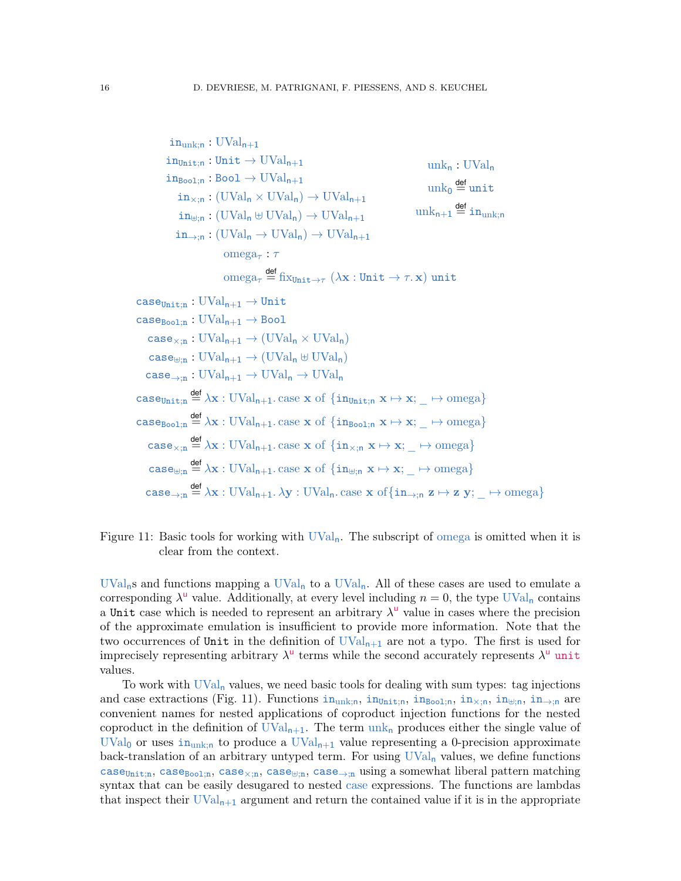$$\mathtt{in}_{\mathrm{unk};n} : \mathrm{UVal}_{n+1}$$
$$\mathtt{in}_{\mathtt{Unit};n} : \mathtt{Unit} \to \mathrm{UVal}_{n+1}$$
$$\mathtt{in}_{\mathtt{Bool};n} : \mathtt{Bool} \to \mathrm{UVal}_{n+1}$$
$$\mathtt{in}_{\times;n} : (\mathrm{UVal}_n \times \mathrm{UVal}_n) \to \mathrm{UVal}_{n+1}$$
$$\mathtt{in}_{\uplus;n} : (\mathrm{UVal}_n \uplus \mathrm{UVal}_n) \to \mathrm{UVal}_{n+1}$$
$$\mathtt{in}_{\to;n} : (\mathrm{UVal}_n \to \mathrm{UVal}_n) \to \mathrm{UVal}_{n+1}$$

$$\mathrm{unk}_n : \mathrm{UVal}_n$$
$$\mathrm{unk}_0 \stackrel{\mathsf{def}}{=} \mathtt{unit}$$
$$\mathrm{unk}_{n+1} \stackrel{\mathsf{def}}{=} \mathtt{in}_{\mathrm{unk};n}$$

$$\mathrm{omega}_\tau : \tau$$
$$\mathrm{omega}_\tau \stackrel{\mathsf{def}}{=} \mathrm{fix}_{\mathtt{Unit}\to\tau}\ (\lambda \mathbf{x} : \mathtt{Unit} \to \tau.\, \mathbf{x})\ \mathtt{unit}$$

$$\mathtt{case}_{\mathtt{Unit};n} : \mathrm{UVal}_{n+1} \to \mathtt{Unit}$$
$$\mathtt{case}_{\mathtt{Bool};n} : \mathrm{UVal}_{n+1} \to \mathtt{Bool}$$
$$\mathtt{case}_{\times;n} : \mathrm{UVal}_{n+1} \to (\mathrm{UVal}_n \times \mathrm{UVal}_n)$$
$$\mathtt{case}_{\uplus;n} : \mathrm{UVal}_{n+1} \to (\mathrm{UVal}_n \uplus \mathrm{UVal}_n)$$
$$\mathtt{case}_{\to;n} : \mathrm{UVal}_{n+1} \to \mathrm{UVal}_n \to \mathrm{UVal}_n$$

$$\mathtt{case}_{\mathtt{Unit};n} \stackrel{\mathsf{def}}{=} \lambda \mathbf{x} : \mathrm{UVal}_{n+1}.\, \mathrm{case}\ \mathbf{x}\ \mathrm{of}\ \{\mathtt{in}_{\mathtt{Unit};n}\ \mathbf{x} \mapsto \mathbf{x};\ \_ \mapsto \mathrm{omega}\}$$
$$\mathtt{case}_{\mathtt{Bool};n} \stackrel{\mathsf{def}}{=} \lambda \mathbf{x} : \mathrm{UVal}_{n+1}.\, \mathrm{case}\ \mathbf{x}\ \mathrm{of}\ \{\mathtt{in}_{\mathtt{Bool};n}\ \mathbf{x} \mapsto \mathbf{x};\ \_ \mapsto \mathrm{omega}\}$$
$$\mathtt{case}_{\times;n} \stackrel{\mathsf{def}}{=} \lambda \mathbf{x} : \mathrm{UVal}_{n+1}.\, \mathrm{case}\ \mathbf{x}\ \mathrm{of}\ \{\mathtt{in}_{\times;n}\ \mathbf{x} \mapsto \mathbf{x};\ \_ \mapsto \mathrm{omega}\}$$
$$\mathtt{case}_{\uplus;n} \stackrel{\mathsf{def}}{=} \lambda \mathbf{x} : \mathrm{UVal}_{n+1}.\, \mathrm{case}\ \mathbf{x}\ \mathrm{of}\ \{\mathtt{in}_{\uplus;n}\ \mathbf{x} \mapsto \mathbf{x};\ \_ \mapsto \mathrm{omega}\}$$
$$\mathtt{case}_{\to;n} \stackrel{\mathsf{def}}{=} \lambda \mathbf{x} : \mathrm{UVal}_{n+1}.\, \lambda \mathbf{y} : \mathrm{UVal}_n.\, \mathrm{case}\ \mathbf{x}\ \mathrm{of} \{\mathtt{in}_{\to;n}\ \mathbf{z} \mapsto \mathbf{z}\ \mathbf{y};\ \_ \mapsto \mathrm{omega}\}$$

Figure 11: Basic tools for working with $\mathrm{UVal}_n$. The subscript of omega is omitted when it is clear from the context.

$\mathrm{UVal}_n$s and functions mapping a $\mathrm{UVal}_n$ to a $\mathrm{UVal}_n$. All of these cases are used to emulate a corresponding $\lambda^u$ value. Additionally, at every level including $n = 0$, the type $\mathrm{UVal}_n$ contains a Unit case which is needed to represent an arbitrary $\lambda^u$ value in cases where the precision of the approximate emulation is insufficient to provide more information. Note that the two occurrences of Unit in the definition of $\mathrm{UVal}_{n+1}$ are not a typo. The first is used for imprecisely representing arbitrary $\lambda^u$ terms while the second accurately represents $\lambda^u$ unit values.

To work with $\mathrm{UVal}_n$ values, we need basic tools for dealing with sum types: tag injections and case extractions (Fig. 11). Functions $\mathtt{in}_{\mathrm{unk};n}$, $\mathtt{in}_{\mathtt{Unit};n}$, $\mathtt{in}_{\mathtt{Bool};n}$, $\mathtt{in}_{\times;n}$, $\mathtt{in}_{\uplus;n}$, $\mathtt{in}_{\to;n}$ are convenient names for nested applications of coproduct injection functions for the nested coproduct in the definition of $\mathrm{UVal}_{n+1}$. The term $\mathrm{unk}_n$ produces either the single value of $\mathrm{UVal}_0$ or uses $\mathtt{in}_{\mathrm{unk};n}$ to produce a $\mathrm{UVal}_{n+1}$ value representing a 0-precision approximate back-translation of an arbitrary untyped term. For using $\mathrm{UVal}_n$ values, we define functions $\mathtt{case}_{\mathtt{Unit};n}$, $\mathtt{case}_{\mathtt{Bool};n}$, $\mathtt{case}_{\times;n}$, $\mathtt{case}_{\uplus;n}$, $\mathtt{case}_{\to;n}$ using a somewhat liberal pattern matching syntax that can be easily desugared to nested case expressions. The functions are lambdas that inspect their $\mathrm{UVal}_{n+1}$ argument and return the contained value if it is in the appropriate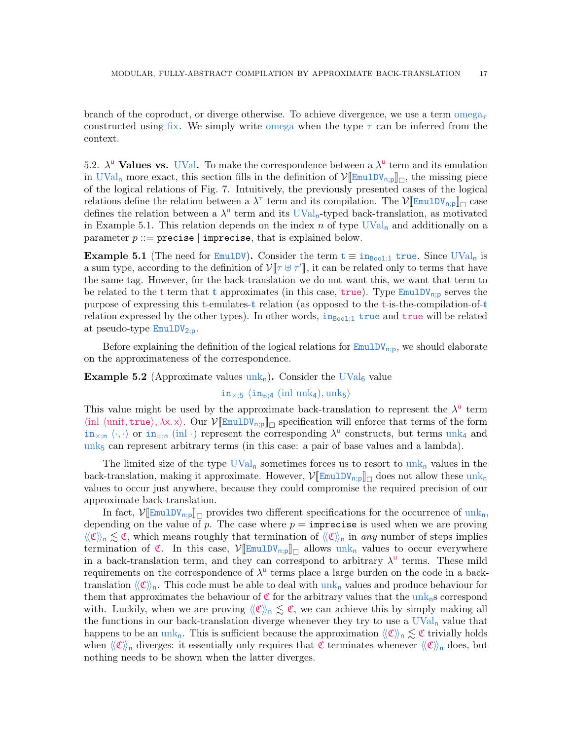branch of the coproduct, or diverge otherwise. To achieve divergence, we use a term $\text{omega}_\tau$ constructed using fix. We simply write omega when the type $\tau$ can be inferred from the context.

## 5.2. $\lambda^{\mathsf{u}}$ Values vs. UVal.

To make the correspondence between a $\lambda^{\mathsf{u}}$ term and its emulation in $\text{UVal}_\mathsf{n}$ more exact, this section fills in the definition of $\mathcal{V}[\![\mathtt{EmulDV}_{\mathsf{n};\mathsf{p}}]\!]_\square$, the missing piece of the logical relations of Fig. 7. Intuitively, the previously presented cases of the logical relations define the relation between a $\lambda^{\tau}$ term and its compilation. The $\mathcal{V}[\![\mathtt{EmulDV}_{\mathsf{n};\mathsf{p}}]\!]_\square$ case defines the relation between a $\lambda^{\mathsf{u}}$ term and its $\text{UVal}_\mathsf{n}$-typed back-translation, as motivated in Example 5.1. This relation depends on the index $n$ of type $\text{UVal}_\mathsf{n}$ and additionally on a parameter $p ::= \mathtt{precise} \mid \mathtt{imprecise}$, that is explained below.

**Example 5.1** (The need for EmulDV)**.** Consider the term $\mathbf{t} \equiv \mathtt{in}_{\mathsf{Bool};1}\ \mathtt{true}$. Since $\text{UVal}_\mathsf{n}$ is a sum type, according to the definition of $\mathcal{V}[\![\tau \uplus \tau']\!]$, it can be related only to terms that have the same tag. However, for the back-translation we do not want this, we want that term to be related to the $\mathtt{t}$ term that $\mathbf{t}$ approximates (in this case, $\mathtt{true}$). Type $\mathtt{EmulDV}_{\mathsf{n};\mathsf{p}}$ serves the purpose of expressing this $\mathtt{t}$-emulates-$\mathbf{t}$ relation (as opposed to the $\mathtt{t}$-is-the-compilation-of-$\mathbf{t}$ relation expressed by the other types). In other words, $\mathtt{in}_{\mathsf{Bool};1}\ \mathtt{true}$ and $\mathtt{true}$ will be related at pseudo-type $\mathtt{EmulDV}_{2;\mathsf{p}}$.

Before explaining the definition of the logical relations for $\mathtt{EmulDV}_{\mathsf{n};\mathsf{p}}$, we should elaborate on the approximateness of the correspondence.

**Example 5.2** (Approximate values $\text{unk}_\mathsf{n}$)**.** Consider the $\text{UVal}_6$ value

$$\mathtt{in}_{\times;5}\ \langle \mathtt{in}_{\uplus;4}\ (\text{inl unk}_4), \text{unk}_5\rangle$$

This value might be used by the approximate back-translation to represent the $\lambda^{\mathsf{u}}$ term $\langle \text{inl}\ \langle \text{unit}, \mathtt{true}\rangle, \lambda x.\, x\rangle$. Our $\mathcal{V}[\![\mathtt{EmulDV}_{\mathsf{n};\mathsf{p}}]\!]_\square$ specification will enforce that terms of the form $\mathtt{in}_{\times;n}\ \langle\cdot,\cdot\rangle$ or $\mathtt{in}_{\uplus;n}\ (\text{inl}\ \cdot)$ represent the corresponding $\lambda^{\mathsf{u}}$ constructs, but terms $\text{unk}_4$ and $\text{unk}_5$ can represent arbitrary terms (in this case: a pair of base values and a lambda).

The limited size of the type $\text{UVal}_\mathsf{n}$ sometimes forces us to resort to $\text{unk}_\mathsf{n}$ values in the back-translation, making it approximate. However, $\mathcal{V}[\![\mathtt{EmulDV}_{\mathsf{n};\mathsf{p}}]\!]_\square$ does not allow these $\text{unk}_\mathsf{n}$ values to occur just anywhere, because they could compromise the required precision of our approximate back-translation.

In fact, $\mathcal{V}[\![\mathtt{EmulDV}_{\mathsf{n};\mathsf{p}}]\!]_\square$ provides two different specifications for the occurrence of $\text{unk}_\mathsf{n}$, depending on the value of $p$. The case where $p = \mathtt{imprecise}$ is used when we are proving $\langle\!\langle \mathfrak{C} \rangle\!\rangle_\mathsf{n} \lesssim \mathfrak{C}$, which means roughly that termination of $\langle\!\langle \mathfrak{C} \rangle\!\rangle_\mathsf{n}$ in *any* number of steps implies termination of $\mathfrak{C}$. In this case, $\mathcal{V}[\![\mathtt{EmulDV}_{\mathsf{n};\mathsf{p}}]\!]_\square$ allows $\text{unk}_\mathsf{n}$ values to occur everywhere in a back-translation term, and they can correspond to arbitrary $\lambda^{\mathsf{u}}$ terms. These mild requirements on the correspondence of $\lambda^{\mathsf{u}}$ terms place a large burden on the code in a back-translation $\langle\!\langle \mathfrak{C} \rangle\!\rangle_\mathsf{n}$. This code must be able to deal with $\text{unk}_\mathsf{n}$ values and produce behaviour for them that approximates the behaviour of $\mathfrak{C}$ for the arbitrary values that the $\text{unk}_\mathsf{n}$s correspond with. Luckily, when we are proving $\langle\!\langle \mathfrak{C} \rangle\!\rangle_\mathsf{n} \lesssim \mathfrak{C}$, we can achieve this by simply making all the functions in our back-translation diverge whenever they try to use a $\text{UVal}_\mathsf{n}$ value that happens to be an $\text{unk}_\mathsf{n}$. This is sufficient because the approximation $\langle\!\langle \mathfrak{C} \rangle\!\rangle_\mathsf{n} \lesssim \mathfrak{C}$ trivially holds when $\langle\!\langle \mathfrak{C} \rangle\!\rangle_\mathsf{n}$ diverges: it essentially only requires that $\mathfrak{C}$ terminates whenever $\langle\!\langle \mathfrak{C} \rangle\!\rangle_\mathsf{n}$ does, but nothing needs to be shown when the latter diverges.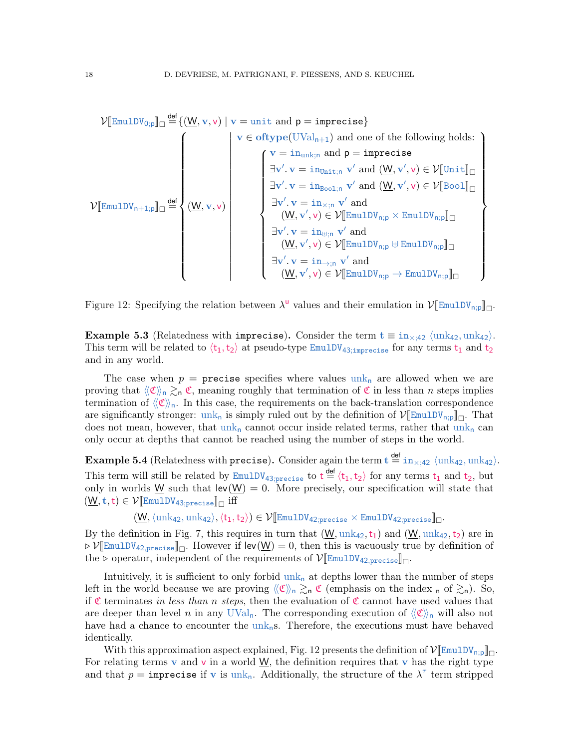$$\mathcal{V}[\![\mathtt{EmulDV}_{0;p}]\!]_{\square} \stackrel{\mathsf{def}}{=} \{(\underline{W}, \mathbf{v}, \mathsf{v}) \mid \mathbf{v} = \mathtt{unit} \text{ and } \mathsf{p} = \mathtt{imprecise}\}$$

$$\mathcal{V}[\![\mathtt{EmulDV}_{n+1;p}]\!]_{\square} \stackrel{\mathsf{def}}{=} \left\{ (\underline{W}, \mathbf{v}, \mathsf{v}) \;\middle|\; \begin{array}{l} \mathbf{v} \in \mathbf{oftype}(\mathrm{UVal}_{n+1}) \text{ and one of the following holds:} \\ \left\{ \begin{array}{l} \mathbf{v} = \mathtt{in}_{\mathrm{unk};n} \text{ and } \mathsf{p} = \mathtt{imprecise} \\ \exists \mathbf{v}'.\, \mathbf{v} = \mathtt{in}_{\mathtt{Unit};n}\ \mathbf{v}' \text{ and } (\underline{W}, \mathbf{v}', \mathsf{v}) \in \mathcal{V}[\![\mathtt{Unit}]\!]_{\square} \\ \exists \mathbf{v}'.\, \mathbf{v} = \mathtt{in}_{\mathtt{Bool};n}\ \mathbf{v}' \text{ and } (\underline{W}, \mathbf{v}', \mathsf{v}) \in \mathcal{V}[\![\mathtt{Bool}]\!]_{\square} \\ \exists \mathbf{v}'.\, \mathbf{v} = \mathtt{in}_{\times;n}\ \mathbf{v}' \text{ and} \\ \quad (\underline{W}, \mathbf{v}', \mathsf{v}) \in \mathcal{V}[\![\mathtt{EmulDV}_{n;p} \times \mathtt{EmulDV}_{n;p}]\!]_{\square} \\ \exists \mathbf{v}'.\, \mathbf{v} = \mathtt{in}_{\uplus;n}\ \mathbf{v}' \text{ and} \\ \quad (\underline{W}, \mathbf{v}', \mathsf{v}) \in \mathcal{V}[\![\mathtt{EmulDV}_{n;p} \uplus \mathtt{EmulDV}_{n;p}]\!]_{\square} \\ \exists \mathbf{v}'.\, \mathbf{v} = \mathtt{in}_{\to;n}\ \mathbf{v}' \text{ and} \\ \quad (\underline{W}, \mathbf{v}', \mathsf{v}) \in \mathcal{V}[\![\mathtt{EmulDV}_{n;p} \to \mathtt{EmulDV}_{n;p}]\!]_{\square} \end{array} \right. \end{array} \right\}$$

Figure 12: Specifying the relation between $\lambda^{\mathsf{u}}$ values and their emulation in $\mathcal{V}[\![\mathtt{EmulDV}_{n;p}]\!]_{\square}$.

**Example 5.3** (Relatedness with `imprecise`)**.** Consider the term $\mathbf{t} \equiv \mathtt{in}_{\times;42}\ \langle \mathrm{unk}_{42}, \mathrm{unk}_{42} \rangle$. This term will be related to $\langle \mathsf{t}_1, \mathsf{t}_2 \rangle$ at pseudo-type $\mathtt{EmulDV}_{43;\mathtt{imprecise}}$ for any terms $\mathsf{t}_1$ and $\mathsf{t}_2$ and in any world.

The case when $p = \mathtt{precise}$ specifies where values $\mathrm{unk}_n$ are allowed when we are proving that $\langle\!\langle \mathfrak{C} \rangle\!\rangle_n \gtrsim_n \mathfrak{C}$, meaning roughly that termination of $\mathfrak{C}$ in less than $n$ steps implies termination of $\langle\!\langle \mathfrak{C} \rangle\!\rangle_n$. In this case, the requirements on the back-translation correspondence are significantly stronger: $\mathrm{unk}_n$ is simply ruled out by the definition of $\mathcal{V}[\![\mathtt{EmulDV}_{n;p}]\!]_{\square}$. That does not mean, however, that $\mathrm{unk}_n$ cannot occur inside related terms, rather that $\mathrm{unk}_n$ can only occur at depths that cannot be reached using the number of steps in the world.

**Example 5.4** (Relatedness with `precise`)**.** Consider again the term $\mathbf{t} \stackrel{\mathsf{def}}{=} \mathtt{in}_{\times;42}\ \langle \mathrm{unk}_{42}, \mathrm{unk}_{42} \rangle$. This term will still be related by $\mathtt{EmulDV}_{43;\mathtt{precise}}$ to $\mathsf{t} \stackrel{\mathsf{def}}{=} \langle \mathsf{t}_1, \mathsf{t}_2 \rangle$ for any terms $\mathsf{t}_1$ and $\mathsf{t}_2$, but only in worlds $\underline{W}$ such that $\mathsf{lev}(\underline{W}) = 0$. More precisely, our specification will state that $(\underline{W}, \mathbf{t}, \mathsf{t}) \in \mathcal{V}[\![\mathtt{EmulDV}_{43;\mathtt{precise}}]\!]_{\square}$ iff

$$(\underline{W}, \langle \mathrm{unk}_{42}, \mathrm{unk}_{42} \rangle, \langle \mathsf{t}_1, \mathsf{t}_2 \rangle) \in \mathcal{V}[\![\mathtt{EmulDV}_{42;\mathtt{precise}} \times \mathtt{EmulDV}_{42;\mathtt{precise}}]\!]_{\square}.$$

By the definition in Fig. 7, this requires in turn that $(\underline{W}, \mathrm{unk}_{42}, \mathsf{t}_1)$ and $(\underline{W}, \mathrm{unk}_{42}, \mathsf{t}_2)$ are in $\triangleright \mathcal{V}[\![\mathtt{EmulDV}_{42,\mathtt{precise}}]\!]_{\square}$. However if $\mathsf{lev}(\underline{W}) = 0$, then this is vacuously true by definition of the $\triangleright$ operator, independent of the requirements of $\mathcal{V}[\![\mathtt{EmulDV}_{42,\mathtt{precise}}]\!]_{\square}$.

Intuitively, it is sufficient to only forbid $\mathrm{unk}_n$ at depths lower than the number of steps left in the world because we are proving $\langle\!\langle \mathfrak{C} \rangle\!\rangle_n \gtrsim_n \mathfrak{C}$ (emphasis on the index $_n$ of $\gtrsim_n$). So, if $\mathfrak{C}$ terminates *in less than n steps*, then the evaluation of $\mathfrak{C}$ cannot have used values that are deeper than level $n$ in any $\mathrm{UVal}_n$. The corresponding execution of $\langle\!\langle \mathfrak{C} \rangle\!\rangle_n$ will also not have had a chance to encounter the $\mathrm{unk}_n$s. Therefore, the executions must have behaved identically.

With this approximation aspect explained, Fig. 12 presents the definition of $\mathcal{V}[\![\mathtt{EmulDV}_{n;p}]\!]_{\square}$. For relating terms $\mathbf{v}$ and $\mathsf{v}$ in a world $\underline{W}$, the definition requires that $\mathbf{v}$ has the right type and that $p = \mathtt{imprecise}$ if $\mathbf{v}$ is $\mathrm{unk}_n$. Additionally, the structure of the $\lambda^{\tau}$ term stripped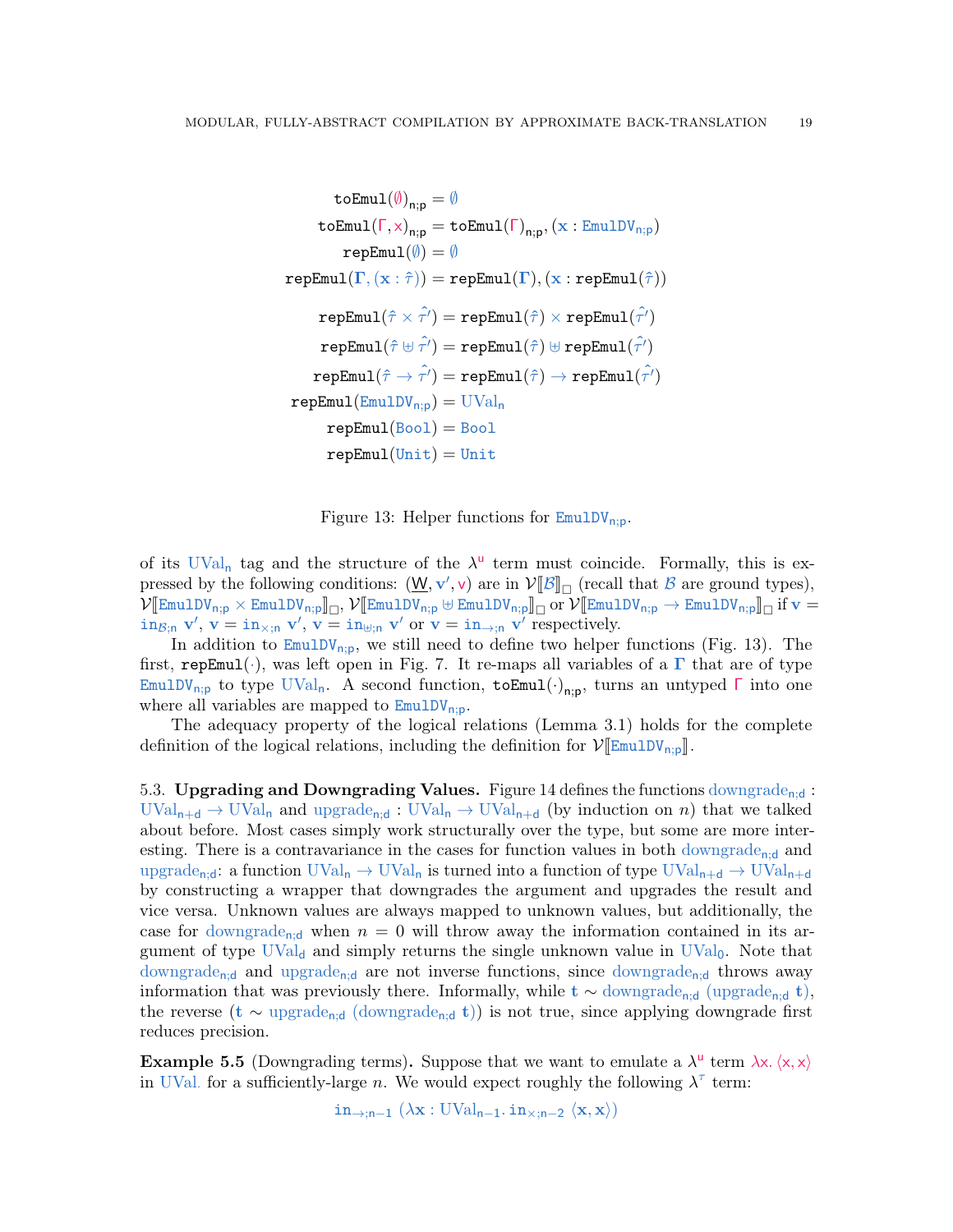$$
\begin{aligned}
\texttt{toEmul}(\emptyset)_{n;p} &= \emptyset \\
\texttt{toEmul}(\Gamma, x)_{n;p} &= \texttt{toEmul}(\Gamma)_{n;p}, (\mathbf{x} : \texttt{EmulDV}_{n;p}) \\
\texttt{repEmul}(\emptyset) &= \emptyset \\
\texttt{repEmul}(\mathbf{\Gamma}, (\mathbf{x} : \hat{\tau})) &= \texttt{repEmul}(\mathbf{\Gamma}), (\mathbf{x} : \texttt{repEmul}(\hat{\tau})) \\
\texttt{repEmul}(\hat{\tau} \times \hat{\tau}') &= \texttt{repEmul}(\hat{\tau}) \times \texttt{repEmul}(\hat{\tau}') \\
\texttt{repEmul}(\hat{\tau} \uplus \hat{\tau}') &= \texttt{repEmul}(\hat{\tau}) \uplus \texttt{repEmul}(\hat{\tau}') \\
\texttt{repEmul}(\hat{\tau} \to \hat{\tau}') &= \texttt{repEmul}(\hat{\tau}) \to \texttt{repEmul}(\hat{\tau}') \\
\texttt{repEmul}(\texttt{EmulDV}_{n;p}) &= \mathrm{UVal}_n \\
\texttt{repEmul}(\texttt{Bool}) &= \texttt{Bool} \\
\texttt{repEmul}(\texttt{Unit}) &= \texttt{Unit}
\end{aligned}
$$

Figure 13: Helper functions for $\texttt{EmulDV}_{n;p}$.

of its $\mathrm{UVal}_n$ tag and the structure of the $\lambda^u$ term must coincide. Formally, this is expressed by the following conditions: $(\underline{W}, \mathbf{v}', \mathsf{v})$ are in $\mathcal{V}[\![\mathcal{B}]\!]_\square$ (recall that $\mathcal{B}$ are ground types), $\mathcal{V}[\![\texttt{EmulDV}_{n;p} \times \texttt{EmulDV}_{n;p}]\!]_\square$, $\mathcal{V}[\![\texttt{EmulDV}_{n;p} \uplus \texttt{EmulDV}_{n;p}]\!]_\square$ or $\mathcal{V}[\![\texttt{EmulDV}_{n;p} \to \texttt{EmulDV}_{n;p}]\!]_\square$ if $\mathbf{v} = \texttt{in}_{\mathcal{B};n}\ \mathbf{v}'$, $\mathbf{v} = \texttt{in}_{\times;n}\ \mathbf{v}'$, $\mathbf{v} = \texttt{in}_{\uplus;n}\ \mathbf{v}'$ or $\mathbf{v} = \texttt{in}_{\to;n}\ \mathbf{v}'$ respectively.

In addition to $\texttt{EmulDV}_{n;p}$, we still need to define two helper functions (Fig. 13). The first, $\texttt{repEmul}(\cdot)$, was left open in Fig. 7. It re-maps all variables of a $\mathbf{\Gamma}$ that are of type $\texttt{EmulDV}_{n;p}$ to type $\mathrm{UVal}_n$. A second function, $\texttt{toEmul}(\cdot)_{n;p}$, turns an untyped $\Gamma$ into one where all variables are mapped to $\texttt{EmulDV}_{n;p}$.

The adequacy property of the logical relations (Lemma 3.1) holds for the complete definition of the logical relations, including the definition for $\mathcal{V}[\![\texttt{EmulDV}_{n;p}]\!]$.

### 5.3. Upgrading and Downgrading Values.

Figure 14 defines the functions $\mathrm{downgrade}_{n;d} : \mathrm{UVal}_{n+d} \to \mathrm{UVal}_n$ and $\mathrm{upgrade}_{n;d} : \mathrm{UVal}_n \to \mathrm{UVal}_{n+d}$ (by induction on $n$) that we talked about before. Most cases simply work structurally over the type, but some are more interesting. There is a contravariance in the cases for function values in both $\mathrm{downgrade}_{n;d}$ and $\mathrm{upgrade}_{n;d}$: a function $\mathrm{UVal}_n \to \mathrm{UVal}_n$ is turned into a function of type $\mathrm{UVal}_{n+d} \to \mathrm{UVal}_{n+d}$ by constructing a wrapper that downgrades the argument and upgrades the result and vice versa. Unknown values are always mapped to unknown values, but additionally, the case for $\mathrm{downgrade}_{n;d}$ when $n = 0$ will throw away the information contained in its argument of type $\mathrm{UVal}_d$ and simply returns the single unknown value in $\mathrm{UVal}_0$. Note that $\mathrm{downgrade}_{n;d}$ and $\mathrm{upgrade}_{n;d}$ are not inverse functions, since $\mathrm{downgrade}_{n;d}$ throws away information that was previously there. Informally, while $\mathbf{t} \sim \mathrm{downgrade}_{n;d}\ (\mathrm{upgrade}_{n;d}\ \mathbf{t})$, the reverse $(\mathbf{t} \sim \mathrm{upgrade}_{n;d}\ (\mathrm{downgrade}_{n;d}\ \mathbf{t}))$ is not true, since applying downgrade first reduces precision.

**Example 5.5** (Downgrading terms)**.** Suppose that we want to emulate a $\lambda^u$ term $\lambda x.\ \langle x, x\rangle$ in $\mathrm{UVal}.$ for a sufficiently-large $n$. We would expect roughly the following $\lambda^\tau$ term:

$$
\texttt{in}_{\to;n-1}\ (\lambda \mathbf{x} : \mathrm{UVal}_{n-1}.\ \texttt{in}_{\times;n-2}\ \langle \mathbf{x}, \mathbf{x}\rangle)
$$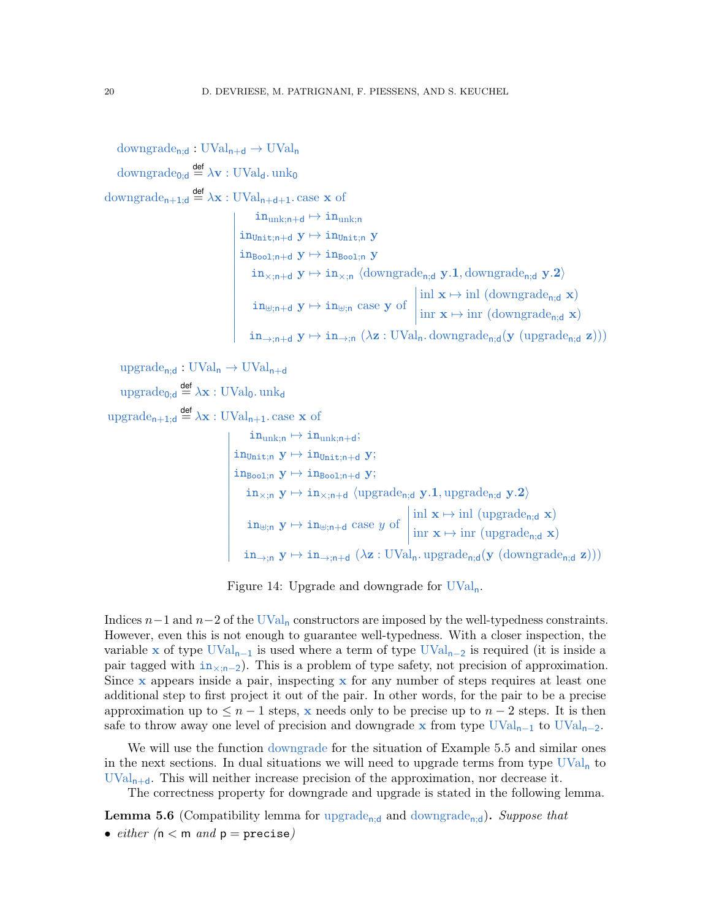$$
\begin{aligned}
&\mathrm{downgrade}_{n;d} : \mathrm{UVal}_{n+d} \to \mathrm{UVal}_{n} \\
&\mathrm{downgrade}_{0;d} \overset{\mathsf{def}}{=} \lambda \mathbf{v} : \mathrm{UVal}_{d}.\, \mathrm{unk}_{0} \\
&\mathrm{downgrade}_{n+1;d} \overset{\mathsf{def}}{=} \lambda \mathbf{x} : \mathrm{UVal}_{n+d+1}.\, \mathrm{case}\ \mathbf{x}\ \mathrm{of} \\
&\quad \left| \begin{array}{l}
\mathtt{in}_{\mathrm{unk};n+d} \mapsto \mathtt{in}_{\mathrm{unk};n} \\
\mathtt{in}_{\mathtt{Unit};n+d}\ \mathbf{y} \mapsto \mathtt{in}_{\mathtt{Unit};n}\ \mathbf{y} \\
\mathtt{in}_{\mathtt{Bool};n+d}\ \mathbf{y} \mapsto \mathtt{in}_{\mathtt{Bool};n}\ \mathbf{y} \\
\mathtt{in}_{\times;n+d}\ \mathbf{y} \mapsto \mathtt{in}_{\times;n}\ \langle \mathrm{downgrade}_{n;d}\ \mathbf{y}.\mathbf{1}, \mathrm{downgrade}_{n;d}\ \mathbf{y}.\mathbf{2} \rangle \\
\mathtt{in}_{\uplus;n+d}\ \mathbf{y} \mapsto \mathtt{in}_{\uplus;n}\ \mathrm{case}\ \mathbf{y}\ \mathrm{of} \left| \begin{array}{l} \mathrm{inl}\ \mathbf{x} \mapsto \mathrm{inl}\ (\mathrm{downgrade}_{n;d}\ \mathbf{x}) \\ \mathrm{inr}\ \mathbf{x} \mapsto \mathrm{inr}\ (\mathrm{downgrade}_{n;d}\ \mathbf{x}) \end{array} \right. \\
\mathtt{in}_{\to;n+d}\ \mathbf{y} \mapsto \mathtt{in}_{\to;n}\ (\lambda \mathbf{z} : \mathrm{UVal}_{n}.\, \mathrm{downgrade}_{n;d}(\mathbf{y}\ (\mathrm{upgrade}_{n;d}\ \mathbf{z})))
\end{array} \right.
\end{aligned}
$$

$$
\begin{aligned}
&\mathrm{upgrade}_{n;d} : \mathrm{UVal}_{n} \to \mathrm{UVal}_{n+d} \\
&\mathrm{upgrade}_{0;d} \overset{\mathsf{def}}{=} \lambda \mathbf{x} : \mathrm{UVal}_{0}.\, \mathrm{unk}_{d} \\
&\mathrm{upgrade}_{n+1;d} \overset{\mathsf{def}}{=} \lambda \mathbf{x} : \mathrm{UVal}_{n+1}.\, \mathrm{case}\ \mathbf{x}\ \mathrm{of} \\
&\quad \left| \begin{array}{l}
\mathtt{in}_{\mathrm{unk};n} \mapsto \mathtt{in}_{\mathrm{unk};n+d}; \\
\mathtt{in}_{\mathtt{Unit};n}\ \mathbf{y} \mapsto \mathtt{in}_{\mathtt{Unit};n+d}\ \mathbf{y}; \\
\mathtt{in}_{\mathtt{Bool};n}\ \mathbf{y} \mapsto \mathtt{in}_{\mathtt{Bool};n+d}\ \mathbf{y}; \\
\mathtt{in}_{\times;n}\ \mathbf{y} \mapsto \mathtt{in}_{\times;n+d}\ \langle \mathrm{upgrade}_{n;d}\ \mathbf{y}.\mathbf{1}, \mathrm{upgrade}_{n;d}\ \mathbf{y}.\mathbf{2} \rangle \\
\mathtt{in}_{\uplus;n}\ \mathbf{y} \mapsto \mathtt{in}_{\uplus;n+d}\ \mathrm{case}\ y\ \mathrm{of} \left| \begin{array}{l} \mathrm{inl}\ \mathbf{x} \mapsto \mathrm{inl}\ (\mathrm{upgrade}_{n;d}\ \mathbf{x}) \\ \mathrm{inr}\ \mathbf{x} \mapsto \mathrm{inr}\ (\mathrm{upgrade}_{n;d}\ \mathbf{x}) \end{array} \right. \\
\mathtt{in}_{\to;n}\ \mathbf{y} \mapsto \mathtt{in}_{\to;n+d}\ (\lambda \mathbf{z} : \mathrm{UVal}_{n}.\, \mathrm{upgrade}_{n;d}(\mathbf{y}\ (\mathrm{downgrade}_{n;d}\ \mathbf{z})))
\end{array} \right.
\end{aligned}
$$

Figure 14: Upgrade and downgrade for $\mathrm{UVal}_n$.

Indices $n-1$ and $n-2$ of the $\mathrm{UVal}_n$ constructors are imposed by the well-typedness constraints. However, even this is not enough to guarantee well-typedness. With a closer inspection, the variable $\mathbf{x}$ of type $\mathrm{UVal}_{n-1}$ is used where a term of type $\mathrm{UVal}_{n-2}$ is required (it is inside a pair tagged with $\mathtt{in}_{\times;n-2}$). This is a problem of type safety, not precision of approximation. Since $\mathbf{x}$ appears inside a pair, inspecting $\mathbf{x}$ for any number of steps requires at least one additional step to first project it out of the pair. In other words, for the pair to be a precise approximation up to $\leq n-1$ steps, $\mathbf{x}$ needs only to be precise up to $n-2$ steps. It is then safe to throw away one level of precision and downgrade $\mathbf{x}$ from type $\mathrm{UVal}_{n-1}$ to $\mathrm{UVal}_{n-2}$.

We will use the function downgrade for the situation of Example 5.5 and similar ones in the next sections. In dual situations we will need to upgrade terms from type $\mathrm{UVal}_n$ to $\mathrm{UVal}_{n+d}$. This will neither increase precision of the approximation, nor decrease it.

The correctness property for downgrade and upgrade is stated in the following lemma.

**Lemma 5.6** (Compatibility lemma for $\mathrm{upgrade}_{n;d}$ and $\mathrm{downgrade}_{n;d}$)**.** *Suppose that*

- *either* ($\mathsf{n} < \mathsf{m}$ *and* $\mathsf{p} = \mathtt{precise}$)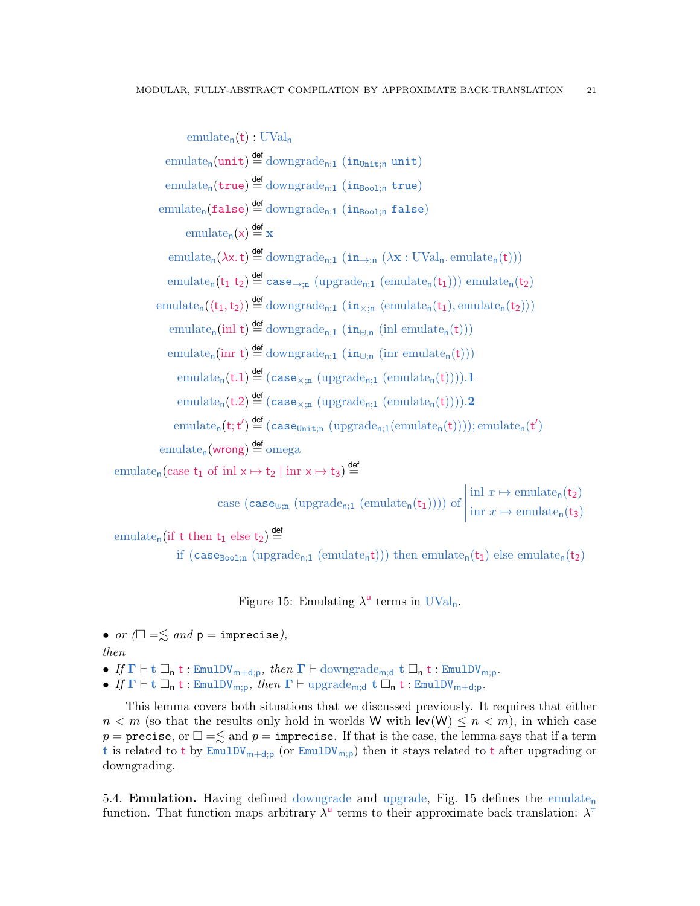$$
\begin{aligned}
&\mathrm{emulate}_n(\mathsf{t}) : \mathrm{UVal}_n \\
&\mathrm{emulate}_n(\mathtt{unit}) \stackrel{\mathsf{def}}{=} \mathrm{downgrade}_{n;1}\ (\mathtt{in}_{\mathtt{Unit};n}\ \mathtt{unit}) \\
&\mathrm{emulate}_n(\mathtt{true}) \stackrel{\mathsf{def}}{=} \mathrm{downgrade}_{n;1}\ (\mathtt{in}_{\mathtt{Bool};n}\ \mathtt{true}) \\
&\mathrm{emulate}_n(\mathtt{false}) \stackrel{\mathsf{def}}{=} \mathrm{downgrade}_{n;1}\ (\mathtt{in}_{\mathtt{Bool};n}\ \mathtt{false}) \\
&\mathrm{emulate}_n(\mathsf{x}) \stackrel{\mathsf{def}}{=} \mathbf{x} \\
&\mathrm{emulate}_n(\lambda \mathsf{x}.\, \mathsf{t}) \stackrel{\mathsf{def}}{=} \mathrm{downgrade}_{n;1}\ (\mathtt{in}_{\rightarrow;n}\ (\lambda \mathbf{x} : \mathrm{UVal}_n.\, \mathrm{emulate}_n(\mathsf{t}))) \\
&\mathrm{emulate}_n(\mathsf{t}_1\ \mathsf{t}_2) \stackrel{\mathsf{def}}{=} \mathtt{case}_{\rightarrow;n}\ (\mathrm{upgrade}_{n;1}\ (\mathrm{emulate}_n(\mathsf{t}_1)))\ \mathrm{emulate}_n(\mathsf{t}_2) \\
&\mathrm{emulate}_n(\langle \mathsf{t}_1, \mathsf{t}_2\rangle) \stackrel{\mathsf{def}}{=} \mathrm{downgrade}_{n;1}\ (\mathtt{in}_{\times;n}\ \langle \mathrm{emulate}_n(\mathsf{t}_1), \mathrm{emulate}_n(\mathsf{t}_2)\rangle) \\
&\mathrm{emulate}_n(\mathrm{inl}\ \mathsf{t}) \stackrel{\mathsf{def}}{=} \mathrm{downgrade}_{n;1}\ (\mathtt{in}_{\uplus;n}\ (\mathrm{inl}\ \mathrm{emulate}_n(\mathsf{t}))) \\
&\mathrm{emulate}_n(\mathrm{inr}\ \mathsf{t}) \stackrel{\mathsf{def}}{=} \mathrm{downgrade}_{n;1}\ (\mathtt{in}_{\uplus;n}\ (\mathrm{inr}\ \mathrm{emulate}_n(\mathsf{t}))) \\
&\mathrm{emulate}_n(\mathsf{t}.1) \stackrel{\mathsf{def}}{=} (\mathtt{case}_{\times;n}\ (\mathrm{upgrade}_{n;1}\ (\mathrm{emulate}_n(\mathsf{t})))).\mathbf{1} \\
&\mathrm{emulate}_n(\mathsf{t}.2) \stackrel{\mathsf{def}}{=} (\mathtt{case}_{\times;n}\ (\mathrm{upgrade}_{n;1}\ (\mathrm{emulate}_n(\mathsf{t})))).\mathbf{2} \\
&\mathrm{emulate}_n(\mathsf{t};\mathsf{t}') \stackrel{\mathsf{def}}{=} (\mathtt{case}_{\mathtt{Unit};n}\ (\mathrm{upgrade}_{n;1}(\mathrm{emulate}_n(\mathsf{t})))); \mathrm{emulate}_n(\mathsf{t}') \\
&\mathrm{emulate}_n(\mathsf{wrong}) \stackrel{\mathsf{def}}{=} \mathrm{omega} \\
&\mathrm{emulate}_n(\mathrm{case}\ \mathsf{t}_1\ \mathrm{of}\ \mathrm{inl}\ \mathsf{x} \mapsto \mathsf{t}_2 \mid \mathrm{inr}\ \mathsf{x} \mapsto \mathsf{t}_3) \stackrel{\mathsf{def}}{=} \\
&\qquad \mathrm{case}\ (\mathtt{case}_{\uplus;n}\ (\mathrm{upgrade}_{n;1}\ (\mathrm{emulate}_n(\mathsf{t}_1))))\ \mathrm{of}\ \left|\begin{array}{l} \mathrm{inl}\ x \mapsto \mathrm{emulate}_n(\mathsf{t}_2) \\ \mathrm{inr}\ x \mapsto \mathrm{emulate}_n(\mathsf{t}_3)\end{array}\right. \\
&\mathrm{emulate}_n(\mathrm{if}\ \mathsf{t}\ \mathrm{then}\ \mathsf{t}_1\ \mathrm{else}\ \mathsf{t}_2) \stackrel{\mathsf{def}}{=} \\
&\qquad \mathrm{if}\ (\mathtt{case}_{\mathtt{Bool};n}\ (\mathrm{upgrade}_{n;1}\ (\mathrm{emulate}_n \mathsf{t})))\ \mathrm{then}\ \mathrm{emulate}_n(\mathsf{t}_1)\ \mathrm{else}\ \mathrm{emulate}_n(\mathsf{t}_2)
\end{aligned}
$$

Figure 15: Emulating $\lambda^{\mathsf{u}}$ terms in $\mathrm{UVal}_n$.

- *or* ($\square = \lesssim$ *and* $\mathsf{p} = \mathtt{imprecise}$),

*then*

- *If* $\mathbf{\Gamma} \vdash \mathbf{t}\ \square_n\ \mathsf{t} : \mathtt{EmulDV}_{m+d;p}$*, then* $\mathbf{\Gamma} \vdash \mathrm{downgrade}_{m;d}\ \mathbf{t}\ \square_n\ \mathsf{t} : \mathtt{EmulDV}_{m;p}$.
- *If* $\mathbf{\Gamma} \vdash \mathbf{t}\ \square_n\ \mathsf{t} : \mathtt{EmulDV}_{m;p}$*, then* $\mathbf{\Gamma} \vdash \mathrm{upgrade}_{m;d}\ \mathbf{t}\ \square_n\ \mathsf{t} : \mathtt{EmulDV}_{m+d;p}$.

This lemma covers both situations that we discussed previously. It requires that either $n < m$ (so that the results only hold in worlds $\underline{W}$ with $\mathsf{lev}(\underline{W}) \le n < m$), in which case $p = \mathtt{precise}$, or $\square = \lesssim$ and $p = \mathtt{imprecise}$. If that is the case, the lemma says that if a term $\mathbf{t}$ is related to $\mathsf{t}$ by $\mathtt{EmulDV}_{m+d;p}$ (or $\mathtt{EmulDV}_{m;p}$) then it stays related to $\mathsf{t}$ after upgrading or downgrading.

5.4. **Emulation.** Having defined downgrade and upgrade, Fig. 15 defines the $\mathrm{emulate}_n$ function. That function maps arbitrary $\lambda^{\mathsf{u}}$ terms to their approximate back-translation: $\lambda^{\tau}$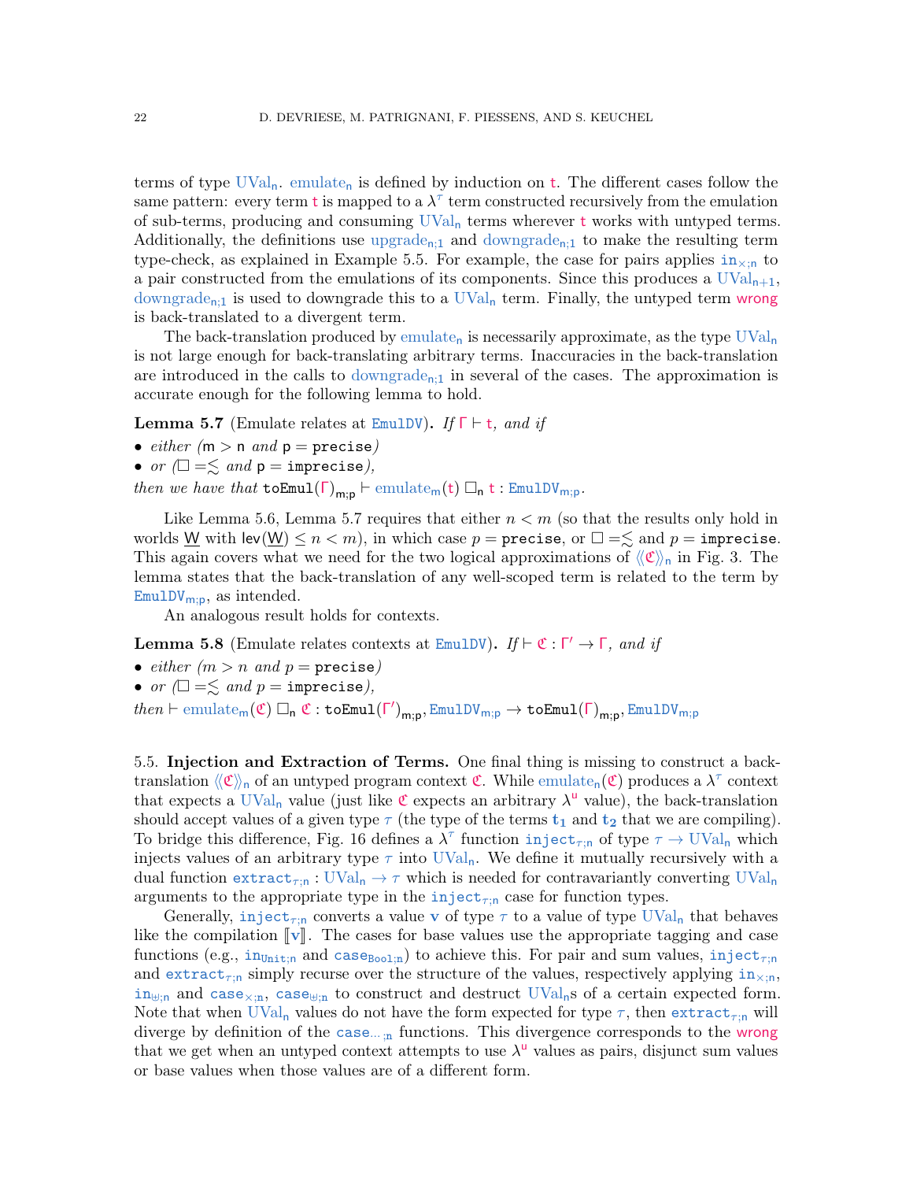terms of type $\mathrm{UVal_n}$. $\mathrm{emulate_n}$ is defined by induction on $\mathsf{t}$. The different cases follow the same pattern: every term $\mathsf{t}$ is mapped to a $\lambda^\tau$ term constructed recursively from the emulation of sub-terms, producing and consuming $\mathrm{UVal_n}$ terms wherever $\mathsf{t}$ works with untyped terms. Additionally, the definitions use $\mathrm{upgrade_{n;1}}$ and $\mathrm{downgrade_{n;1}}$ to make the resulting term type-check, as explained in Example 5.5. For example, the case for pairs applies $\mathtt{in}_{\times;\mathsf{n}}$ to a pair constructed from the emulations of its components. Since this produces a $\mathrm{UVal_{n+1}}$, $\mathrm{downgrade_{n;1}}$ is used to downgrade this to a $\mathrm{UVal_n}$ term. Finally, the untyped term $\mathsf{wrong}$ is back-translated to a divergent term.

The back-translation produced by $\mathrm{emulate_n}$ is necessarily approximate, as the type $\mathrm{UVal_n}$ is not large enough for back-translating arbitrary terms. Inaccuracies in the back-translation are introduced in the calls to $\mathrm{downgrade_{n;1}}$ in several of the cases. The approximation is accurate enough for the following lemma to hold.

**Lemma 5.7** (Emulate relates at $\mathtt{EmulDV}$)**.** *If $\Gamma \vdash \mathsf{t}$, and if*

- *either ($\mathsf{m} > \mathsf{n}$ and $\mathsf{p} = \mathtt{precise}$)*
- *or ($\square = \lesssim$ and $\mathsf{p} = \mathtt{imprecise}$),*

*then we have that $\mathtt{toEmul}(\Gamma)_{\mathsf{m;p}} \vdash \mathrm{emulate_m}(\mathsf{t}) \;\square_\mathsf{n}\; \mathsf{t} : \mathtt{EmulDV}_{\mathsf{m;p}}$.*

Like Lemma 5.6, Lemma 5.7 requires that either $n < m$ (so that the results only hold in worlds $\underline{\mathrm{W}}$ with $\mathsf{lev}(\underline{\mathrm{W}}) \leq n < m$), in which case $p = \mathtt{precise}$, or $\square = \lesssim$ and $p = \mathtt{imprecise}$. This again covers what we need for the two logical approximations of $\langle\langle \mathfrak{C} \rangle\rangle_\mathsf{n}$ in Fig. 3. The lemma states that the back-translation of any well-scoped term is related to the term by $\mathtt{EmulDV}_{\mathsf{m;p}}$, as intended.

An analogous result holds for contexts.

**Lemma 5.8** (Emulate relates contexts at $\mathtt{EmulDV}$)**.** *If $\vdash \mathfrak{C} : \Gamma' \to \Gamma$, and if*

- *either ($m > n$ and $\mathsf{p} = \mathtt{precise}$)*
- *or ($\square = \lesssim$ and $\mathsf{p} = \mathtt{imprecise}$),*

*then $\vdash \mathrm{emulate_m}(\mathfrak{C}) \;\square_\mathsf{n}\; \mathfrak{C} : \mathtt{toEmul}(\Gamma')_{\mathsf{m;p}}, \mathtt{EmulDV}_{\mathsf{m;p}} \to \mathtt{toEmul}(\Gamma)_{\mathsf{m;p}}, \mathtt{EmulDV}_{\mathsf{m;p}}$*

5.5. **Injection and Extraction of Terms.** One final thing is missing to construct a back-translation $\langle\langle \mathfrak{C} \rangle\rangle_\mathsf{n}$ of an untyped program context $\mathfrak{C}$. While $\mathrm{emulate_n}(\mathfrak{C})$ produces a $\lambda^\tau$ context that expects a $\mathrm{UVal_n}$ value (just like $\mathfrak{C}$ expects an arbitrary $\lambda^\mathsf{u}$ value), the back-translation should accept values of a given type $\tau$ (the type of the terms $\mathbf{t_1}$ and $\mathbf{t_2}$ that we are compiling). To bridge this difference, Fig. 16 defines a $\lambda^\tau$ function $\mathtt{inject}_{\tau;\mathsf{n}}$ of type $\tau \to \mathrm{UVal_n}$ which injects values of an arbitrary type $\tau$ into $\mathrm{UVal_n}$. We define it mutually recursively with a dual function $\mathtt{extract}_{\tau;\mathsf{n}} : \mathrm{UVal_n} \to \tau$ which is needed for contravariantly converting $\mathrm{UVal_n}$ arguments to the appropriate type in the $\mathtt{inject}_{\tau;\mathsf{n}}$ case for function types.

Generally, $\mathtt{inject}_{\tau;\mathsf{n}}$ converts a value $\mathbf{v}$ of type $\tau$ to a value of type $\mathrm{UVal_n}$ that behaves like the compilation $[\![\mathbf{v}]\!]$. The cases for base values use the appropriate tagging and case functions (e.g., $\mathtt{in}_{\mathtt{Unit};\mathsf{n}}$ and $\mathtt{case}_{\mathtt{Bool};\mathsf{n}}$) to achieve this. For pair and sum values, $\mathtt{inject}_{\tau;\mathsf{n}}$ and $\mathtt{extract}_{\tau;\mathsf{n}}$ simply recurse over the structure of the values, respectively applying $\mathtt{in}_{\times;\mathsf{n}}$, $\mathtt{in}_{\uplus;\mathsf{n}}$ and $\mathtt{case}_{\times;\mathsf{n}}$, $\mathtt{case}_{\uplus;\mathsf{n}}$ to construct and destruct $\mathrm{UVal_n}$s of a certain expected form. Note that when $\mathrm{UVal_n}$ values do not have the form expected for type $\tau$, then $\mathtt{extract}_{\tau;\mathsf{n}}$ will diverge by definition of the $\mathtt{case}_{\ldots;\mathsf{n}}$ functions. This divergence corresponds to the $\mathsf{wrong}$ that we get when an untyped context attempts to use $\lambda^\mathsf{u}$ values as pairs, disjunct sum values or base values when those values are of a different form.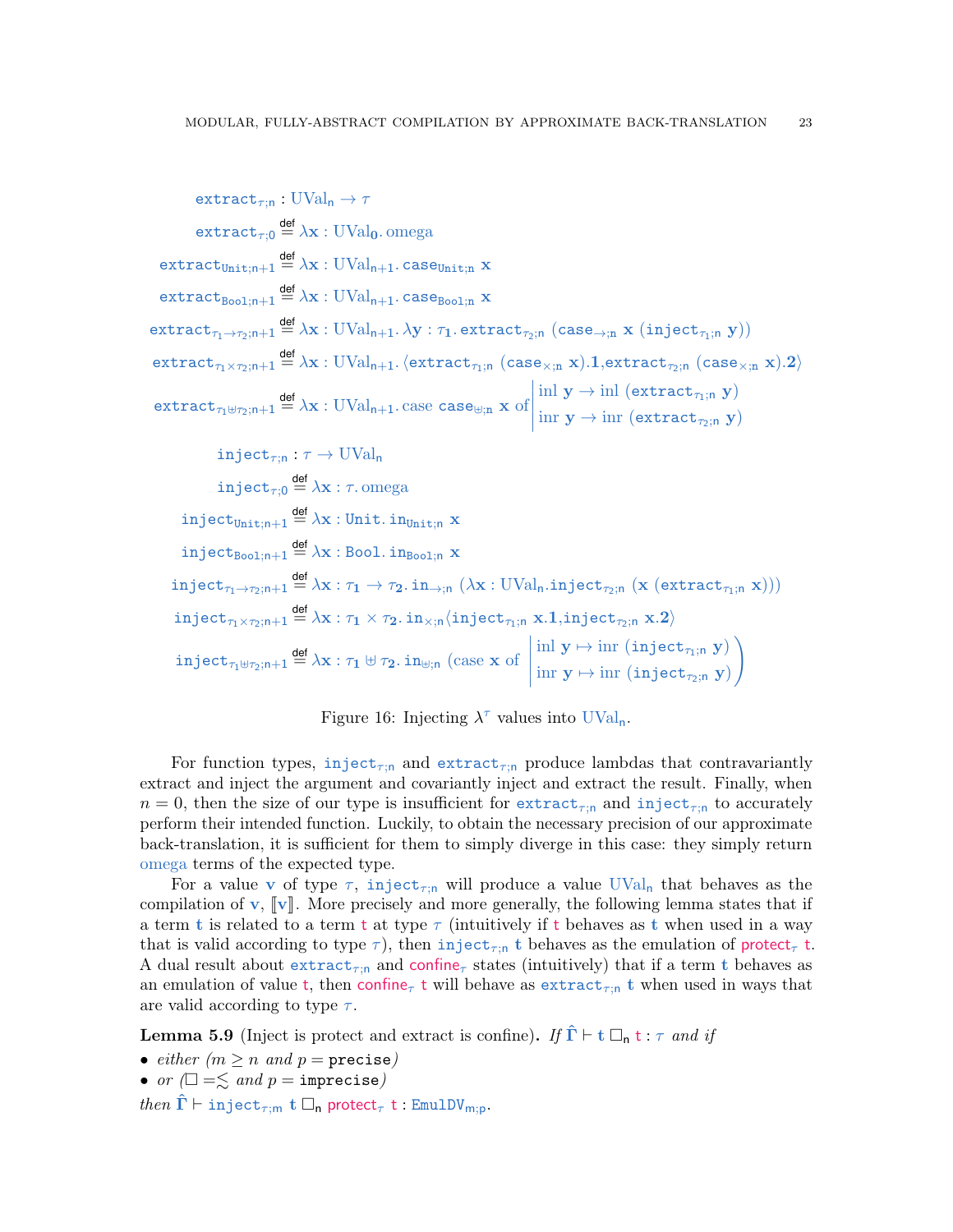$$\mathtt{extract}_{\tau;n} : \mathrm{UVal}_n \to \tau$$

$$\mathtt{extract}_{\tau;0} \overset{\mathsf{def}}{=} \lambda \mathbf{x} : \mathrm{UVal}_0.\, \mathrm{omega}$$

$$\mathtt{extract}_{\mathtt{Unit};n+1} \overset{\mathsf{def}}{=} \lambda \mathbf{x} : \mathrm{UVal}_{n+1}.\, \mathtt{case}_{\mathtt{Unit};n}\ \mathbf{x}$$

$$\mathtt{extract}_{\mathtt{Bool};n+1} \overset{\mathsf{def}}{=} \lambda \mathbf{x} : \mathrm{UVal}_{n+1}.\, \mathtt{case}_{\mathtt{Bool};n}\ \mathbf{x}$$

$$\mathtt{extract}_{\tau_1\to\tau_2;n+1} \overset{\mathsf{def}}{=} \lambda \mathbf{x} : \mathrm{UVal}_{n+1}.\, \lambda \mathbf{y} : \tau_1.\, \mathtt{extract}_{\tau_2;n}\ (\mathtt{case}_{\to;n}\ \mathbf{x}\ (\mathtt{inject}_{\tau_1;n}\ \mathbf{y}))$$

$$\mathtt{extract}_{\tau_1\times\tau_2;n+1} \overset{\mathsf{def}}{=} \lambda \mathbf{x} : \mathrm{UVal}_{n+1}.\, \langle \mathtt{extract}_{\tau_1;n}\ (\mathtt{case}_{\times;n}\ \mathbf{x}).\mathbf{1}, \mathtt{extract}_{\tau_2;n}\ (\mathtt{case}_{\times;n}\ \mathbf{x}).\mathbf{2}\rangle$$

$$\mathtt{extract}_{\tau_1\uplus\tau_2;n+1} \overset{\mathsf{def}}{=} \lambda \mathbf{x} : \mathrm{UVal}_{n+1}.\, \mathrm{case}\ \mathtt{case}_{\uplus;n}\ \mathbf{x}\ \mathrm{of} \left| \begin{array}{l} \mathrm{inl}\ \mathbf{y} \to \mathrm{inl}\ (\mathtt{extract}_{\tau_1;n}\ \mathbf{y}) \\ \mathrm{inr}\ \mathbf{y} \to \mathrm{inr}\ (\mathtt{extract}_{\tau_2;n}\ \mathbf{y}) \end{array} \right.$$

$$\mathtt{inject}_{\tau;n} : \tau \to \mathrm{UVal}_n$$

$$\mathtt{inject}_{\tau;0} \overset{\mathsf{def}}{=} \lambda \mathbf{x} : \tau.\, \mathrm{omega}$$

$$\mathtt{inject}_{\mathtt{Unit};n+1} \overset{\mathsf{def}}{=} \lambda \mathbf{x} : \mathtt{Unit}.\, \mathtt{in}_{\mathtt{Unit};n}\ \mathbf{x}$$

$$\mathtt{inject}_{\mathtt{Bool};n+1} \overset{\mathsf{def}}{=} \lambda \mathbf{x} : \mathtt{Bool}.\, \mathtt{in}_{\mathtt{Bool};n}\ \mathbf{x}$$

$$\mathtt{inject}_{\tau_1\to\tau_2;n+1} \overset{\mathsf{def}}{=} \lambda \mathbf{x} : \tau_1 \to \tau_2.\, \mathtt{in}_{\to;n}\ (\lambda \mathbf{x} : \mathrm{UVal}_n. \mathtt{inject}_{\tau_2;n}\ (\mathbf{x}\ (\mathtt{extract}_{\tau_1;n}\ \mathbf{x})))$$

$$\mathtt{inject}_{\tau_1\times\tau_2;n+1} \overset{\mathsf{def}}{=} \lambda \mathbf{x} : \tau_1 \times \tau_2.\, \mathtt{in}_{\times;n}\langle \mathtt{inject}_{\tau_1;n}\ \mathbf{x}.\mathbf{1}, \mathtt{inject}_{\tau_2;n}\ \mathbf{x}.\mathbf{2}\rangle$$

$$\mathtt{inject}_{\tau_1\uplus\tau_2;n+1} \overset{\mathsf{def}}{=} \lambda \mathbf{x} : \tau_1 \uplus \tau_2.\, \mathtt{in}_{\uplus;n}\ \left(\mathrm{case}\ \mathbf{x}\ \mathrm{of} \left| \begin{array}{l} \mathrm{inl}\ \mathbf{y} \mapsto \mathrm{inr}\ (\mathtt{inject}_{\tau_1;n}\ \mathbf{y}) \\ \mathrm{inr}\ \mathbf{y} \mapsto \mathrm{inr}\ (\mathtt{inject}_{\tau_2;n}\ \mathbf{y}) \end{array} \right.\right)$$

Figure 16: Injecting $\lambda^{\tau}$ values into $\mathrm{UVal}_n$.

For function types, $\mathtt{inject}_{\tau;n}$ and $\mathtt{extract}_{\tau;n}$ produce lambdas that contravariantly extract and inject the argument and covariantly inject and extract the result. Finally, when $n = 0$, then the size of our type is insufficient for $\mathtt{extract}_{\tau;n}$ and $\mathtt{inject}_{\tau;n}$ to accurately perform their intended function. Luckily, to obtain the necessary precision of our approximate back-translation, it is sufficient for them to simply diverge in this case: they simply return omega terms of the expected type.

For a value $\mathbf{v}$ of type $\tau$, $\mathtt{inject}_{\tau;n}$ will produce a value $\mathrm{UVal}_n$ that behaves as the compilation of $\mathbf{v}$, $[\![\mathbf{v}]\!]$. More precisely and more generally, the following lemma states that if a term $\mathbf{t}$ is related to a term $\mathsf{t}$ at type $\tau$ (intuitively if $\mathsf{t}$ behaves as $\mathbf{t}$ when used in a way that is valid according to type $\tau$), then $\mathtt{inject}_{\tau;n}\ \mathbf{t}$ behaves as the emulation of $\mathsf{protect}_{\tau}\ \mathsf{t}$. A dual result about $\mathtt{extract}_{\tau;n}$ and $\mathsf{confine}_{\tau}$ states (intuitively) that if a term $\mathbf{t}$ behaves as an emulation of value $\mathsf{t}$, then $\mathsf{confine}_{\tau}\ \mathsf{t}$ will behave as $\mathtt{extract}_{\tau;n}\ \mathbf{t}$ when used in ways that are valid according to type $\tau$.

**Lemma 5.9** (Inject is protect and extract is confine). *If $\hat{\Gamma} \vdash \mathbf{t} \mathrel{\square_n} \mathsf{t} : \tau$ and if*

- *either ($m \geq n$ and $p = \mathtt{precise}$)*
- *or ($\square = \lesssim$ and $p = \mathtt{imprecise}$)*

*then $\hat{\Gamma} \vdash \mathtt{inject}_{\tau;m}\ \mathbf{t} \mathrel{\square_n} \mathsf{protect}_{\tau}\ \mathsf{t} : \mathtt{EmulDV}_{m;p}$.*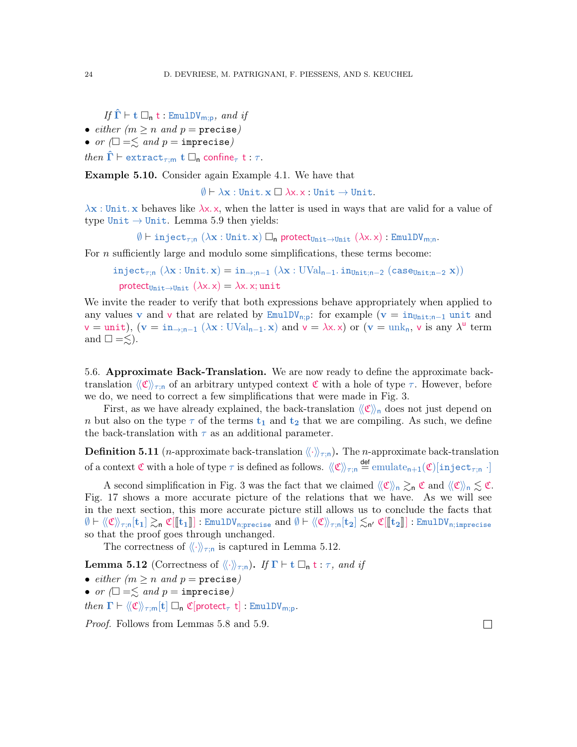*If* $\hat{\mathbf{\Gamma}} \vdash \mathbf{t} \;\square_{\mathsf{n}}\; \mathsf{t} : \mathtt{EmulDV}_{m;p}$*, and if*

- *either* ($m \geq n$ *and* $p = \mathtt{precise}$)
- *or* ($\square = \lesssim$ *and* $p = \mathtt{imprecise}$)

*then* $\hat{\mathbf{\Gamma}} \vdash \mathtt{extract}_{\tau;m}\; \mathbf{t} \;\square_{\mathsf{n}}\; \mathsf{confine}_{\tau}\; \mathsf{t} : \tau$.

**Example 5.10.** Consider again Example 4.1. We have that

$$\emptyset \vdash \lambda \mathbf{x} : \mathtt{Unit}.\, \mathbf{x} \;\square\; \lambda \mathsf{x}.\, \mathsf{x} : \mathtt{Unit} \to \mathtt{Unit}.$$

$\lambda \mathbf{x} : \mathtt{Unit}.\, \mathbf{x}$ behaves like $\lambda \mathsf{x}.\, \mathsf{x}$, when the latter is used in ways that are valid for a value of type $\mathtt{Unit} \to \mathtt{Unit}$. Lemma 5.9 then yields:

$$\emptyset \vdash \mathtt{inject}_{\tau;n}\; (\lambda \mathbf{x} : \mathtt{Unit}.\, \mathbf{x}) \;\square_{\mathsf{n}}\; \mathsf{protect}_{\mathtt{Unit}\to\mathtt{Unit}}\; (\lambda \mathsf{x}.\, \mathsf{x}) : \mathtt{EmulDV}_{m;n}.$$

For $n$ sufficiently large and modulo some simplifications, these terms become:

$$\mathtt{inject}_{\tau;n}\; (\lambda \mathbf{x} : \mathtt{Unit}.\, \mathbf{x}) = \mathtt{in}_{\to;n-1}\; (\lambda \mathbf{x} : \mathrm{UVal}_{n-1}.\, \mathtt{in}_{\mathtt{Unit};n-2}\; (\mathtt{case}_{\mathtt{Unit};n-2}\; \mathbf{x}))$$

$$\mathsf{protect}_{\mathtt{Unit}\to\mathtt{Unit}}\; (\lambda \mathsf{x}.\, \mathsf{x}) = \lambda \mathsf{x}.\, \mathsf{x}; \mathsf{unit}$$

We invite the reader to verify that both expressions behave appropriately when applied to any values $\mathbf{v}$ and $\mathsf{v}$ that are related by $\mathtt{EmulDV}_{n;p}$: for example ($\mathbf{v} = \mathtt{in}_{\mathtt{Unit};n-1}\; \mathtt{unit}$ and $\mathsf{v} = \mathsf{unit}$), ($\mathbf{v} = \mathtt{in}_{\to;n-1}\; (\lambda \mathbf{x} : \mathrm{UVal}_{n-1}.\, \mathbf{x})$ and $\mathsf{v} = \lambda \mathsf{x}.\, \mathsf{x}$) or ($\mathbf{v} = \mathrm{unk}_n$, $\mathsf{v}$ is any $\lambda^{\mathsf{u}}$ term and $\square = \lesssim$).

## 5.6. Approximate Back-Translation.

We are now ready to define the approximate back-translation $\langle\!\langle \mathfrak{C} \rangle\!\rangle_{\tau;n}$ of an arbitrary untyped context $\mathfrak{C}$ with a hole of type $\tau$. However, before we do, we need to correct a few simplifications that were made in Fig. 3.

First, as we have already explained, the back-translation $\langle\!\langle \mathfrak{C} \rangle\!\rangle_{\mathsf{n}}$ does not just depend on $n$ but also on the type $\tau$ of the terms $\mathbf{t_1}$ and $\mathbf{t_2}$ that we are compiling. As such, we define the back-translation with $\tau$ as an additional parameter.

**Definition 5.11** ($n$-approximate back-translation $\langle\!\langle \cdot \rangle\!\rangle_{\tau;n}$)**.** The $n$-approximate back-translation of a context $\mathfrak{C}$ with a hole of type $\tau$ is defined as follows. $\langle\!\langle \mathfrak{C} \rangle\!\rangle_{\tau;n} \overset{\mathsf{def}}{=} \mathrm{emulate}_{n+1}(\mathfrak{C})[\mathtt{inject}_{\tau;n}\; \cdot]$

A second simplification in Fig. 3 was the fact that we claimed $\langle\!\langle \mathfrak{C} \rangle\!\rangle_{\mathsf{n}} \gtrsim_{\mathsf{n}} \mathfrak{C}$ and $\langle\!\langle \mathfrak{C} \rangle\!\rangle_{\mathsf{n}} \lesssim \mathfrak{C}$. Fig. 17 shows a more accurate picture of the relations that we have. As we will see in the next section, this more accurate picture still allows us to conclude the facts that $\emptyset \vdash \langle\!\langle \mathfrak{C} \rangle\!\rangle_{\tau;n}[\mathbf{t_1}] \gtrsim_{\mathsf{n}} \mathfrak{C}[\![\![\mathbf{t_1}]\!]\!] : \mathtt{EmulDV}_{n;\mathtt{precise}}$ and $\emptyset \vdash \langle\!\langle \mathfrak{C} \rangle\!\rangle_{\tau;n}[\mathbf{t_2}] \lesssim_{\mathsf{n'}} \mathfrak{C}[\![\![\mathbf{t_2}]\!]\!] : \mathtt{EmulDV}_{n;\mathtt{imprecise}}$ so that the proof goes through unchanged.

The correctness of $\langle\!\langle \cdot \rangle\!\rangle_{\tau;n}$ is captured in Lemma 5.12.

**Lemma 5.12** (Correctness of $\langle\!\langle \cdot \rangle\!\rangle_{\tau;n}$)**.** *If* $\mathbf{\Gamma} \vdash \mathbf{t} \;\square_{\mathsf{n}}\; \mathsf{t} : \tau$*, and if*

- *either* ($m \geq n$ *and* $p = \mathtt{precise}$)
- *or* ($\square = \lesssim$ *and* $p = \mathtt{imprecise}$)

*then* $\mathbf{\Gamma} \vdash \langle\!\langle \mathfrak{C} \rangle\!\rangle_{\tau;m}[\mathbf{t}] \;\square_{\mathsf{n}}\; \mathfrak{C}[\mathsf{protect}_{\tau}\; \mathsf{t}] : \mathtt{EmulDV}_{m;p}$.

*Proof.* Follows from Lemmas 5.8 and 5.9. □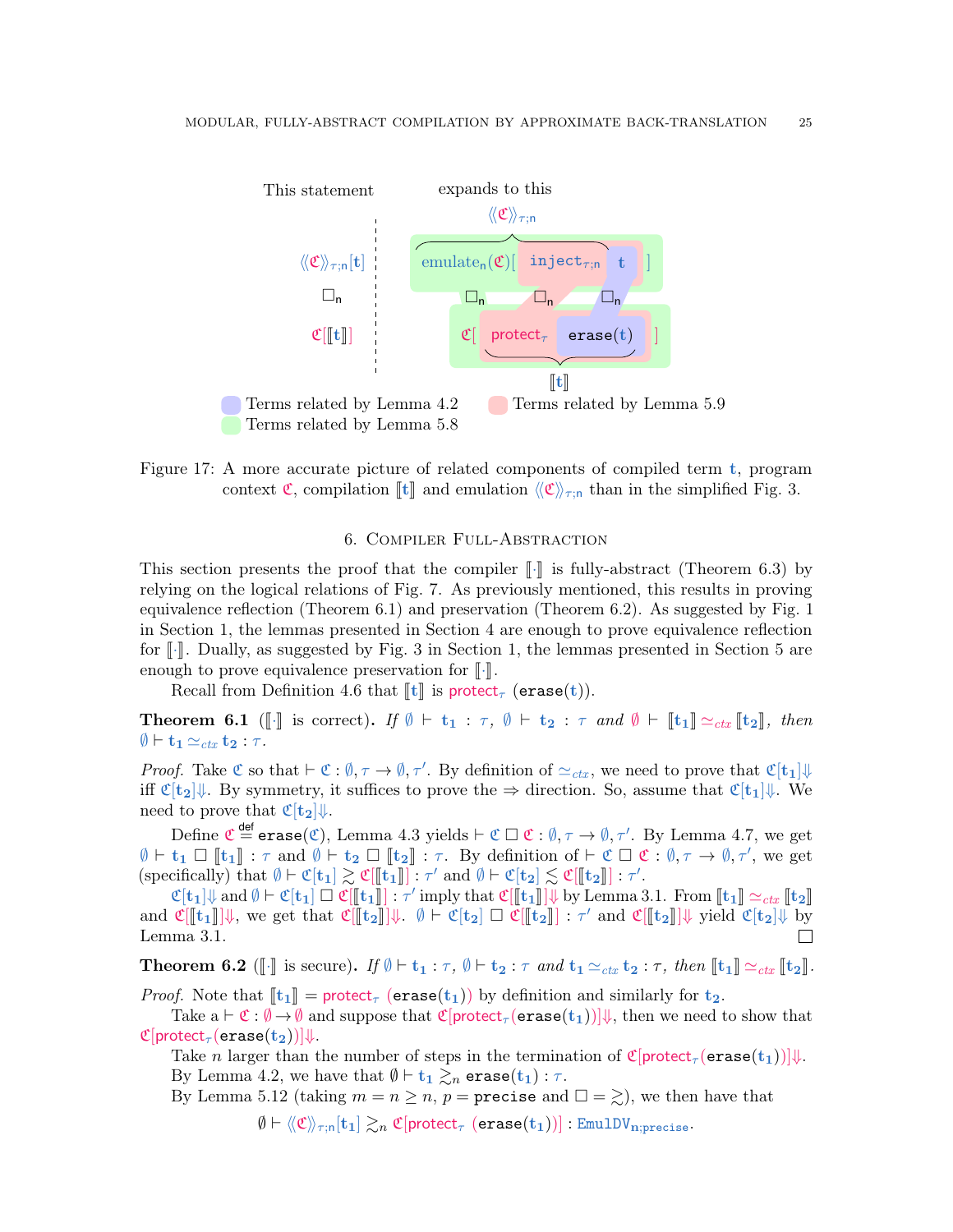This statement expands to this

$\langle\!\langle \mathfrak{C} \rangle\!\rangle_{\tau;n}[t]$ $\quad$ $\text{emulate}_n(\mathfrak{C})[\ \texttt{inject}_{\tau;n}\ t\ ]$

$\square_n$ $\quad$ $\square_n \quad \square_n \quad \square_n$

$\mathfrak{C}[\![\![t]\!]\!]$ $\quad$ $\mathfrak{C}[\ \text{protect}_\tau\ \texttt{erase}(t)\ ]$

Terms related by Lemma 4.2 $\quad$ Terms related by Lemma 5.9

Terms related by Lemma 5.8

Figure 17: A more accurate picture of related components of compiled term $t$, program context $\mathfrak{C}$, compilation $[\![t]\!]$ and emulation $\langle\!\langle \mathfrak{C} \rangle\!\rangle_{\tau;n}$ than in the simplified Fig. 3.

## 6. Compiler Full-Abstraction

This section presents the proof that the compiler $[\![\cdot]\!]$ is fully-abstract (Theorem 6.3) by relying on the logical relations of Fig. 7. As previously mentioned, this results in proving equivalence reflection (Theorem 6.1) and preservation (Theorem 6.2). As suggested by Fig. 1 in Section 1, the lemmas presented in Section 4 are enough to prove equivalence reflection for $[\![\cdot]\!]$. Dually, as suggested by Fig. 3 in Section 1, the lemmas presented in Section 5 are enough to prove equivalence preservation for $[\![\cdot]\!]$.

Recall from Definition 4.6 that $[\![t]\!]$ is $\text{protect}_\tau\ (\texttt{erase}(t))$.

**Theorem 6.1** ($[\![\cdot]\!]$ is correct). *If $\emptyset \vdash t_1 : \tau$, $\emptyset \vdash t_2 : \tau$ and $\emptyset \vdash [\![t_1]\!] \simeq_{ctx} [\![t_2]\!]$, then $\emptyset \vdash t_1 \simeq_{ctx} t_2 : \tau$.*

*Proof.* Take $\mathfrak{C}$ so that $\vdash \mathfrak{C} : \emptyset, \tau \to \emptyset, \tau'$. By definition of $\simeq_{ctx}$, we need to prove that $\mathfrak{C}[t_1]\Downarrow$ iff $\mathfrak{C}[t_2]\Downarrow$. By symmetry, it suffices to prove the $\Rightarrow$ direction. So, assume that $\mathfrak{C}[t_1]\Downarrow$. We need to prove that $\mathfrak{C}[t_2]\Downarrow$.

Define $\mathfrak{C} \overset{\text{def}}{=} \texttt{erase}(\mathfrak{C})$, Lemma 4.3 yields $\vdash \mathfrak{C} \ \square\ \mathfrak{C} : \emptyset, \tau \to \emptyset, \tau'$. By Lemma 4.7, we get $\emptyset \vdash t_1 \ \square\ [\![t_1]\!] : \tau$ and $\emptyset \vdash t_2 \ \square\ [\![t_2]\!] : \tau$. By definition of $\vdash \mathfrak{C} \ \square\ \mathfrak{C} : \emptyset, \tau \to \emptyset, \tau'$, we get (specifically) that $\emptyset \vdash \mathfrak{C}[t_1] \gtrsim \mathfrak{C}[[\![t_1]\!]] : \tau'$ and $\emptyset \vdash \mathfrak{C}[t_2] \lesssim \mathfrak{C}[[\![t_2]\!]] : \tau'$.

$\mathfrak{C}[t_1]\Downarrow$ and $\emptyset \vdash \mathfrak{C}[t_1] \ \square\ \mathfrak{C}[[\![t_1]\!]] : \tau'$ imply that $\mathfrak{C}[[\![t_1]\!]]\Downarrow$ by Lemma 3.1. From $[\![t_1]\!] \simeq_{ctx} [\![t_2]\!]$ and $\mathfrak{C}[[\![t_1]\!]]\Downarrow$, we get that $\mathfrak{C}[[\![t_2]\!]]\Downarrow$. $\emptyset \vdash \mathfrak{C}[t_2] \ \square\ \mathfrak{C}[[\![t_2]\!]] : \tau'$ and $\mathfrak{C}[[\![t_2]\!]]\Downarrow$ yield $\mathfrak{C}[t_2]\Downarrow$ by Lemma 3.1. $\square$

**Theorem 6.2** ($[\![\cdot]\!]$ is secure). *If $\emptyset \vdash t_1 : \tau$, $\emptyset \vdash t_2 : \tau$ and $t_1 \simeq_{ctx} t_2 : \tau$, then $[\![t_1]\!] \simeq_{ctx} [\![t_2]\!]$.*

*Proof.* Note that $[\![t_1]\!] = \text{protect}_\tau\ (\texttt{erase}(t_1))$ by definition and similarly for $t_2$.

Take a $\vdash \mathfrak{C} : \emptyset \to \emptyset$ and suppose that $\mathfrak{C}[\text{protect}_\tau(\texttt{erase}(t_1))]\Downarrow$, then we need to show that $\mathfrak{C}[\text{protect}_\tau(\texttt{erase}(t_2))]\Downarrow$.

Take $n$ larger than the number of steps in the termination of $\mathfrak{C}[\text{protect}_\tau(\texttt{erase}(t_1))]\Downarrow$.

By Lemma 4.2, we have that $\emptyset \vdash t_1 \gtrsim_n \texttt{erase}(t_1) : \tau$.

By Lemma 5.12 (taking $m = n \geq n$, $p = \texttt{precise}$ and $\square = \gtrsim$), we then have that

$$\emptyset \vdash \langle\!\langle \mathfrak{C} \rangle\!\rangle_{\tau;n}[t_1] \gtrsim_n \mathfrak{C}[\text{protect}_\tau\ (\texttt{erase}(t_1))] : \texttt{EmulDV}_{n;\texttt{precise}}.$$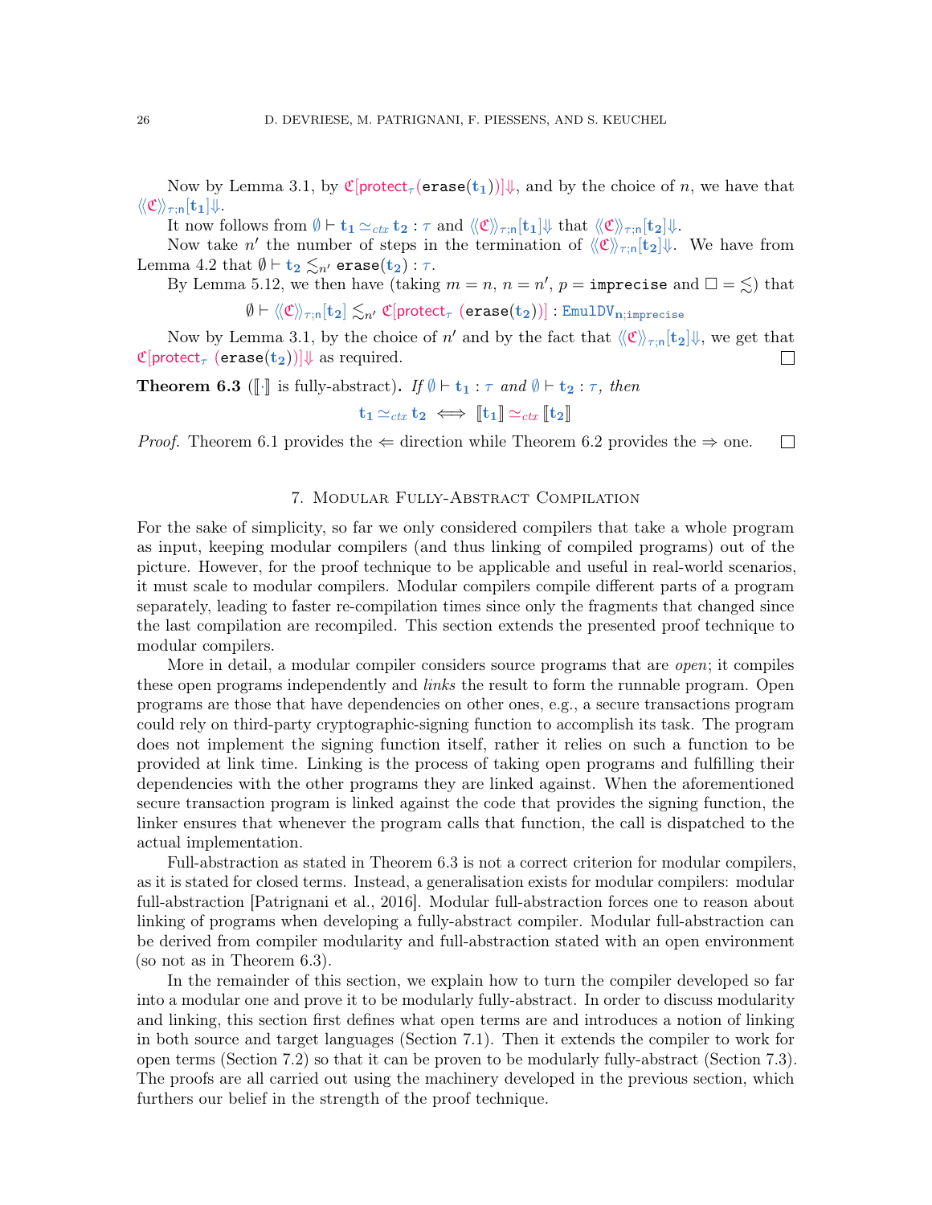Now by Lemma 3.1, by $\mathfrak{C}[\mathsf{protect}_\tau(\mathtt{erase}(\mathbf{t_1}))]\Downarrow$, and by the choice of $n$, we have that $\langle\langle\mathfrak{C}\rangle\rangle_{\tau;\mathsf{n}}[\mathbf{t_1}]\Downarrow$.

It now follows from $\emptyset \vdash \mathbf{t_1} \simeq_{ctx} \mathbf{t_2} : \tau$ and $\langle\langle\mathfrak{C}\rangle\rangle_{\tau;\mathsf{n}}[\mathbf{t_1}]\Downarrow$ that $\langle\langle\mathfrak{C}\rangle\rangle_{\tau;\mathsf{n}}[\mathbf{t_2}]\Downarrow$.

Now take $n'$ the number of steps in the termination of $\langle\langle\mathfrak{C}\rangle\rangle_{\tau;\mathsf{n}}[\mathbf{t_2}]\Downarrow$. We have from Lemma 4.2 that $\emptyset \vdash \mathbf{t_2} \lesssim_{n'} \mathtt{erase}(\mathbf{t_2}) : \tau$.

By Lemma 5.12, we then have (taking $m = n$, $n = n'$, $p = \mathtt{imprecise}$ and $\square = \lesssim$) that

$$\emptyset \vdash \langle\langle\mathfrak{C}\rangle\rangle_{\tau;\mathsf{n}}[\mathbf{t_2}] \lesssim_{n'} \mathfrak{C}[\mathsf{protect}_\tau\ (\mathtt{erase}(\mathbf{t_2}))] : \mathtt{EmulDV}_{\mathbf{n};\mathtt{imprecise}}$$

Now by Lemma 3.1, by the choice of $n'$ and by the fact that $\langle\langle\mathfrak{C}\rangle\rangle_{\tau;\mathsf{n}}[\mathbf{t_2}]\Downarrow$, we get that $\mathfrak{C}[\mathsf{protect}_\tau\ (\mathtt{erase}(\mathbf{t_2}))]\Downarrow$ as required. □

**Theorem 6.3** ($[\![\cdot]\!]$ is fully-abstract)**.** *If* $\emptyset \vdash \mathbf{t_1} : \tau$ *and* $\emptyset \vdash \mathbf{t_2} : \tau$*, then*

$$\mathbf{t_1} \simeq_{ctx} \mathbf{t_2} \iff [\![\mathbf{t_1}]\!] \simeq_{ctx} [\![\mathbf{t_2}]\!]$$

*Proof.* Theorem 6.1 provides the $\Leftarrow$ direction while Theorem 6.2 provides the $\Rightarrow$ one. □

## 7. Modular Fully-Abstract Compilation

For the sake of simplicity, so far we only considered compilers that take a whole program as input, keeping modular compilers (and thus linking of compiled programs) out of the picture. However, for the proof technique to be applicable and useful in real-world scenarios, it must scale to modular compilers. Modular compilers compile different parts of a program separately, leading to faster re-compilation times since only the fragments that changed since the last compilation are recompiled. This section extends the presented proof technique to modular compilers.

More in detail, a modular compiler considers source programs that are *open*; it compiles these open programs independently and *links* the result to form the runnable program. Open programs are those that have dependencies on other ones, e.g., a secure transactions program could rely on third-party cryptographic-signing function to accomplish its task. The program does not implement the signing function itself, rather it relies on such a function to be provided at link time. Linking is the process of taking open programs and fulfilling their dependencies with the other programs they are linked against. When the aforementioned secure transaction program is linked against the code that provides the signing function, the linker ensures that whenever the program calls that function, the call is dispatched to the actual implementation.

Full-abstraction as stated in Theorem 6.3 is not a correct criterion for modular compilers, as it is stated for closed terms. Instead, a generalisation exists for modular compilers: modular full-abstraction [Patrignani et al., 2016]. Modular full-abstraction forces one to reason about linking of programs when developing a fully-abstract compiler. Modular full-abstraction can be derived from compiler modularity and full-abstraction stated with an open environment (so not as in Theorem 6.3).

In the remainder of this section, we explain how to turn the compiler developed so far into a modular one and prove it to be modularly fully-abstract. In order to discuss modularity and linking, this section first defines what open terms are and introduces a notion of linking in both source and target languages (Section 7.1). Then it extends the compiler to work for open terms (Section 7.2) so that it can be proven to be modularly fully-abstract (Section 7.3). The proofs are all carried out using the machinery developed in the previous section, which furthers our belief in the strength of the proof technique.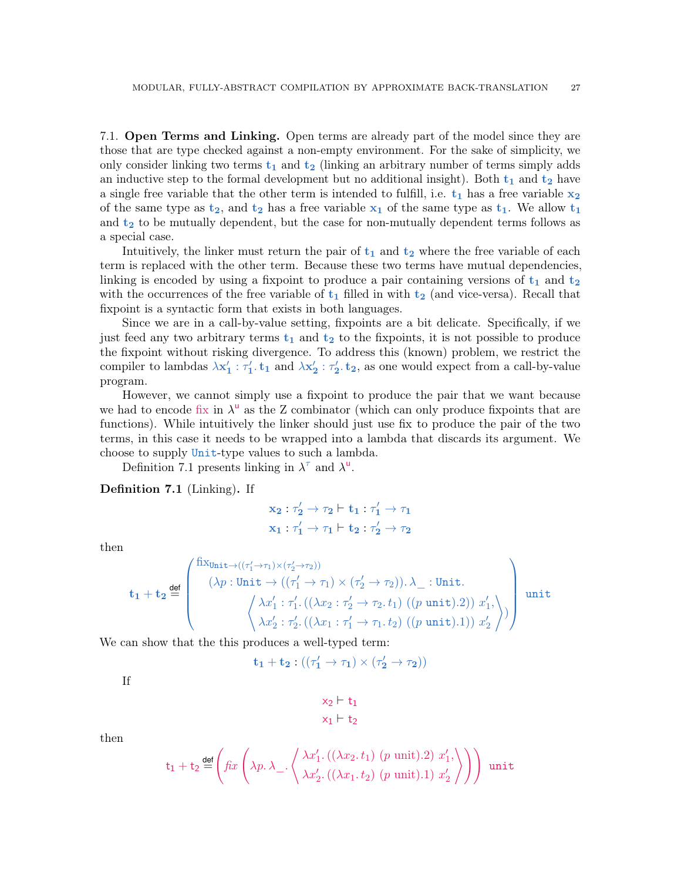## 7.1. Open Terms and Linking.

Open terms are already part of the model since they are those that are type checked against a non-empty environment. For the sake of simplicity, we only consider linking two terms $\mathbf{t_1}$ and $\mathbf{t_2}$ (linking an arbitrary number of terms simply adds an inductive step to the formal development but no additional insight). Both $\mathbf{t_1}$ and $\mathbf{t_2}$ have a single free variable that the other term is intended to fulfill, i.e. $\mathbf{t_1}$ has a free variable $\mathbf{x_2}$ of the same type as $\mathbf{t_2}$, and $\mathbf{t_2}$ has a free variable $\mathbf{x_1}$ of the same type as $\mathbf{t_1}$. We allow $\mathbf{t_1}$ and $\mathbf{t_2}$ to be mutually dependent, but the case for non-mutually dependent terms follows as a special case.

Intuitively, the linker must return the pair of $\mathbf{t_1}$ and $\mathbf{t_2}$ where the free variable of each term is replaced with the other term. Because these two terms have mutual dependencies, linking is encoded by using a fixpoint to produce a pair containing versions of $\mathbf{t_1}$ and $\mathbf{t_2}$ with the occurrences of the free variable of $\mathbf{t_1}$ filled in with $\mathbf{t_2}$ (and vice-versa). Recall that fixpoint is a syntactic form that exists in both languages.

Since we are in a call-by-value setting, fixpoints are a bit delicate. Specifically, if we just feed any two arbitrary terms $\mathbf{t_1}$ and $\mathbf{t_2}$ to the fixpoints, it is not possible to produce the fixpoint without risking divergence. To address this (known) problem, we restrict the compiler to lambdas $\lambda\mathbf{x_1'} : \tau_1'.\, \mathbf{t_1}$ and $\lambda\mathbf{x_2'} : \tau_2'.\, \mathbf{t_2}$, as one would expect from a call-by-value program.

However, we cannot simply use a fixpoint to produce the pair that we want because we had to encode $\mathsf{fix}$ in $\lambda^{\mathsf{u}}$ as the Z combinator (which can only produce fixpoints that are functions). While intuitively the linker should just use fix to produce the pair of the two terms, in this case it needs to be wrapped into a lambda that discards its argument. We choose to supply $\mathtt{Unit}$-type values to such a lambda.

Definition 7.1 presents linking in $\lambda^{\tau}$ and $\lambda^{\mathsf{u}}$.

**Definition 7.1** (Linking)**.** If

$$\mathbf{x_2} : \tau_2' \to \tau_2 \vdash \mathbf{t_1} : \tau_1' \to \tau_1$$
$$\mathbf{x_1} : \tau_1' \to \tau_1 \vdash \mathbf{t_2} : \tau_2' \to \tau_2$$

then

$$\mathbf{t_1} + \mathbf{t_2} \stackrel{\mathsf{def}}{=} \left( \begin{array}{l} \mathrm{fix}_{\mathtt{Unit} \to ((\tau_1' \to \tau_1) \times (\tau_2' \to \tau_2))} \\ \quad (\lambda p : \mathtt{Unit} \to ((\tau_1' \to \tau_1) \times (\tau_2' \to \tau_2)).\, \lambda\_ : \mathtt{Unit}. \\ \qquad\qquad \left\langle \begin{array}{l} \lambda x_1' : \tau_1'.\, ((\lambda x_2 : \tau_2' \to \tau_2.\, t_1)\ ((p\ \mathtt{unit}).2))\ x_1', \\ \lambda x_2' : \tau_2'.\, ((\lambda x_1 : \tau_1' \to \tau_1.\, t_2)\ ((p\ \mathtt{unit}).1))\ x_2' \end{array} \right\rangle ) \end{array} \right) \mathtt{unit}$$

We can show that the this produces a well-typed term:

$$\mathbf{t_1} + \mathbf{t_2} : ((\tau_1' \to \tau_1) \times (\tau_2' \to \tau_2))$$

If

$$\mathsf{x_2} \vdash \mathsf{t_1}$$
$$\mathsf{x_1} \vdash \mathsf{t_2}$$

then

$$\mathsf{t_1} + \mathsf{t_2} \stackrel{\mathsf{def}}{=} \left( \mathit{fix} \left( \lambda p.\, \lambda\_.\, \left\langle \begin{array}{l} \lambda x_1'.\, ((\lambda x_2.\, t_1)\ (p\ \mathsf{unit}).2)\ x_1', \\ \lambda x_2'.\, ((\lambda x_1.\, t_2)\ (p\ \mathsf{unit}).1)\ x_2' \end{array} \right\rangle \right) \right)\ \mathtt{unit}$$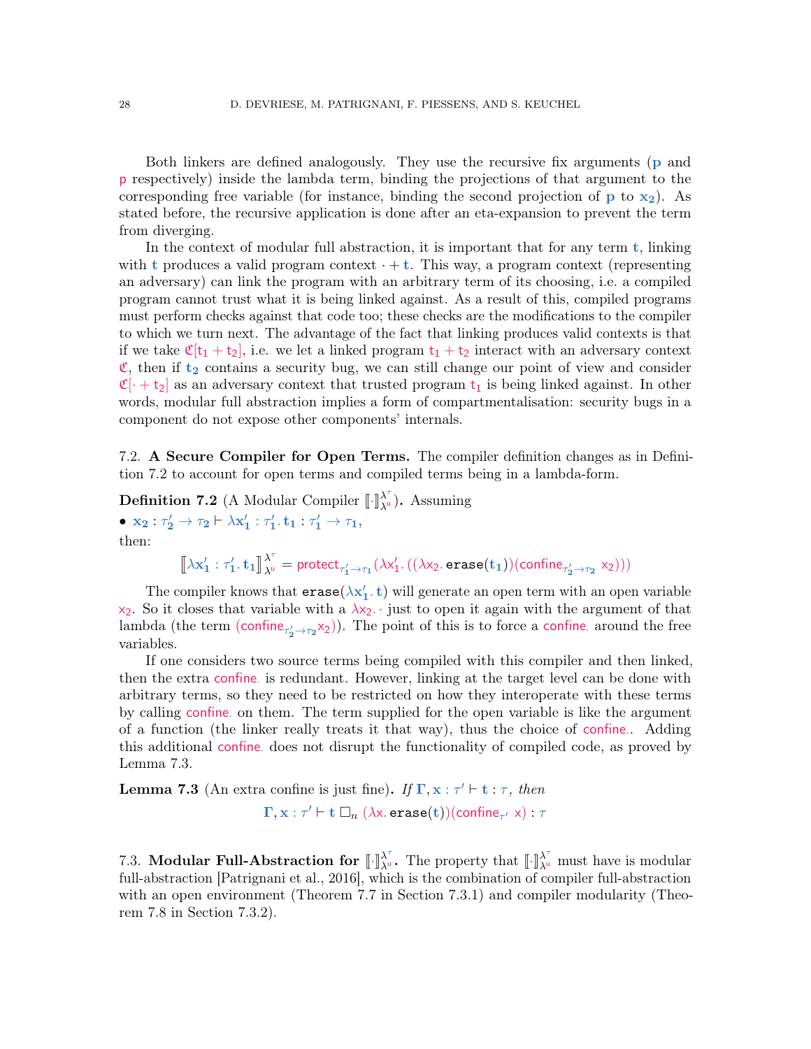Both linkers are defined analogously. They use the recursive fix arguments ($\mathbf{p}$ and $\mathsf{p}$ respectively) inside the lambda term, binding the projections of that argument to the corresponding free variable (for instance, binding the second projection of $\mathbf{p}$ to $\mathbf{x_2}$). As stated before, the recursive application is done after an eta-expansion to prevent the term from diverging.

In the context of modular full abstraction, it is important that for any term $\mathsf{t}$, linking with $\mathsf{t}$ produces a valid program context $\cdot + \mathsf{t}$. This way, a program context (representing an adversary) can link the program with an arbitrary term of its choosing, i.e. a compiled program cannot trust what it is being linked against. As a result of this, compiled programs must perform checks against that code too; these checks are the modifications to the compiler to which we turn next. The advantage of the fact that linking produces valid contexts is that if we take $\mathfrak{C}[\mathsf{t_1} + \mathsf{t_2}]$, i.e. we let a linked program $\mathsf{t_1} + \mathsf{t_2}$ interact with an adversary context $\mathfrak{C}$, then if $\mathbf{t_2}$ contains a security bug, we can still change our point of view and consider $\mathfrak{C}[\cdot + \mathsf{t_2}]$ as an adversary context that trusted program $\mathbf{t_1}$ is being linked against. In other words, modular full abstraction implies a form of compartmentalisation: security bugs in a component do not expose other components' internals.

## 7.2. A Secure Compiler for Open Terms.

The compiler definition changes as in Definition 7.2 to account for open terms and compiled terms being in a lambda-form.

**Definition 7.2** (A Modular Compiler $\llbracket\cdot\rrbracket^{\lambda^\tau}_{\lambda^u}$)**.** Assuming

- $\mathbf{x_2} : \tau_2' \to \tau_2 \vdash \lambda\mathbf{x_1'} : \tau_1'.\, \mathbf{t_1} : \tau_1' \to \tau_1$,

then:

$$\llbracket \lambda\mathbf{x_1'} : \tau_1'.\, \mathbf{t_1} \rrbracket^{\lambda^\tau}_{\lambda^u} = \mathsf{protect}_{\tau_1' \to \tau_1}(\lambda\mathsf{x_1'}.\, ((\lambda\mathsf{x_2}.\, \mathtt{erase}(\mathbf{t_1}))(\mathsf{confine}_{\tau_2' \to \tau_2}\ \mathsf{x_2})))$$

The compiler knows that $\mathtt{erase}(\lambda\mathbf{x_1'}.\, \mathbf{t})$ will generate an open term with an open variable $\mathsf{x_2}$. So it closes that variable with a $\lambda\mathsf{x_2}.\,\cdot$ just to open it again with the argument of that lambda (the term $(\mathsf{confine}_{\tau_2' \to \tau_2}\mathsf{x_2})$). The point of this is to force a $\mathsf{confine}_{\cdot}$ around the free variables.

If one considers two source terms being compiled with this compiler and then linked, then the extra $\mathsf{confine}_{\cdot}$ is redundant. However, linking at the target level can be done with arbitrary terms, so they need to be restricted on how they interoperate with these terms by calling $\mathsf{confine}_{\cdot}$ on them. The term supplied for the open variable is like the argument of a function (the linker really treats it that way), thus the choice of $\mathsf{confine}_{\cdot}$. Adding this additional $\mathsf{confine}_{\cdot}$ does not disrupt the functionality of compiled code, as proved by Lemma 7.3.

**Lemma 7.3** (An extra confine is just fine)**.** *If* $\mathbf{\Gamma}, \mathbf{x} : \tau' \vdash \mathbf{t} : \tau$, *then*

$$\mathbf{\Gamma}, \mathbf{x} : \tau' \vdash \mathbf{t} \ \square_n \ (\lambda\mathsf{x}.\, \mathtt{erase}(\mathbf{t}))(\mathsf{confine}_{\tau'}\ \mathsf{x}) : \tau$$

## 7.3. Modular Full-Abstraction for $\llbracket\cdot\rrbracket^{\lambda^\tau}_{\lambda^u}$.

The property that $\llbracket\cdot\rrbracket^{\lambda^\tau}_{\lambda^u}$ must have is modular full-abstraction [Patrignani et al., 2016], which is the combination of compiler full-abstraction with an open environment (Theorem 7.7 in Section 7.3.1) and compiler modularity (Theorem 7.8 in Section 7.3.2).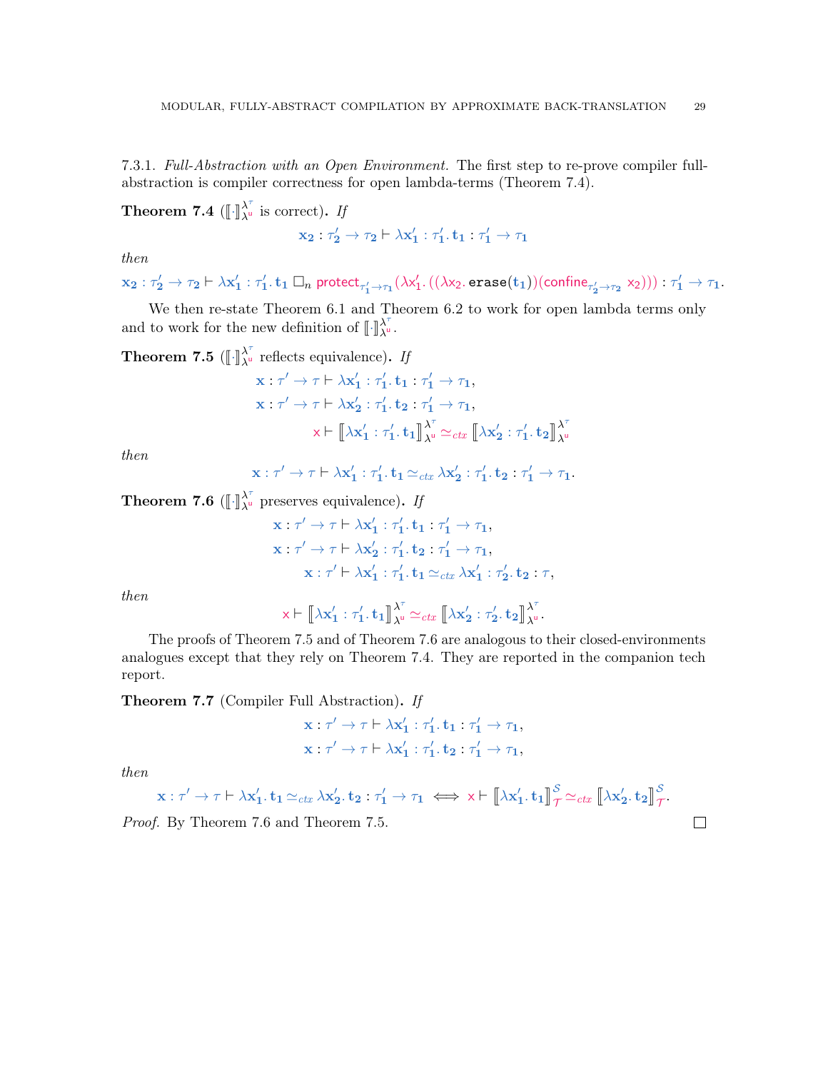7.3.1. *Full-Abstraction with an Open Environment.* The first step to re-prove compiler full-abstraction is compiler correctness for open lambda-terms (Theorem 7.4).

**Theorem 7.4** ($[\![\cdot]\!]^{\lambda^{\tau}}_{\lambda^{u}}$ is correct)**.** *If*

$$\mathbf{x_2} : \tau_2' \to \tau_2 \vdash \lambda \mathbf{x_1'} : \tau_1' .\, \mathbf{t_1} : \tau_1' \to \tau_1$$

*then*

$$\mathbf{x_2} : \tau_2' \to \tau_2 \vdash \lambda \mathbf{x_1'} : \tau_1' .\, \mathbf{t_1} \;\square_n\; \mathsf{protect}_{\tau_1' \to \tau_1}(\lambda \mathsf{x_1'}.\, ((\lambda \mathsf{x_2}.\, \mathtt{erase}(\mathbf{t_1}))(\mathsf{confine}_{\tau_2' \to \tau_2}\ \mathsf{x_2}))) : \tau_1' \to \tau_1.$$

We then re-state Theorem 6.1 and Theorem 6.2 to work for open lambda terms only and to work for the new definition of $[\![\cdot]\!]^{\lambda^{\tau}}_{\lambda^{u}}$.

**Theorem 7.5** ($[\![\cdot]\!]^{\lambda^{\tau}}_{\lambda^{u}}$ reflects equivalence)**.** *If*

$$\mathbf{x} : \tau' \to \tau \vdash \lambda \mathbf{x_1'} : \tau_1' .\, \mathbf{t_1} : \tau_1' \to \tau_1,$$
$$\mathbf{x} : \tau' \to \tau \vdash \lambda \mathbf{x_2'} : \tau_1' .\, \mathbf{t_2} : \tau_1' \to \tau_1,$$
$$\mathsf{x} \vdash [\![\lambda \mathbf{x_1'} : \tau_1' .\, \mathbf{t_1}]\!]^{\lambda^{\tau}}_{\lambda^{u}} \simeq_{ctx} [\![\lambda \mathbf{x_2'} : \tau_1' .\, \mathbf{t_2}]\!]^{\lambda^{\tau}}_{\lambda^{u}}$$

*then*

$$\mathbf{x} : \tau' \to \tau \vdash \lambda \mathbf{x_1'} : \tau_1' .\, \mathbf{t_1} \simeq_{ctx} \lambda \mathbf{x_2'} : \tau_1' .\, \mathbf{t_2} : \tau_1' \to \tau_1.$$

**Theorem 7.6** ($[\![\cdot]\!]^{\lambda^{\tau}}_{\lambda^{u}}$ preserves equivalence)**.** *If*

$$\mathbf{x} : \tau' \to \tau \vdash \lambda \mathbf{x_1'} : \tau_1' .\, \mathbf{t_1} : \tau_1' \to \tau_1,$$
$$\mathbf{x} : \tau' \to \tau \vdash \lambda \mathbf{x_2'} : \tau_1' .\, \mathbf{t_2} : \tau_1' \to \tau_1,$$
$$\mathbf{x} : \tau' \vdash \lambda \mathbf{x_1'} : \tau_1' .\, \mathbf{t_1} \simeq_{ctx} \lambda \mathbf{x_1'} : \tau_2' .\, \mathbf{t_2} : \tau,$$

*then*

$$\mathsf{x} \vdash [\![\lambda \mathbf{x_1'} : \tau_1' .\, \mathbf{t_1}]\!]^{\lambda^{\tau}}_{\lambda^{u}} \simeq_{ctx} [\![\lambda \mathbf{x_2'} : \tau_2' .\, \mathbf{t_2}]\!]^{\lambda^{\tau}}_{\lambda^{u}}.$$

The proofs of Theorem 7.5 and of Theorem 7.6 are analogous to their closed-environments analogues except that they rely on Theorem 7.4. They are reported in the companion tech report.

**Theorem 7.7** (Compiler Full Abstraction)**.** *If*

$$\mathbf{x} : \tau' \to \tau \vdash \lambda \mathbf{x_1'} : \tau_1' .\, \mathbf{t_1} : \tau_1' \to \tau_1,$$
$$\mathbf{x} : \tau' \to \tau \vdash \lambda \mathbf{x_1'} : \tau_1' .\, \mathbf{t_2} : \tau_1' \to \tau_1,$$

*then*

$$\mathbf{x} : \tau' \to \tau \vdash \lambda \mathbf{x_1'} .\, \mathbf{t_1} \simeq_{ctx} \lambda \mathbf{x_2'} .\, \mathbf{t_2} : \tau_1' \to \tau_1 \iff \mathsf{x} \vdash [\![\lambda \mathbf{x_1'} .\, \mathbf{t_1}]\!]^{\mathcal{S}}_{\mathcal{T}} \simeq_{ctx} [\![\lambda \mathbf{x_2'} .\, \mathbf{t_2}]\!]^{\mathcal{S}}_{\mathcal{T}}.$$

*Proof.* By Theorem 7.6 and Theorem 7.5. □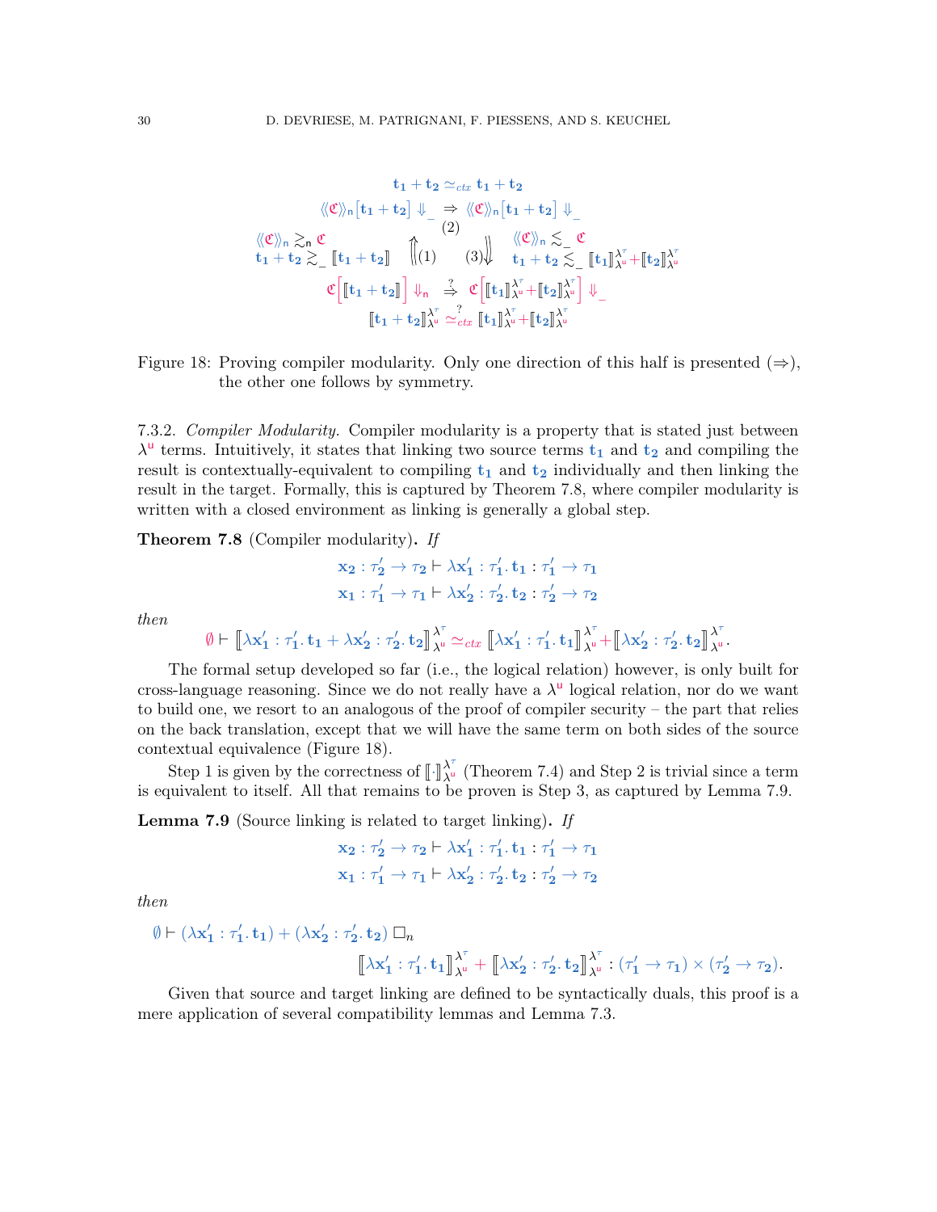$$\mathbf{t_1} + \mathbf{t_2} \simeq_{ctx} \mathbf{t_1} + \mathbf{t_2}$$

$$\langle\!\langle \mathfrak{C} \rangle\!\rangle_n [\mathbf{t_1} + \mathbf{t_2}] \Downarrow\_ \;\overset{(2)}{\Rightarrow}\; \langle\!\langle \mathfrak{C} \rangle\!\rangle_n [\mathbf{t_1} + \mathbf{t_2}] \Downarrow\_$$

$$\begin{array}{ccc} \langle\!\langle \mathfrak{C} \rangle\!\rangle_n \gtrsim_n \mathfrak{C} & \Uparrow(1) \quad (3)\Downarrow & \langle\!\langle \mathfrak{C} \rangle\!\rangle_n \lesssim\_ \mathfrak{C} \\ \mathbf{t_1} + \mathbf{t_2} \gtrsim\_ [\![\mathbf{t_1} + \mathbf{t_2}]\!] & & \mathbf{t_1} + \mathbf{t_2} \lesssim\_ [\![\mathbf{t_1}]\!]^{\lambda^\tau}_{\lambda^u} + [\![\mathbf{t_2}]\!]^{\lambda^\tau}_{\lambda^u} \end{array}$$

$$\mathfrak{C}\Big[[\![\mathbf{t_1} + \mathbf{t_2}]\!]\Big] \Downarrow_n \;\overset{?}{\Rightarrow}\; \mathfrak{C}\Big[[\![\mathbf{t_1}]\!]^{\lambda^\tau}_{\lambda^u} + [\![\mathbf{t_2}]\!]^{\lambda^\tau}_{\lambda^u}\Big] \Downarrow\_$$

$$[\![\mathbf{t_1} + \mathbf{t_2}]\!]^{\lambda^\tau}_{\lambda^u} \overset{?}{\simeq}_{ctx} [\![\mathbf{t_1}]\!]^{\lambda^\tau}_{\lambda^u} + [\![\mathbf{t_2}]\!]^{\lambda^\tau}_{\lambda^u}$$

Figure 18: Proving compiler modularity. Only one direction of this half is presented ($\Rightarrow$), the other one follows by symmetry.

7.3.2. *Compiler Modularity.* Compiler modularity is a property that is stated just between $\lambda^u$ terms. Intuitively, it states that linking two source terms $\mathbf{t_1}$ and $\mathbf{t_2}$ and compiling the result is contextually-equivalent to compiling $\mathbf{t_1}$ and $\mathbf{t_2}$ individually and then linking the result in the target. Formally, this is captured by Theorem 7.8, where compiler modularity is written with a closed environment as linking is generally a global step.

**Theorem 7.8** (Compiler modularity)**.** *If*

$$\mathbf{x_2} : \tau_2' \to \tau_2 \vdash \lambda \mathbf{x_1'} : \tau_1'.\, \mathbf{t_1} : \tau_1' \to \tau_1$$
$$\mathbf{x_1} : \tau_1' \to \tau_1 \vdash \lambda \mathbf{x_2'} : \tau_2'.\, \mathbf{t_2} : \tau_2' \to \tau_2$$

*then*

$$\emptyset \vdash [\![\lambda \mathbf{x_1'} : \tau_1'.\, \mathbf{t_1} + \lambda \mathbf{x_2'} : \tau_2'.\, \mathbf{t_2}]\!]^{\lambda^\tau}_{\lambda^u} \simeq_{ctx} [\![\lambda \mathbf{x_1'} : \tau_1'.\, \mathbf{t_1}]\!]^{\lambda^\tau}_{\lambda^u} + [\![\lambda \mathbf{x_2'} : \tau_2'.\, \mathbf{t_2}]\!]^{\lambda^\tau}_{\lambda^u}.$$

The formal setup developed so far (i.e., the logical relation) however, is only built for cross-language reasoning. Since we do not really have a $\lambda^u$ logical relation, nor do we want to build one, we resort to an analogous of the proof of compiler security – the part that relies on the back translation, except that we will have the same term on both sides of the source contextual equivalence (Figure 18).

Step 1 is given by the correctness of $[\![\cdot]\!]^{\lambda^\tau}_{\lambda^u}$ (Theorem 7.4) and Step 2 is trivial since a term is equivalent to itself. All that remains to be proven is Step 3, as captured by Lemma 7.9.

**Lemma 7.9** (Source linking is related to target linking)**.** *If*

$$\mathbf{x_2} : \tau_2' \to \tau_2 \vdash \lambda \mathbf{x_1'} : \tau_1'.\, \mathbf{t_1} : \tau_1' \to \tau_1$$
$$\mathbf{x_1} : \tau_1' \to \tau_1 \vdash \lambda \mathbf{x_2'} : \tau_2'.\, \mathbf{t_2} : \tau_2' \to \tau_2$$

*then*

$$\emptyset \vdash (\lambda \mathbf{x_1'} : \tau_1'.\, \mathbf{t_1}) + (\lambda \mathbf{x_2'} : \tau_2'.\, \mathbf{t_2}) \;\square_n\; [\![\lambda \mathbf{x_1'} : \tau_1'.\, \mathbf{t_1}]\!]^{\lambda^\tau}_{\lambda^u} + [\![\lambda \mathbf{x_2'} : \tau_2'.\, \mathbf{t_2}]\!]^{\lambda^\tau}_{\lambda^u} : (\tau_1' \to \tau_1) \times (\tau_2' \to \tau_2).$$

Given that source and target linking are defined to be syntactically duals, this proof is a mere application of several compatibility lemmas and Lemma 7.3.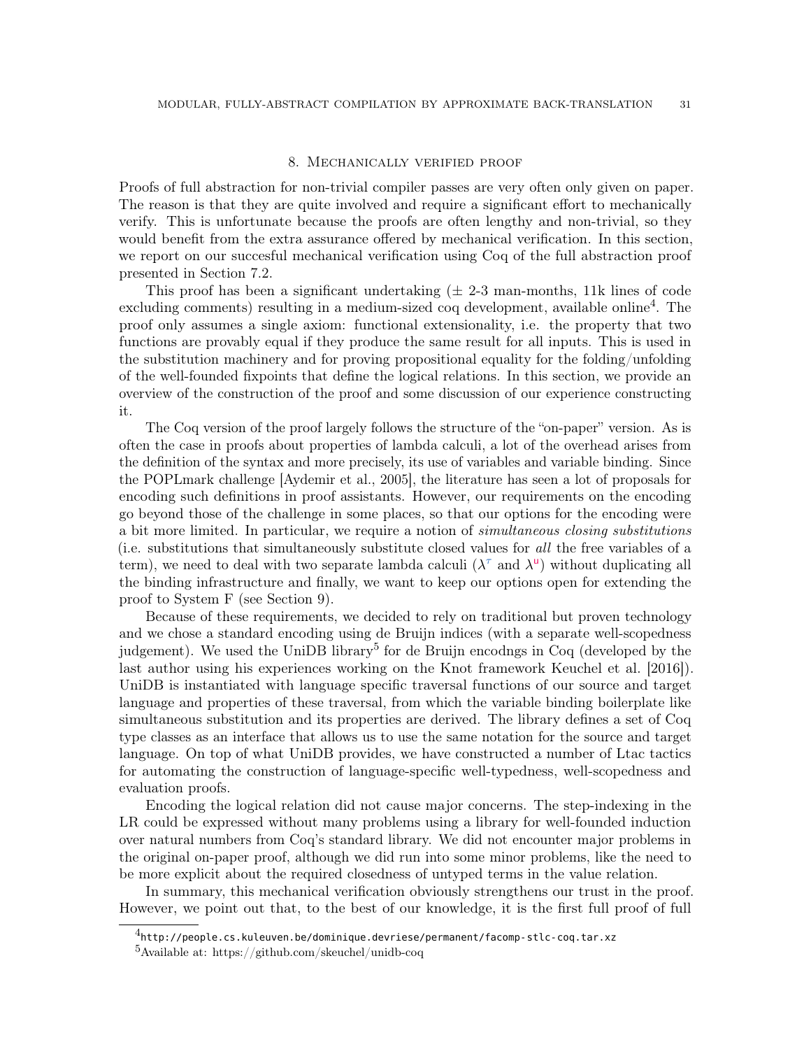## 8. Mechanically verified proof

Proofs of full abstraction for non-trivial compiler passes are very often only given on paper. The reason is that they are quite involved and require a significant effort to mechanically verify. This is unfortunate because the proofs are often lengthy and non-trivial, so they would benefit from the extra assurance offered by mechanical verification. In this section, we report on our succesful mechanical verification using Coq of the full abstraction proof presented in Section 7.2.

This proof has been a significant undertaking (± 2-3 man-months, 11k lines of code excluding comments) resulting in a medium-sized coq development, available online[4]. The proof only assumes a single axiom: functional extensionality, i.e. the property that two functions are provably equal if they produce the same result for all inputs. This is used in the substitution machinery and for proving propositional equality for the folding/unfolding of the well-founded fixpoints that define the logical relations. In this section, we provide an overview of the construction of the proof and some discussion of our experience constructing it.

The Coq version of the proof largely follows the structure of the "on-paper" version. As is often the case in proofs about properties of lambda calculi, a lot of the overhead arises from the definition of the syntax and more precisely, its use of variables and variable binding. Since the POPLmark challenge [Aydemir et al., 2005], the literature has seen a lot of proposals for encoding such definitions in proof assistants. However, our requirements on the encoding go beyond those of the challenge in some places, so that our options for the encoding were a bit more limited. In particular, we require a notion of *simultaneous closing substitutions* (i.e. substitutions that simultaneously substitute closed values for *all* the free variables of a term), we need to deal with two separate lambda calculi ($\lambda^{\tau}$ and $\lambda^{u}$) without duplicating all the binding infrastructure and finally, we want to keep our options open for extending the proof to System F (see Section 9).

Because of these requirements, we decided to rely on traditional but proven technology and we chose a standard encoding using de Bruijn indices (with a separate well-scopedness judgement). We used the UniDB library[5] for de Bruijn encodngs in Coq (developed by the last author using his experiences working on the Knot framework Keuchel et al. [2016]). UniDB is instantiated with language specific traversal functions of our source and target language and properties of these traversal, from which the variable binding boilerplate like simultaneous substitution and its properties are derived. The library defines a set of Coq type classes as an interface that allows us to use the same notation for the source and target language. On top of what UniDB provides, we have constructed a number of Ltac tactics for automating the construction of language-specific well-typedness, well-scopedness and evaluation proofs.

Encoding the logical relation did not cause major concerns. The step-indexing in the LR could be expressed without many problems using a library for well-founded induction over natural numbers from Coq's standard library. We did not encounter major problems in the original on-paper proof, although we did run into some minor problems, like the need to be more explicit about the required closedness of untyped terms in the value relation.

In summary, this mechanical verification obviously strengthens our trust in the proof. However, we point out that, to the best of our knowledge, it is the first full proof of full

[4] http://people.cs.kuleuven.be/dominique.devriese/permanent/facomp-stlc-coq.tar.xz

[5] Available at: https://github.com/skeuchel/unidb-coq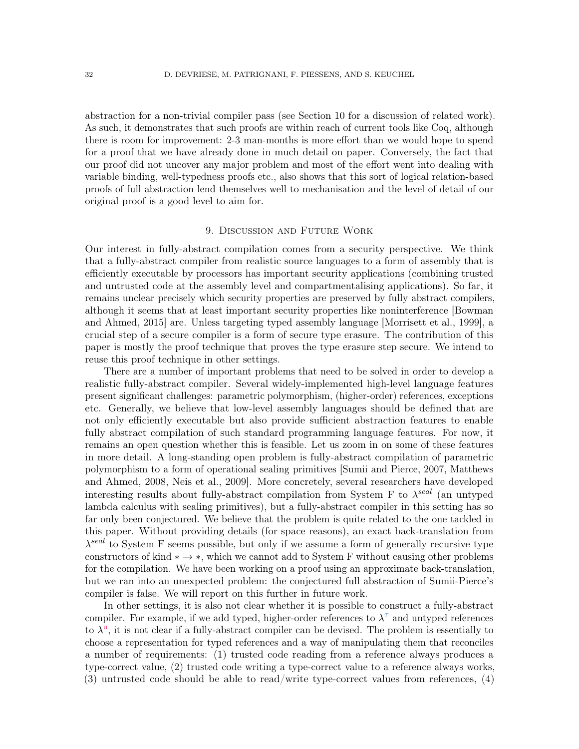abstraction for a non-trivial compiler pass (see Section 10 for a discussion of related work). As such, it demonstrates that such proofs are within reach of current tools like Coq, although there is room for improvement: 2-3 man-months is more effort than we would hope to spend for a proof that we have already done in much detail on paper. Conversely, the fact that our proof did not uncover any major problem and most of the effort went into dealing with variable binding, well-typedness proofs etc., also shows that this sort of logical relation-based proofs of full abstraction lend themselves well to mechanisation and the level of detail of our original proof is a good level to aim for.

## 9. Discussion and Future Work

Our interest in fully-abstract compilation comes from a security perspective. We think that a fully-abstract compiler from realistic source languages to a form of assembly that is efficiently executable by processors has important security applications (combining trusted and untrusted code at the assembly level and compartmentalising applications). So far, it remains unclear precisely which security properties are preserved by fully abstract compilers, although it seems that at least important security properties like noninterference [Bowman and Ahmed, 2015] are. Unless targeting typed assembly language [Morrisett et al., 1999], a crucial step of a secure compiler is a form of secure type erasure. The contribution of this paper is mostly the proof technique that proves the type erasure step secure. We intend to reuse this proof technique in other settings.

There are a number of important problems that need to be solved in order to develop a realistic fully-abstract compiler. Several widely-implemented high-level language features present significant challenges: parametric polymorphism, (higher-order) references, exceptions etc. Generally, we believe that low-level assembly languages should be defined that are not only efficiently executable but also provide sufficient abstraction features to enable fully abstract compilation of such standard programming language features. For now, it remains an open question whether this is feasible. Let us zoom in on some of these features in more detail. A long-standing open problem is fully-abstract compilation of parametric polymorphism to a form of operational sealing primitives [Sumii and Pierce, 2007, Matthews and Ahmed, 2008, Neis et al., 2009]. More concretely, several researchers have developed interesting results about fully-abstract compilation from System F to $\lambda^{seal}$ (an untyped lambda calculus with sealing primitives), but a fully-abstract compiler in this setting has so far only been conjectured. We believe that the problem is quite related to the one tackled in this paper. Without providing details (for space reasons), an exact back-translation from $\lambda^{seal}$ to System F seems possible, but only if we assume a form of generally recursive type constructors of kind $* \to *$, which we cannot add to System F without causing other problems for the compilation. We have been working on a proof using an approximate back-translation, but we ran into an unexpected problem: the conjectured full abstraction of Sumii-Pierce's compiler is false. We will report on this further in future work.

In other settings, it is also not clear whether it is possible to construct a fully-abstract compiler. For example, if we add typed, higher-order references to $\lambda^{\tau}$ and untyped references to $\lambda^{\mathsf{u}}$, it is not clear if a fully-abstract compiler can be devised. The problem is essentially to choose a representation for typed references and a way of manipulating them that reconciles a number of requirements: (1) trusted code reading from a reference always produces a type-correct value, (2) trusted code writing a type-correct value to a reference always works, (3) untrusted code should be able to read/write type-correct values from references, (4)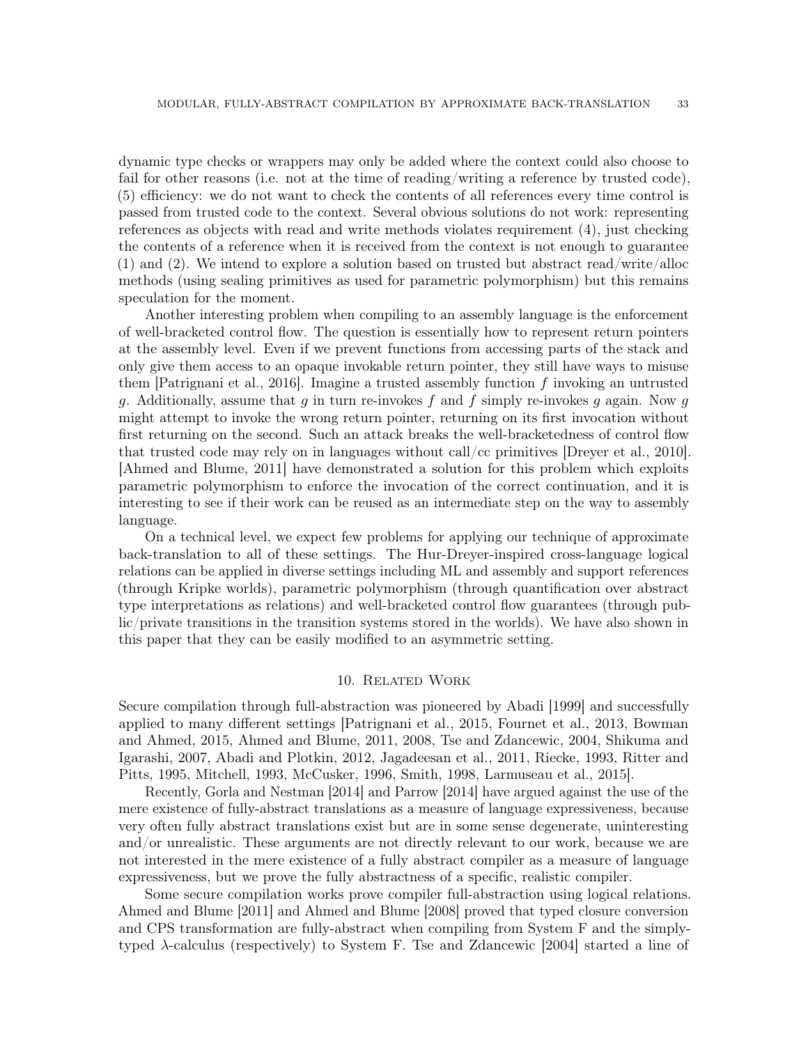dynamic type checks or wrappers may only be added where the context could also choose to fail for other reasons (i.e. not at the time of reading/writing a reference by trusted code), (5) efficiency: we do not want to check the contents of all references every time control is passed from trusted code to the context. Several obvious solutions do not work: representing references as objects with read and write methods violates requirement (4), just checking the contents of a reference when it is received from the context is not enough to guarantee (1) and (2). We intend to explore a solution based on trusted but abstract read/write/alloc methods (using sealing primitives as used for parametric polymorphism) but this remains speculation for the moment.

Another interesting problem when compiling to an assembly language is the enforcement of well-bracketed control flow. The question is essentially how to represent return pointers at the assembly level. Even if we prevent functions from accessing parts of the stack and only give them access to an opaque invokable return pointer, they still have ways to misuse them [Patrignani et al., 2016]. Imagine a trusted assembly function $f$ invoking an untrusted $g$. Additionally, assume that $g$ in turn re-invokes $f$ and $f$ simply re-invokes $g$ again. Now $g$ might attempt to invoke the wrong return pointer, returning on its first invocation without first returning on the second. Such an attack breaks the well-bracketedness of control flow that trusted code may rely on in languages without call/cc primitives [Dreyer et al., 2010]. [Ahmed and Blume, 2011] have demonstrated a solution for this problem which exploits parametric polymorphism to enforce the invocation of the correct continuation, and it is interesting to see if their work can be reused as an intermediate step on the way to assembly language.

On a technical level, we expect few problems for applying our technique of approximate back-translation to all of these settings. The Hur-Dreyer-inspired cross-language logical relations can be applied in diverse settings including ML and assembly and support references (through Kripke worlds), parametric polymorphism (through quantification over abstract type interpretations as relations) and well-bracketed control flow guarantees (through public/private transitions in the transition systems stored in the worlds). We have also shown in this paper that they can be easily modified to an asymmetric setting.

## 10. Related Work

Secure compilation through full-abstraction was pioneered by Abadi [1999] and successfully applied to many different settings [Patrignani et al., 2015, Fournet et al., 2013, Bowman and Ahmed, 2015, Ahmed and Blume, 2011, 2008, Tse and Zdancewic, 2004, Shikuma and Igarashi, 2007, Abadi and Plotkin, 2012, Jagadeesan et al., 2011, Riecke, 1993, Ritter and Pitts, 1995, Mitchell, 1993, McCusker, 1996, Smith, 1998, Larmuseau et al., 2015].

Recently, Gorla and Nestman [2014] and Parrow [2014] have argued against the use of the mere existence of fully-abstract translations as a measure of language expressiveness, because very often fully abstract translations exist but are in some sense degenerate, uninteresting and/or unrealistic. These arguments are not directly relevant to our work, because we are not interested in the mere existence of a fully abstract compiler as a measure of language expressiveness, but we prove the fully abstractness of a specific, realistic compiler.

Some secure compilation works prove compiler full-abstraction using logical relations. Ahmed and Blume [2011] and Ahmed and Blume [2008] proved that typed closure conversion and CPS transformation are fully-abstract when compiling from System F and the simply-typed $\lambda$-calculus (respectively) to System F. Tse and Zdancewic [2004] started a line of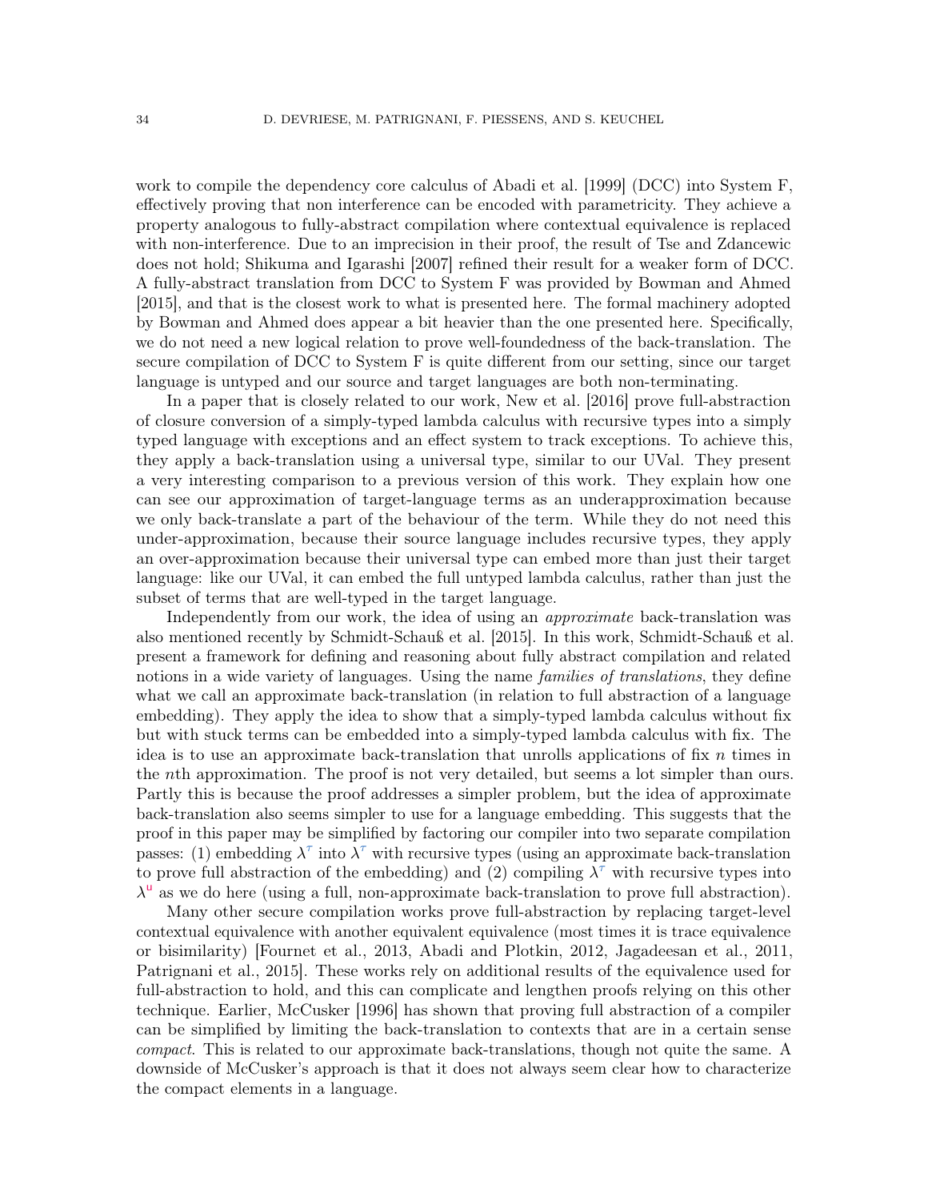work to compile the dependency core calculus of Abadi et al. [1999] (DCC) into System F, effectively proving that non interference can be encoded with parametricity. They achieve a property analogous to fully-abstract compilation where contextual equivalence is replaced with non-interference. Due to an imprecision in their proof, the result of Tse and Zdancewic does not hold; Shikuma and Igarashi [2007] refined their result for a weaker form of DCC. A fully-abstract translation from DCC to System F was provided by Bowman and Ahmed [2015], and that is the closest work to what is presented here. The formal machinery adopted by Bowman and Ahmed does appear a bit heavier than the one presented here. Specifically, we do not need a new logical relation to prove well-foundedness of the back-translation. The secure compilation of DCC to System F is quite different from our setting, since our target language is untyped and our source and target languages are both non-terminating.

In a paper that is closely related to our work, New et al. [2016] prove full-abstraction of closure conversion of a simply-typed lambda calculus with recursive types into a simply typed language with exceptions and an effect system to track exceptions. To achieve this, they apply a back-translation using a universal type, similar to our UVal. They present a very interesting comparison to a previous version of this work. They explain how one can see our approximation of target-language terms as an underapproximation because we only back-translate a part of the behaviour of the term. While they do not need this under-approximation, because their source language includes recursive types, they apply an over-approximation because their universal type can embed more than just their target language: like our UVal, it can embed the full untyped lambda calculus, rather than just the subset of terms that are well-typed in the target language.

Independently from our work, the idea of using an *approximate* back-translation was also mentioned recently by Schmidt-Schauß et al. [2015]. In this work, Schmidt-Schauß et al. present a framework for defining and reasoning about fully abstract compilation and related notions in a wide variety of languages. Using the name *families of translations*, they define what we call an approximate back-translation (in relation to full abstraction of a language embedding). They apply the idea to show that a simply-typed lambda calculus without fix but with stuck terms can be embedded into a simply-typed lambda calculus with fix. The idea is to use an approximate back-translation that unrolls applications of fix $n$ times in the $n$th approximation. The proof is not very detailed, but seems a lot simpler than ours. Partly this is because the proof addresses a simpler problem, but the idea of approximate back-translation also seems simpler to use for a language embedding. This suggests that the proof in this paper may be simplified by factoring our compiler into two separate compilation passes: (1) embedding $\lambda^{\tau}$ into $\lambda^{\tau}$ with recursive types (using an approximate back-translation to prove full abstraction of the embedding) and (2) compiling $\lambda^{\tau}$ with recursive types into $\lambda^{u}$ as we do here (using a full, non-approximate back-translation to prove full abstraction).

Many other secure compilation works prove full-abstraction by replacing target-level contextual equivalence with another equivalent equivalence (most times it is trace equivalence or bisimilarity) [Fournet et al., 2013, Abadi and Plotkin, 2012, Jagadeesan et al., 2011, Patrignani et al., 2015]. These works rely on additional results of the equivalence used for full-abstraction to hold, and this can complicate and lengthen proofs relying on this other technique. Earlier, McCusker [1996] has shown that proving full abstraction of a compiler can be simplified by limiting the back-translation to contexts that are in a certain sense *compact*. This is related to our approximate back-translations, though not quite the same. A downside of McCusker's approach is that it does not always seem clear how to characterize the compact elements in a language.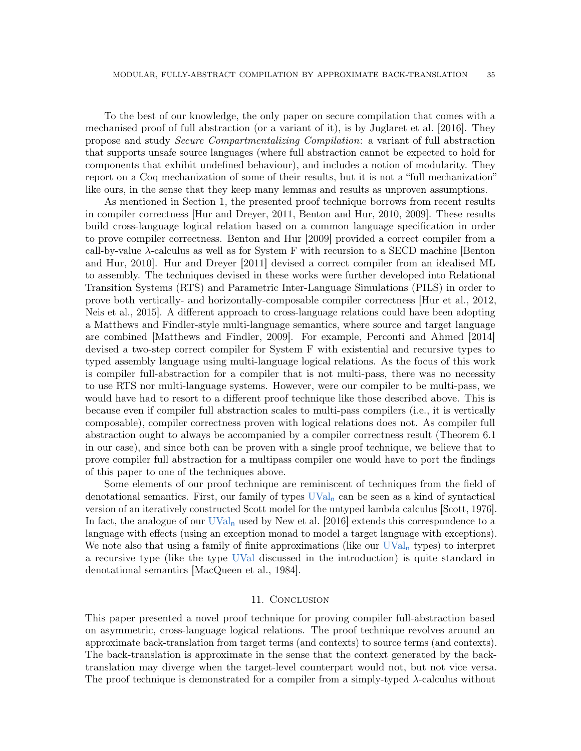To the best of our knowledge, the only paper on secure compilation that comes with a mechanised proof of full abstraction (or a variant of it), is by Juglaret et al. [2016]. They propose and study *Secure Compartmentalizing Compilation*: a variant of full abstraction that supports unsafe source languages (where full abstraction cannot be expected to hold for components that exhibit undefined behaviour), and includes a notion of modularity. They report on a Coq mechanization of some of their results, but it is not a "full mechanization" like ours, in the sense that they keep many lemmas and results as unproven assumptions.

As mentioned in Section 1, the presented proof technique borrows from recent results in compiler correctness [Hur and Dreyer, 2011, Benton and Hur, 2010, 2009]. These results build cross-language logical relation based on a common language specification in order to prove compiler correctness. Benton and Hur [2009] provided a correct compiler from a call-by-value $\lambda$-calculus as well as for System F with recursion to a SECD machine [Benton and Hur, 2010]. Hur and Dreyer [2011] devised a correct compiler from an idealised ML to assembly. The techniques devised in these works were further developed into Relational Transition Systems (RTS) and Parametric Inter-Language Simulations (PILS) in order to prove both vertically- and horizontally-composable compiler correctness [Hur et al., 2012, Neis et al., 2015]. A different approach to cross-language relations could have been adopting a Matthews and Findler-style multi-language semantics, where source and target language are combined [Matthews and Findler, 2009]. For example, Perconti and Ahmed [2014] devised a two-step correct compiler for System F with existential and recursive types to typed assembly language using multi-language logical relations. As the focus of this work is compiler full-abstraction for a compiler that is not multi-pass, there was no necessity to use RTS nor multi-language systems. However, were our compiler to be multi-pass, we would have had to resort to a different proof technique like those described above. This is because even if compiler full abstraction scales to multi-pass compilers (i.e., it is vertically composable), compiler correctness proven with logical relations does not. As compiler full abstraction ought to always be accompanied by a compiler correctness result (Theorem 6.1 in our case), and since both can be proven with a single proof technique, we believe that to prove compiler full abstraction for a multipass compiler one would have to port the findings of this paper to one of the techniques above.

Some elements of our proof technique are reminiscent of techniques from the field of denotational semantics. First, our family of types $\mathsf{UVal}_\mathsf{n}$ can be seen as a kind of syntactical version of an iteratively constructed Scott model for the untyped lambda calculus [Scott, 1976]. In fact, the analogue of our $\mathsf{UVal}_\mathsf{n}$ used by New et al. [2016] extends this correspondence to a language with effects (using an exception monad to model a target language with exceptions). We note also that using a family of finite approximations (like our $\mathsf{UVal}_\mathsf{n}$ types) to interpret a recursive type (like the type $\mathsf{UVal}$ discussed in the introduction) is quite standard in denotational semantics [MacQueen et al., 1984].

## 11. Conclusion

This paper presented a novel proof technique for proving compiler full-abstraction based on asymmetric, cross-language logical relations. The proof technique revolves around an approximate back-translation from target terms (and contexts) to source terms (and contexts). The back-translation is approximate in the sense that the context generated by the back-translation may diverge when the target-level counterpart would not, but not vice versa. The proof technique is demonstrated for a compiler from a simply-typed $\lambda$-calculus without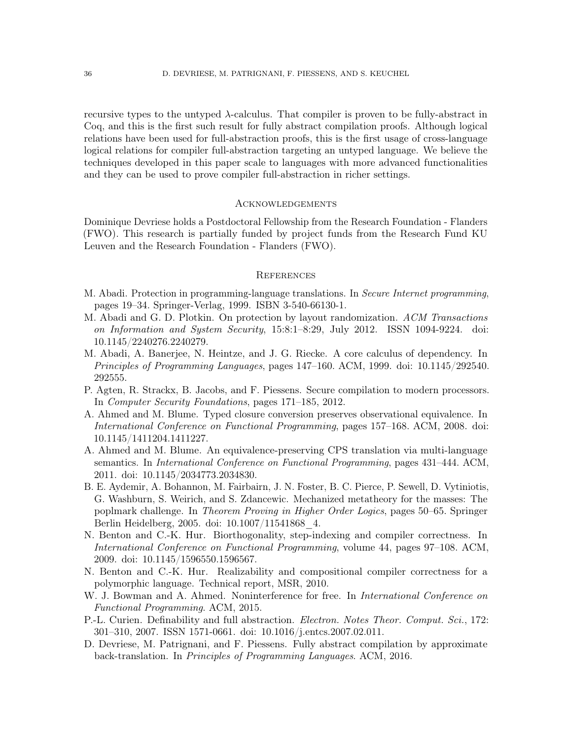recursive types to the untyped $\lambda$-calculus. That compiler is proven to be fully-abstract in Coq, and this is the first such result for fully abstract compilation proofs. Although logical relations have been used for full-abstraction proofs, this is the first usage of cross-language logical relations for compiler full-abstraction targeting an untyped language. We believe the techniques developed in this paper scale to languages with more advanced functionalities and they can be used to prove compiler full-abstraction in richer settings.

## Acknowledgements

Dominique Devriese holds a Postdoctoral Fellowship from the Research Foundation - Flanders (FWO). This research is partially funded by project funds from the Research Fund KU Leuven and the Research Foundation - Flanders (FWO).

## References

M. Abadi. Protection in programming-language translations. In *Secure Internet programming*, pages 19–34. Springer-Verlag, 1999. ISBN 3-540-66130-1.

M. Abadi and G. D. Plotkin. On protection by layout randomization. *ACM Transactions on Information and System Security*, 15:8:1–8:29, July 2012. ISSN 1094-9224. doi: 10.1145/2240276.2240279.

M. Abadi, A. Banerjee, N. Heintze, and J. G. Riecke. A core calculus of dependency. In *Principles of Programming Languages*, pages 147–160. ACM, 1999. doi: 10.1145/292540.292555.

P. Agten, R. Strackx, B. Jacobs, and F. Piessens. Secure compilation to modern processors. In *Computer Security Foundations*, pages 171–185, 2012.

A. Ahmed and M. Blume. Typed closure conversion preserves observational equivalence. In *International Conference on Functional Programming*, pages 157–168. ACM, 2008. doi: 10.1145/1411204.1411227.

A. Ahmed and M. Blume. An equivalence-preserving CPS translation via multi-language semantics. In *International Conference on Functional Programming*, pages 431–444. ACM, 2011. doi: 10.1145/2034773.2034830.

B. E. Aydemir, A. Bohannon, M. Fairbairn, J. N. Foster, B. C. Pierce, P. Sewell, D. Vytiniotis, G. Washburn, S. Weirich, and S. Zdancewic. Mechanized metatheory for the masses: The poplmark challenge. In *Theorem Proving in Higher Order Logics*, pages 50–65. Springer Berlin Heidelberg, 2005. doi: 10.1007/11541868_4.

N. Benton and C.-K. Hur. Biorthogonality, step-indexing and compiler correctness. In *International Conference on Functional Programming*, volume 44, pages 97–108. ACM, 2009. doi: 10.1145/1596550.1596567.

N. Benton and C.-K. Hur. Realizability and compositional compiler correctness for a polymorphic language. Technical report, MSR, 2010.

W. J. Bowman and A. Ahmed. Noninterference for free. In *International Conference on Functional Programming*. ACM, 2015.

P.-L. Curien. Definability and full abstraction. *Electron. Notes Theor. Comput. Sci.*, 172: 301–310, 2007. ISSN 1571-0661. doi: 10.1016/j.entcs.2007.02.011.

D. Devriese, M. Patrignani, and F. Piessens. Fully abstract compilation by approximate back-translation. In *Principles of Programming Languages*. ACM, 2016.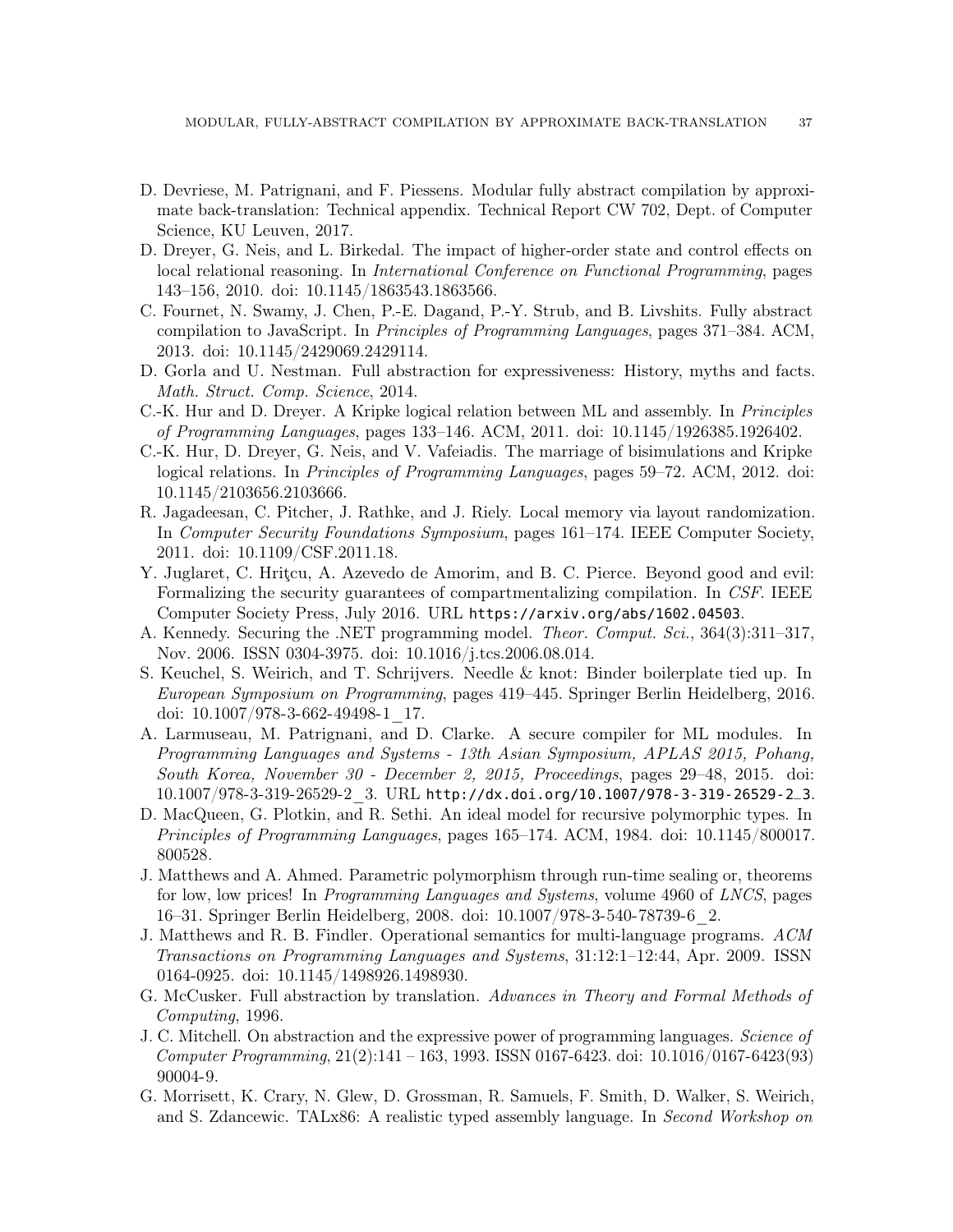D. Devriese, M. Patrignani, and F. Piessens. Modular fully abstract compilation by approximate back-translation: Technical appendix. Technical Report CW 702, Dept. of Computer Science, KU Leuven, 2017.

D. Dreyer, G. Neis, and L. Birkedal. The impact of higher-order state and control effects on local relational reasoning. In *International Conference on Functional Programming*, pages 143–156, 2010. doi: 10.1145/1863543.1863566.

C. Fournet, N. Swamy, J. Chen, P.-E. Dagand, P.-Y. Strub, and B. Livshits. Fully abstract compilation to JavaScript. In *Principles of Programming Languages*, pages 371–384. ACM, 2013. doi: 10.1145/2429069.2429114.

D. Gorla and U. Nestman. Full abstraction for expressiveness: History, myths and facts. *Math. Struct. Comp. Science*, 2014.

C.-K. Hur and D. Dreyer. A Kripke logical relation between ML and assembly. In *Principles of Programming Languages*, pages 133–146. ACM, 2011. doi: 10.1145/1926385.1926402.

C.-K. Hur, D. Dreyer, G. Neis, and V. Vafeiadis. The marriage of bisimulations and Kripke logical relations. In *Principles of Programming Languages*, pages 59–72. ACM, 2012. doi: 10.1145/2103656.2103666.

R. Jagadeesan, C. Pitcher, J. Rathke, and J. Riely. Local memory via layout randomization. In *Computer Security Foundations Symposium*, pages 161–174. IEEE Computer Society, 2011. doi: 10.1109/CSF.2011.18.

Y. Juglaret, C. Hriţcu, A. Azevedo de Amorim, and B. C. Pierce. Beyond good and evil: Formalizing the security guarantees of compartmentalizing compilation. In *CSF*. IEEE Computer Society Press, July 2016. URL https://arxiv.org/abs/1602.04503.

A. Kennedy. Securing the .NET programming model. *Theor. Comput. Sci.*, 364(3):311–317, Nov. 2006. ISSN 0304-3975. doi: 10.1016/j.tcs.2006.08.014.

S. Keuchel, S. Weirich, and T. Schrijvers. Needle & knot: Binder boilerplate tied up. In *European Symposium on Programming*, pages 419–445. Springer Berlin Heidelberg, 2016. doi: 10.1007/978-3-662-49498-1_17.

A. Larmuseau, M. Patrignani, and D. Clarke. A secure compiler for ML modules. In *Programming Languages and Systems - 13th Asian Symposium, APLAS 2015, Pohang, South Korea, November 30 - December 2, 2015, Proceedings*, pages 29–48, 2015. doi: 10.1007/978-3-319-26529-2_3. URL http://dx.doi.org/10.1007/978-3-319-26529-2_3.

D. MacQueen, G. Plotkin, and R. Sethi. An ideal model for recursive polymorphic types. In *Principles of Programming Languages*, pages 165–174. ACM, 1984. doi: 10.1145/800017.800528.

J. Matthews and A. Ahmed. Parametric polymorphism through run-time sealing or, theorems for low, low prices! In *Programming Languages and Systems*, volume 4960 of *LNCS*, pages 16–31. Springer Berlin Heidelberg, 2008. doi: 10.1007/978-3-540-78739-6_2.

J. Matthews and R. B. Findler. Operational semantics for multi-language programs. *ACM Transactions on Programming Languages and Systems*, 31:12:1–12:44, Apr. 2009. ISSN 0164-0925. doi: 10.1145/1498926.1498930.

G. McCusker. Full abstraction by translation. *Advances in Theory and Formal Methods of Computing*, 1996.

J. C. Mitchell. On abstraction and the expressive power of programming languages. *Science of Computer Programming*, 21(2):141 – 163, 1993. ISSN 0167-6423. doi: 10.1016/0167-6423(93)90004-9.

G. Morrisett, K. Crary, N. Glew, D. Grossman, R. Samuels, F. Smith, D. Walker, S. Weirich, and S. Zdancewic. TALx86: A realistic typed assembly language. In *Second Workshop on*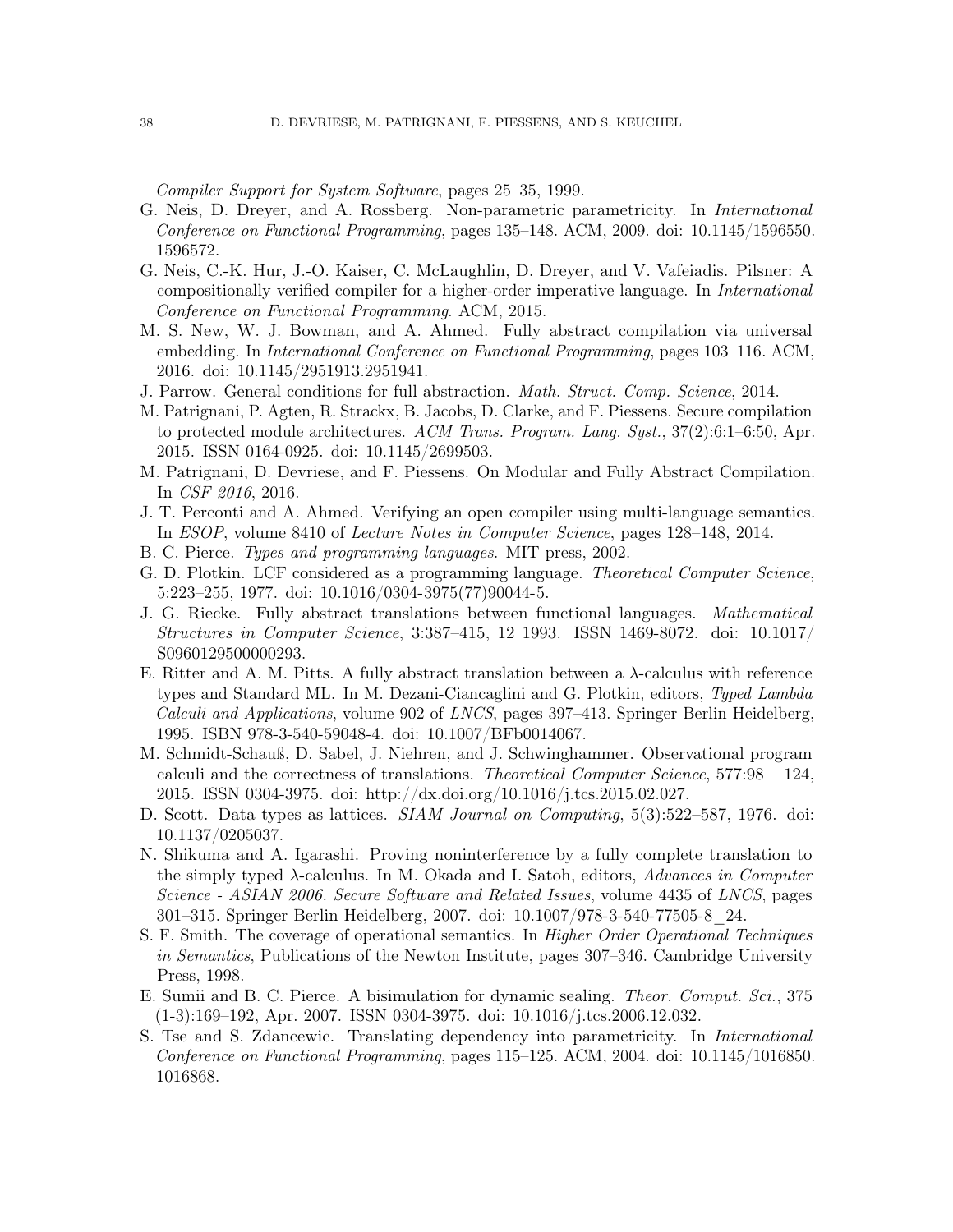*Compiler Support for System Software*, pages 25–35, 1999.

G. Neis, D. Dreyer, and A. Rossberg. Non-parametric parametricity. In *International Conference on Functional Programming*, pages 135–148. ACM, 2009. doi: 10.1145/1596550.1596572.

G. Neis, C.-K. Hur, J.-O. Kaiser, C. McLaughlin, D. Dreyer, and V. Vafeiadis. Pilsner: A compositionally verified compiler for a higher-order imperative language. In *International Conference on Functional Programming*. ACM, 2015.

M. S. New, W. J. Bowman, and A. Ahmed. Fully abstract compilation via universal embedding. In *International Conference on Functional Programming*, pages 103–116. ACM, 2016. doi: 10.1145/2951913.2951941.

J. Parrow. General conditions for full abstraction. *Math. Struct. Comp. Science*, 2014.

M. Patrignani, P. Agten, R. Strackx, B. Jacobs, D. Clarke, and F. Piessens. Secure compilation to protected module architectures. *ACM Trans. Program. Lang. Syst.*, 37(2):6:1–6:50, Apr. 2015. ISSN 0164-0925. doi: 10.1145/2699503.

M. Patrignani, D. Devriese, and F. Piessens. On Modular and Fully Abstract Compilation. In *CSF 2016*, 2016.

J. T. Perconti and A. Ahmed. Verifying an open compiler using multi-language semantics. In *ESOP*, volume 8410 of *Lecture Notes in Computer Science*, pages 128–148, 2014.

B. C. Pierce. *Types and programming languages*. MIT press, 2002.

G. D. Plotkin. LCF considered as a programming language. *Theoretical Computer Science*, 5:223–255, 1977. doi: 10.1016/0304-3975(77)90044-5.

J. G. Riecke. Fully abstract translations between functional languages. *Mathematical Structures in Computer Science*, 3:387–415, 12 1993. ISSN 1469-8072. doi: 10.1017/S0960129500000293.

E. Ritter and A. M. Pitts. A fully abstract translation between a λ-calculus with reference types and Standard ML. In M. Dezani-Ciancaglini and G. Plotkin, editors, *Typed Lambda Calculi and Applications*, volume 902 of *LNCS*, pages 397–413. Springer Berlin Heidelberg, 1995. ISBN 978-3-540-59048-4. doi: 10.1007/BFb0014067.

M. Schmidt-Schauß, D. Sabel, J. Niehren, and J. Schwinghammer. Observational program calculi and the correctness of translations. *Theoretical Computer Science*, 577:98 – 124, 2015. ISSN 0304-3975. doi: http://dx.doi.org/10.1016/j.tcs.2015.02.027.

D. Scott. Data types as lattices. *SIAM Journal on Computing*, 5(3):522–587, 1976. doi: 10.1137/0205037.

N. Shikuma and A. Igarashi. Proving noninterference by a fully complete translation to the simply typed λ-calculus. In M. Okada and I. Satoh, editors, *Advances in Computer Science - ASIAN 2006. Secure Software and Related Issues*, volume 4435 of *LNCS*, pages 301–315. Springer Berlin Heidelberg, 2007. doi: 10.1007/978-3-540-77505-8_24.

S. F. Smith. The coverage of operational semantics. In *Higher Order Operational Techniques in Semantics*, Publications of the Newton Institute, pages 307–346. Cambridge University Press, 1998.

E. Sumii and B. C. Pierce. A bisimulation for dynamic sealing. *Theor. Comput. Sci.*, 375 (1-3):169–192, Apr. 2007. ISSN 0304-3975. doi: 10.1016/j.tcs.2006.12.032.

S. Tse and S. Zdancewic. Translating dependency into parametricity. In *International Conference on Functional Programming*, pages 115–125. ACM, 2004. doi: 10.1145/1016850.1016868.